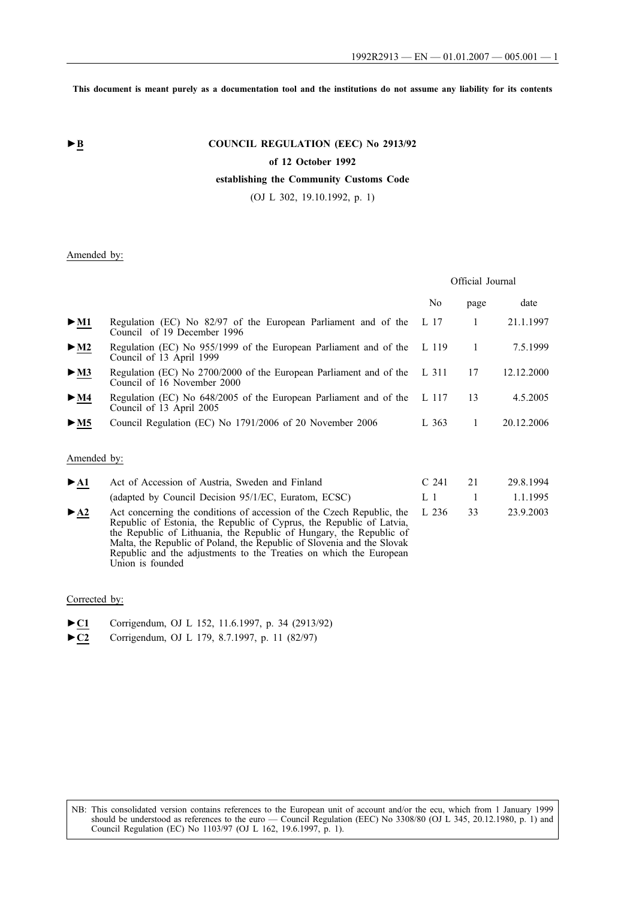This document is meant purely as a documentation tool and the institutions do not assume any liability for its contents

►B

**COUNCIL REGULATION (EEC) No 2913/92**

**of 12 October 1992**

**establishing the Community Customs Code**

(OJ L 302, 19.10.1992, p. 1)

Amended by:

| | | Official Journal | | |
|---|---|---|---|---|
| | | No | page | date |
| ►M1 | Regulation (EC) No 82/97 of the European Parliament and of the Council of 19 December 1996 | L 17 | 1 | 21.1.1997 |
| ►M2 | Regulation (EC) No 955/1999 of the European Parliament and of the Council of 13 April 1999 | L 119 | 1 | 7.5.1999 |
| ►M3 | Regulation (EC) No 2700/2000 of the European Parliament and of the Council of 16 November 2000 | L 311 | 17 | 12.12.2000 |
| ►M4 | Regulation (EC) No 648/2005 of the European Parliament and of the Council of 13 April 2005 | L 117 | 13 | 4.5.2005 |
| ►M5 | Council Regulation (EC) No 1791/2006 of 20 November 2006 | L 363 | 1 | 20.12.2006 |

Amended by:

| | | | | |
|---|---|---|---|---|
| ►A1 | Act of Accession of Austria, Sweden and Finland | C 241 | 21 | 29.8.1994 |
| | (adapted by Council Decision 95/1/EC, Euratom, ECSC) | L 1 | 1 | 1.1.1995 |
| ►A2 | Act concerning the conditions of accession of the Czech Republic, the Republic of Estonia, the Republic of Cyprus, the Republic of Latvia, the Republic of Lithuania, the Republic of Hungary, the Republic of Malta, the Republic of Poland, the Republic of Slovenia and the Slovak Republic and the adjustments to the Treaties on which the European Union is founded | L 236 | 33 | 23.9.2003 |

Corrected by:

►C1 Corrigendum, OJ L 152, 11.6.1997, p. 34 (2913/92)

►C2 Corrigendum, OJ L 179, 8.7.1997, p. 11 (82/97)

NB: This consolidated version contains references to the European unit of account and/or the ecu, which from 1 January 1999 should be understood as references to the euro — Council Regulation (EEC) No 3308/80 (OJ L 345, 20.12.1980, p. 1) and Council Regulation (EC) No 1103/97 (OJ L 162, 19.6.1997, p. 1).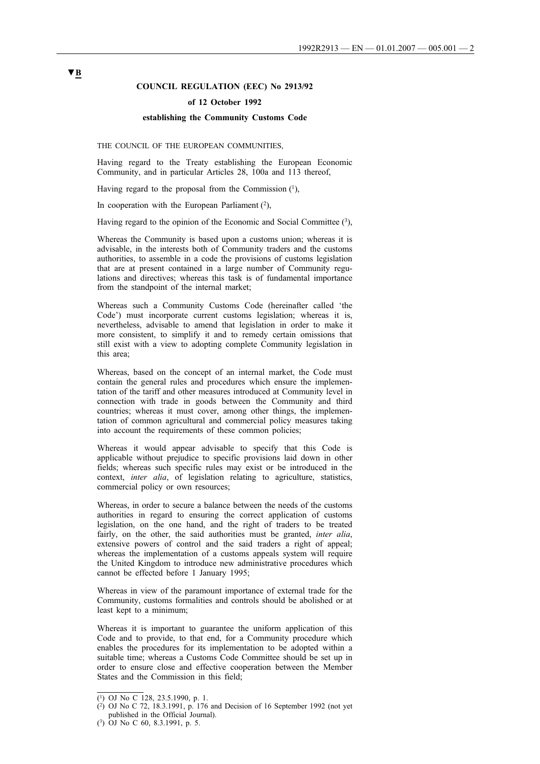▼B

**COUNCIL REGULATION (EEC) No 2913/92**

**of 12 October 1992**

**establishing the Community Customs Code**

THE COUNCIL OF THE EUROPEAN COMMUNITIES,

Having regard to the Treaty establishing the European Economic Community, and in particular Articles 28, 100a and 113 thereof,

Having regard to the proposal from the Commission ([1]),

In cooperation with the European Parliament ([2]),

Having regard to the opinion of the Economic and Social Committee ([3]),

Whereas the Community is based upon a customs union; whereas it is advisable, in the interests both of Community traders and the customs authorities, to assemble in a code the provisions of customs legislation that are at present contained in a large number of Community regulations and directives; whereas this task is of fundamental importance from the standpoint of the internal market;

Whereas such a Community Customs Code (hereinafter called 'the Code') must incorporate current customs legislation; whereas it is, nevertheless, advisable to amend that legislation in order to make it more consistent, to simplify it and to remedy certain omissions that still exist with a view to adopting complete Community legislation in this area;

Whereas, based on the concept of an internal market, the Code must contain the general rules and procedures which ensure the implementation of the tariff and other measures introduced at Community level in connection with trade in goods between the Community and third countries; whereas it must cover, among other things, the implementation of common agricultural and commercial policy measures taking into account the requirements of these common policies;

Whereas it would appear advisable to specify that this Code is applicable without prejudice to specific provisions laid down in other fields; whereas such specific rules may exist or be introduced in the context, *inter alia*, of legislation relating to agriculture, statistics, commercial policy or own resources;

Whereas, in order to secure a balance between the needs of the customs authorities in regard to ensuring the correct application of customs legislation, on the one hand, and the right of traders to be treated fairly, on the other, the said authorities must be granted, *inter alia*, extensive powers of control and the said traders a right of appeal; whereas the implementation of a customs appeals system will require the United Kingdom to introduce new administrative procedures which cannot be effected before 1 January 1995;

Whereas in view of the paramount importance of external trade for the Community, customs formalities and controls should be abolished or at least kept to a minimum;

Whereas it is important to guarantee the uniform application of this Code and to provide, to that end, for a Community procedure which enables the procedures for its implementation to be adopted within a suitable time; whereas a Customs Code Committee should be set up in order to ensure close and effective cooperation between the Member States and the Commission in this field;

---

([1]) OJ No C 128, 23.5.1990, p. 1.

([2]) OJ No C 72, 18.3.1991, p. 176 and Decision of 16 September 1992 (not yet published in the Official Journal).

([3]) OJ No C 60, 8.3.1991, p. 5.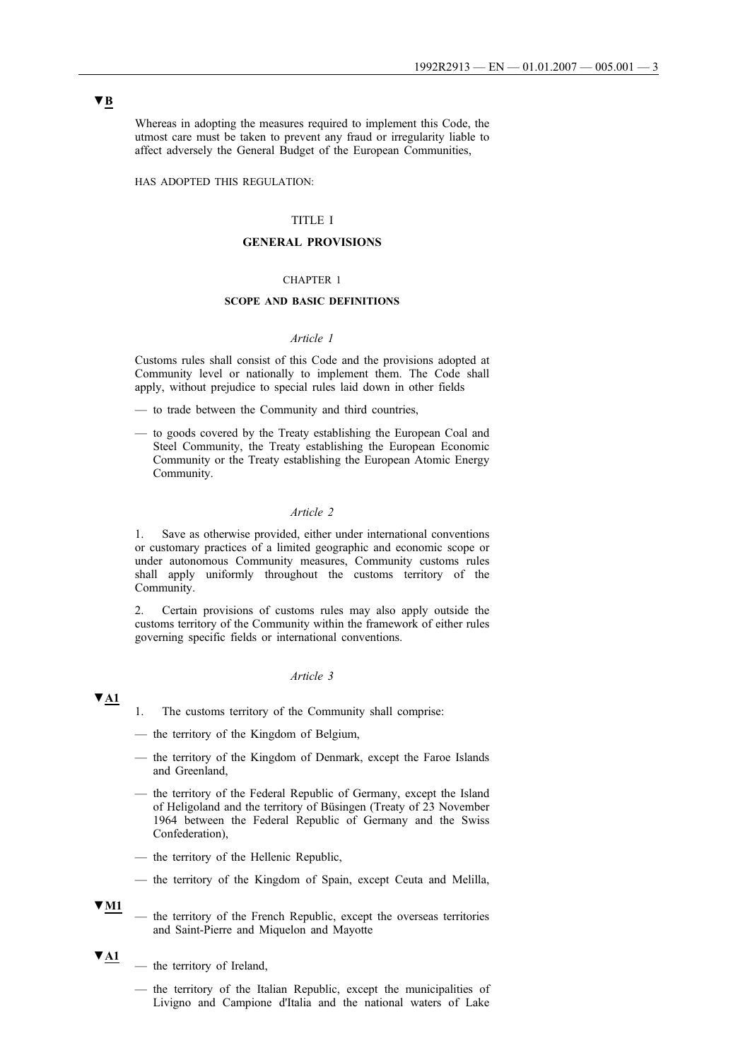▼B

Whereas in adopting the measures required to implement this Code, the utmost care must be taken to prevent any fraud or irregularity liable to affect adversely the General Budget of the European Communities,

HAS ADOPTED THIS REGULATION:

# TITLE I

# GENERAL PROVISIONS

## CHAPTER 1

## SCOPE AND BASIC DEFINITIONS

### *Article 1*

Customs rules shall consist of this Code and the provisions adopted at Community level or nationally to implement them. The Code shall apply, without prejudice to special rules laid down in other fields

— to trade between the Community and third countries,

— to goods covered by the Treaty establishing the European Coal and Steel Community, the Treaty establishing the European Economic Community or the Treaty establishing the European Atomic Energy Community.

### *Article 2*

1. Save as otherwise provided, either under international conventions or customary practices of a limited geographic and economic scope or under autonomous Community measures, Community customs rules shall apply uniformly throughout the customs territory of the Community.

2. Certain provisions of customs rules may also apply outside the customs territory of the Community within the framework of either rules governing specific fields or international conventions.

### *Article 3*

▼A1

1. The customs territory of the Community shall comprise:

— the territory of the Kingdom of Belgium,

— the territory of the Kingdom of Denmark, except the Faroe Islands and Greenland,

— the territory of the Federal Republic of Germany, except the Island of Heligoland and the territory of Büsingen (Treaty of 23 November 1964 between the Federal Republic of Germany and the Swiss Confederation),

— the territory of the Hellenic Republic,

— the territory of the Kingdom of Spain, except Ceuta and Melilla,

▼M1

— the territory of the French Republic, except the overseas territories and Saint-Pierre and Miquelon and Mayotte

▼A1

— the territory of Ireland,

— the territory of the Italian Republic, except the municipalities of Livigno and Campione d'Italia and the national waters of Lake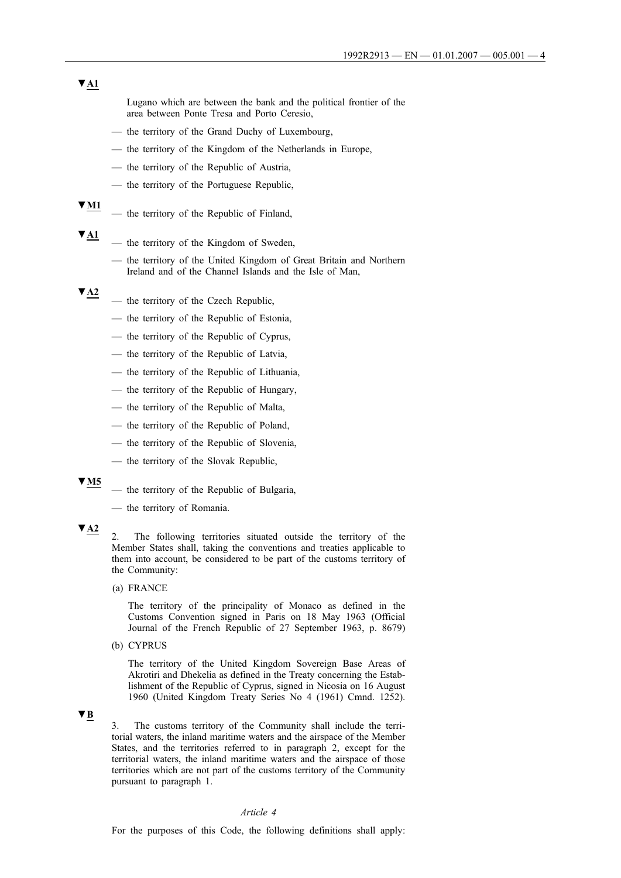▼A1

Lugano which are between the bank and the political frontier of the area between Ponte Tresa and Porto Ceresio,

— the territory of the Grand Duchy of Luxembourg,

— the territory of the Kingdom of the Netherlands in Europe,

— the territory of the Republic of Austria,

— the territory of the Portuguese Republic,

▼M1

— the territory of the Republic of Finland,

▼A1

— the territory of the Kingdom of Sweden,

— the territory of the United Kingdom of Great Britain and Northern Ireland and of the Channel Islands and the Isle of Man,

▼A2

— the territory of the Czech Republic,

— the territory of the Republic of Estonia,

— the territory of the Republic of Cyprus,

— the territory of the Republic of Latvia,

— the territory of the Republic of Lithuania,

— the territory of the Republic of Hungary,

— the territory of the Republic of Malta,

— the territory of the Republic of Poland,

— the territory of the Republic of Slovenia,

— the territory of the Slovak Republic,

▼M5

— the territory of the Republic of Bulgaria,

— the territory of Romania.

▼A2

2. The following territories situated outside the territory of the Member States shall, taking the conventions and treaties applicable to them into account, be considered to be part of the customs territory of the Community:

(a) FRANCE

The territory of the principality of Monaco as defined in the Customs Convention signed in Paris on 18 May 1963 (Official Journal of the French Republic of 27 September 1963, p. 8679)

(b) CYPRUS

The territory of the United Kingdom Sovereign Base Areas of Akrotiri and Dhekelia as defined in the Treaty concerning the Establishment of the Republic of Cyprus, signed in Nicosia on 16 August 1960 (United Kingdom Treaty Series No 4 (1961) Cmnd. 1252).

▼B

3. The customs territory of the Community shall include the territorial waters, the inland maritime waters and the airspace of the Member States, and the territories referred to in paragraph 2, except for the territorial waters, the inland maritime waters and the airspace of those territories which are not part of the customs territory of the Community pursuant to paragraph 1.

*Article 4*

For the purposes of this Code, the following definitions shall apply: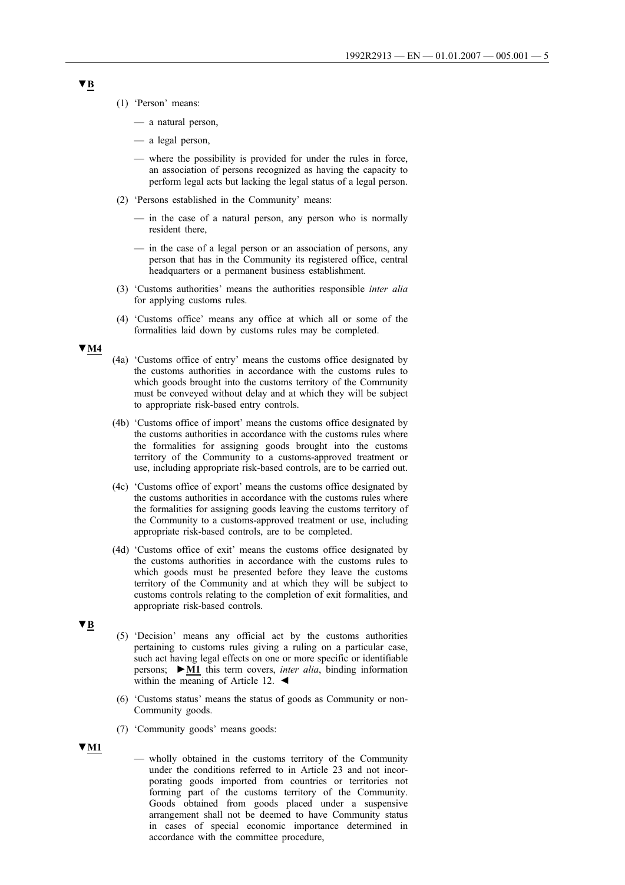▼B

(1) 'Person' means:

— a natural person,

— a legal person,

— where the possibility is provided for under the rules in force, an association of persons recognized as having the capacity to perform legal acts but lacking the legal status of a legal person.

(2) 'Persons established in the Community' means:

— in the case of a natural person, any person who is normally resident there,

— in the case of a legal person or an association of persons, any person that has in the Community its registered office, central headquarters or a permanent business establishment.

(3) 'Customs authorities' means the authorities responsible *inter alia* for applying customs rules.

(4) 'Customs office' means any office at which all or some of the formalities laid down by customs rules may be completed.

▼M4

(4a) 'Customs office of entry' means the customs office designated by the customs authorities in accordance with the customs rules to which goods brought into the customs territory of the Community must be conveyed without delay and at which they will be subject to appropriate risk-based entry controls.

(4b) 'Customs office of import' means the customs office designated by the customs authorities in accordance with the customs rules where the formalities for assigning goods brought into the customs territory of the Community to a customs-approved treatment or use, including appropriate risk-based controls, are to be carried out.

(4c) 'Customs office of export' means the customs office designated by the customs authorities in accordance with the customs rules where the formalities for assigning goods leaving the customs territory of the Community to a customs-approved treatment or use, including appropriate risk-based controls, are to be completed.

(4d) 'Customs office of exit' means the customs office designated by the customs authorities in accordance with the customs rules to which goods must be presented before they leave the customs territory of the Community and at which they will be subject to customs controls relating to the completion of exit formalities, and appropriate risk-based controls.

▼B

(5) 'Decision' means any official act by the customs authorities pertaining to customs rules giving a ruling on a particular case, such act having legal effects on one or more specific or identifiable persons; ►M1 this term covers, *inter alia*, binding information within the meaning of Article 12. ◄

(6) 'Customs status' means the status of goods as Community or non-Community goods.

(7) 'Community goods' means goods:

▼M1

— wholly obtained in the customs territory of the Community under the conditions referred to in Article 23 and not incorporating goods imported from countries or territories not forming part of the customs territory of the Community. Goods obtained from goods placed under a suspensive arrangement shall not be deemed to have Community status in cases of special economic importance determined in accordance with the committee procedure,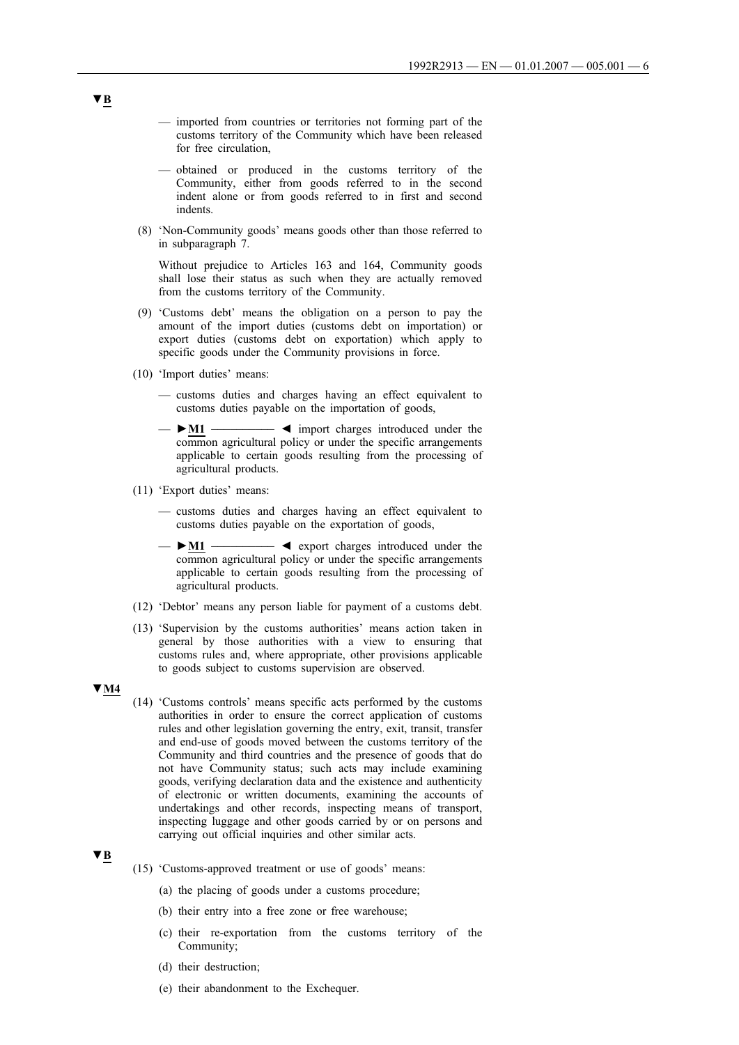▼B

— imported from countries or territories not forming part of the customs territory of the Community which have been released for free circulation,

— obtained or produced in the customs territory of the Community, either from goods referred to in the second indent alone or from goods referred to in first and second indents.

(8) 'Non-Community goods' means goods other than those referred to in subparagraph 7.

Without prejudice to Articles 163 and 164, Community goods shall lose their status as such when they are actually removed from the customs territory of the Community.

(9) 'Customs debt' means the obligation on a person to pay the amount of the import duties (customs debt on importation) or export duties (customs debt on exportation) which apply to specific goods under the Community provisions in force.

(10) 'Import duties' means:

— customs duties and charges having an effect equivalent to customs duties payable on the importation of goods,

— ►M1 ——— ◄ import charges introduced under the common agricultural policy or under the specific arrangements applicable to certain goods resulting from the processing of agricultural products.

(11) 'Export duties' means:

— customs duties and charges having an effect equivalent to customs duties payable on the exportation of goods,

— ►M1 ——— ◄ export charges introduced under the common agricultural policy or under the specific arrangements applicable to certain goods resulting from the processing of agricultural products.

(12) 'Debtor' means any person liable for payment of a customs debt.

(13) 'Supervision by the customs authorities' means action taken in general by those authorities with a view to ensuring that customs rules and, where appropriate, other provisions applicable to goods subject to customs supervision are observed.

▼M4

(14) 'Customs controls' means specific acts performed by the customs authorities in order to ensure the correct application of customs rules and other legislation governing the entry, exit, transit, transfer and end-use of goods moved between the customs territory of the Community and third countries and the presence of goods that do not have Community status; such acts may include examining goods, verifying declaration data and the existence and authenticity of electronic or written documents, examining the accounts of undertakings and other records, inspecting means of transport, inspecting luggage and other goods carried by or on persons and carrying out official inquiries and other similar acts.

▼B

(15) 'Customs-approved treatment or use of goods' means:

(a) the placing of goods under a customs procedure;

(b) their entry into a free zone or free warehouse;

(c) their re-exportation from the customs territory of the Community;

(d) their destruction;

(e) their abandonment to the Exchequer.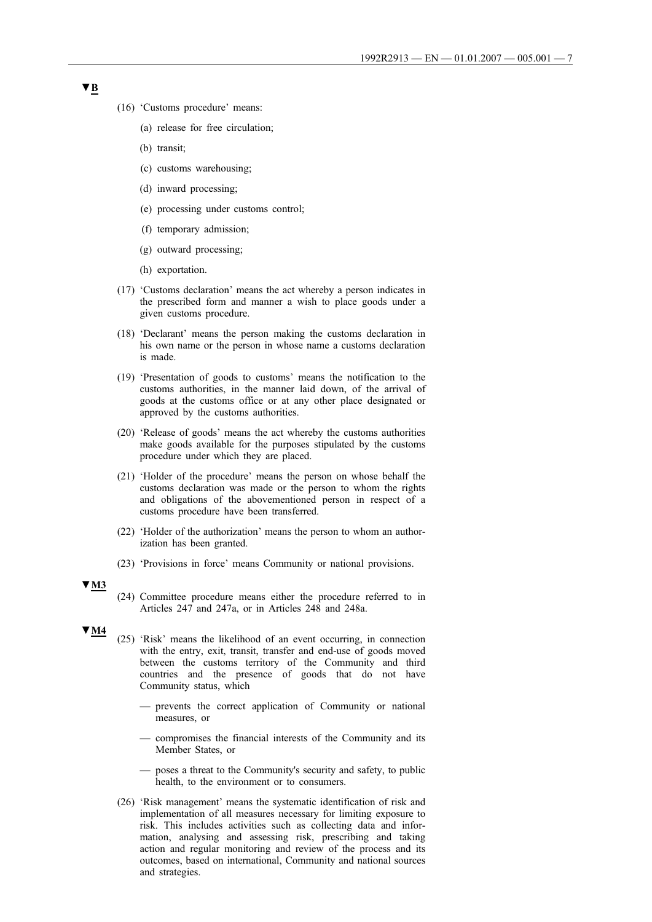▼B

(16) 'Customs procedure' means:

(a) release for free circulation;

(b) transit;

(c) customs warehousing;

(d) inward processing;

(e) processing under customs control;

(f) temporary admission;

(g) outward processing;

(h) exportation.

(17) 'Customs declaration' means the act whereby a person indicates in the prescribed form and manner a wish to place goods under a given customs procedure.

(18) 'Declarant' means the person making the customs declaration in his own name or the person in whose name a customs declaration is made.

(19) 'Presentation of goods to customs' means the notification to the customs authorities, in the manner laid down, of the arrival of goods at the customs office or at any other place designated or approved by the customs authorities.

(20) 'Release of goods' means the act whereby the customs authorities make goods available for the purposes stipulated by the customs procedure under which they are placed.

(21) 'Holder of the procedure' means the person on whose behalf the customs declaration was made or the person to whom the rights and obligations of the abovementioned person in respect of a customs procedure have been transferred.

(22) 'Holder of the authorization' means the person to whom an authorization has been granted.

(23) 'Provisions in force' means Community or national provisions.

▼M3

(24) Committee procedure means either the procedure referred to in Articles 247 and 247a, or in Articles 248 and 248a.

▼M4

(25) 'Risk' means the likelihood of an event occurring, in connection with the entry, exit, transit, transfer and end-use of goods moved between the customs territory of the Community and third countries and the presence of goods that do not have Community status, which

— prevents the correct application of Community or national measures, or

— compromises the financial interests of the Community and its Member States, or

— poses a threat to the Community's security and safety, to public health, to the environment or to consumers.

(26) 'Risk management' means the systematic identification of risk and implementation of all measures necessary for limiting exposure to risk. This includes activities such as collecting data and information, analysing and assessing risk, prescribing and taking action and regular monitoring and review of the process and its outcomes, based on international, Community and national sources and strategies.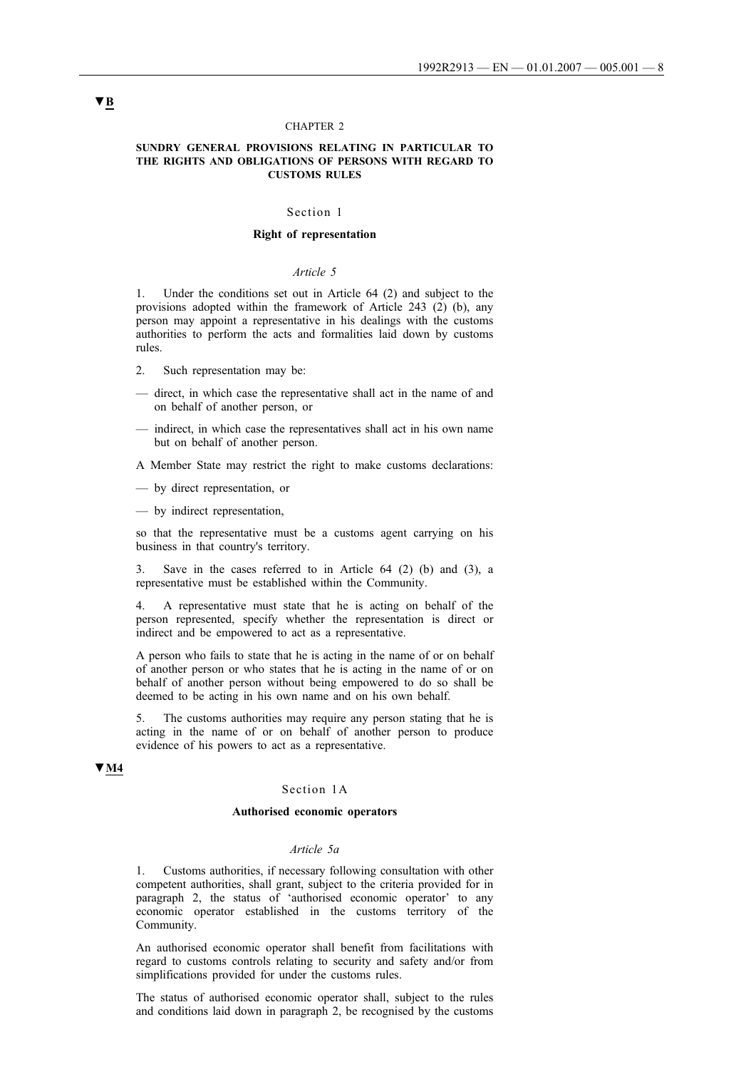▼B

CHAPTER 2

**SUNDRY GENERAL PROVISIONS RELATING IN PARTICULAR TO THE RIGHTS AND OBLIGATIONS OF PERSONS WITH REGARD TO CUSTOMS RULES**

Section 1

**Right of representation**

*Article 5*

1. Under the conditions set out in Article 64 (2) and subject to the provisions adopted within the framework of Article 243 (2) (b), any person may appoint a representative in his dealings with the customs authorities to perform the acts and formalities laid down by customs rules.

2. Such representation may be:

— direct, in which case the representative shall act in the name of and on behalf of another person, or

— indirect, in which case the representatives shall act in his own name but on behalf of another person.

A Member State may restrict the right to make customs declarations:

— by direct representation, or

— by indirect representation,

so that the representative must be a customs agent carrying on his business in that country's territory.

3. Save in the cases referred to in Article 64 (2) (b) and (3), a representative must be established within the Community.

4. A representative must state that he is acting on behalf of the person represented, specify whether the representation is direct or indirect and be empowered to act as a representative.

A person who fails to state that he is acting in the name of or on behalf of another person or who states that he is acting in the name of or on behalf of another person without being empowered to do so shall be deemed to be acting in his own name and on his own behalf.

5. The customs authorities may require any person stating that he is acting in the name of or on behalf of another person to produce evidence of his powers to act as a representative.

▼M4

Section 1A

**Authorised economic operators**

*Article 5a*

1. Customs authorities, if necessary following consultation with other competent authorities, shall grant, subject to the criteria provided for in paragraph 2, the status of 'authorised economic operator' to any economic operator established in the customs territory of the Community.

An authorised economic operator shall benefit from facilitations with regard to customs controls relating to security and safety and/or from simplifications provided for under the customs rules.

The status of authorised economic operator shall, subject to the rules and conditions laid down in paragraph 2, be recognised by the customs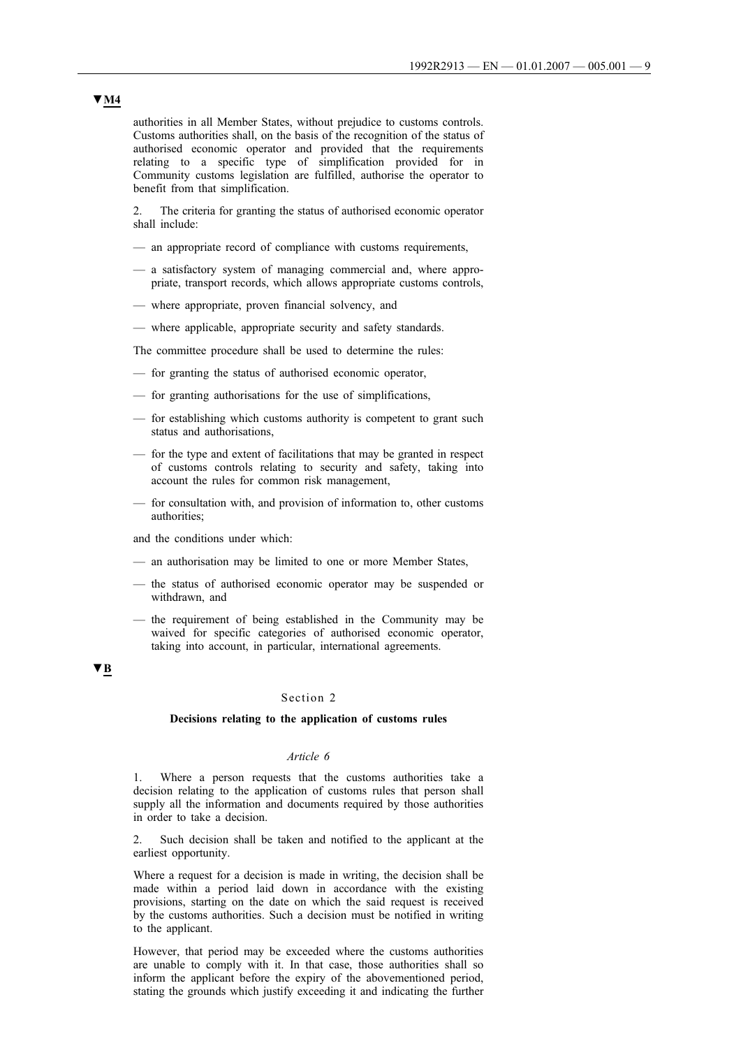▼M4

authorities in all Member States, without prejudice to customs controls. Customs authorities shall, on the basis of the recognition of the status of authorised economic operator and provided that the requirements relating to a specific type of simplification provided for in Community customs legislation are fulfilled, authorise the operator to benefit from that simplification.

2. The criteria for granting the status of authorised economic operator shall include:

— an appropriate record of compliance with customs requirements,

— a satisfactory system of managing commercial and, where appropriate, transport records, which allows appropriate customs controls,

— where appropriate, proven financial solvency, and

— where applicable, appropriate security and safety standards.

The committee procedure shall be used to determine the rules:

— for granting the status of authorised economic operator,

— for granting authorisations for the use of simplifications,

— for establishing which customs authority is competent to grant such status and authorisations,

— for the type and extent of facilitations that may be granted in respect of customs controls relating to security and safety, taking into account the rules for common risk management,

— for consultation with, and provision of information to, other customs authorities;

and the conditions under which:

— an authorisation may be limited to one or more Member States,

— the status of authorised economic operator may be suspended or withdrawn, and

— the requirement of being established in the Community may be waived for specific categories of authorised economic operator, taking into account, in particular, international agreements.

▼B

## Section 2

### Decisions relating to the application of customs rules

*Article 6*

1. Where a person requests that the customs authorities take a decision relating to the application of customs rules that person shall supply all the information and documents required by those authorities in order to take a decision.

2. Such decision shall be taken and notified to the applicant at the earliest opportunity.

Where a request for a decision is made in writing, the decision shall be made within a period laid down in accordance with the existing provisions, starting on the date on which the said request is received by the customs authorities. Such a decision must be notified in writing to the applicant.

However, that period may be exceeded where the customs authorities are unable to comply with it. In that case, those authorities shall so inform the applicant before the expiry of the abovementioned period, stating the grounds which justify exceeding it and indicating the further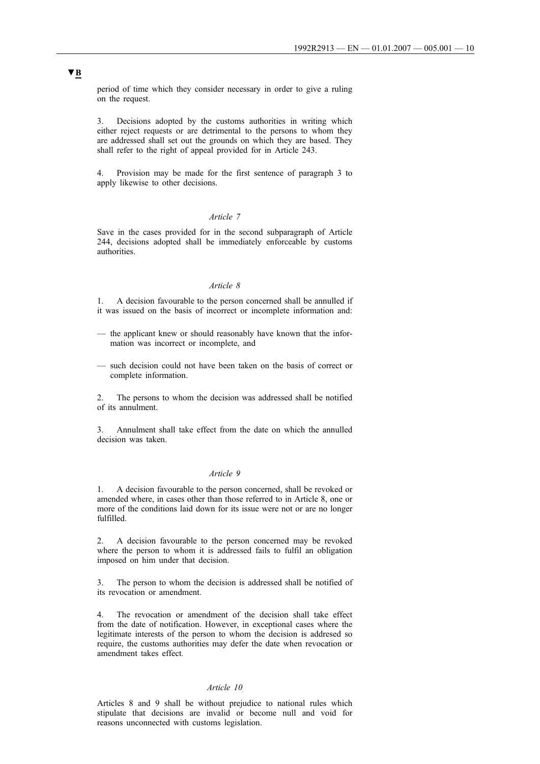▼B

period of time which they consider necessary in order to give a ruling on the request.

3. Decisions adopted by the customs authorities in writing which either reject requests or are detrimental to the persons to whom they are addressed shall set out the grounds on which they are based. They shall refer to the right of appeal provided for in Article 243.

4. Provision may be made for the first sentence of paragraph 3 to apply likewise to other decisions.

*Article 7*

Save in the cases provided for in the second subparagraph of Article 244, decisions adopted shall be immediately enforceable by customs authorities.

*Article 8*

1. A decision favourable to the person concerned shall be annulled if it was issued on the basis of incorrect or incomplete information and:

— the applicant knew or should reasonably have known that the information was incorrect or incomplete, and

— such decision could not have been taken on the basis of correct or complete information.

2. The persons to whom the decision was addressed shall be notified of its annulment.

3. Annulment shall take effect from the date on which the annulled decision was taken.

*Article 9*

1. A decision favourable to the person concerned, shall be revoked or amended where, in cases other than those referred to in Article 8, one or more of the conditions laid down for its issue were not or are no longer fulfilled.

2. A decision favourable to the person concerned may be revoked where the person to whom it is addressed fails to fulfil an obligation imposed on him under that decision.

3. The person to whom the decision is addressed shall be notified of its revocation or amendment.

4. The revocation or amendment of the decision shall take effect from the date of notification. However, in exceptional cases where the legitimate interests of the person to whom the decision is addresed so require, the customs authorities may defer the date when revocation or amendment takes effect.

*Article 10*

Articles 8 and 9 shall be without prejudice to national rules which stipulate that decisions are invalid or become null and void for reasons unconnected with customs legislation.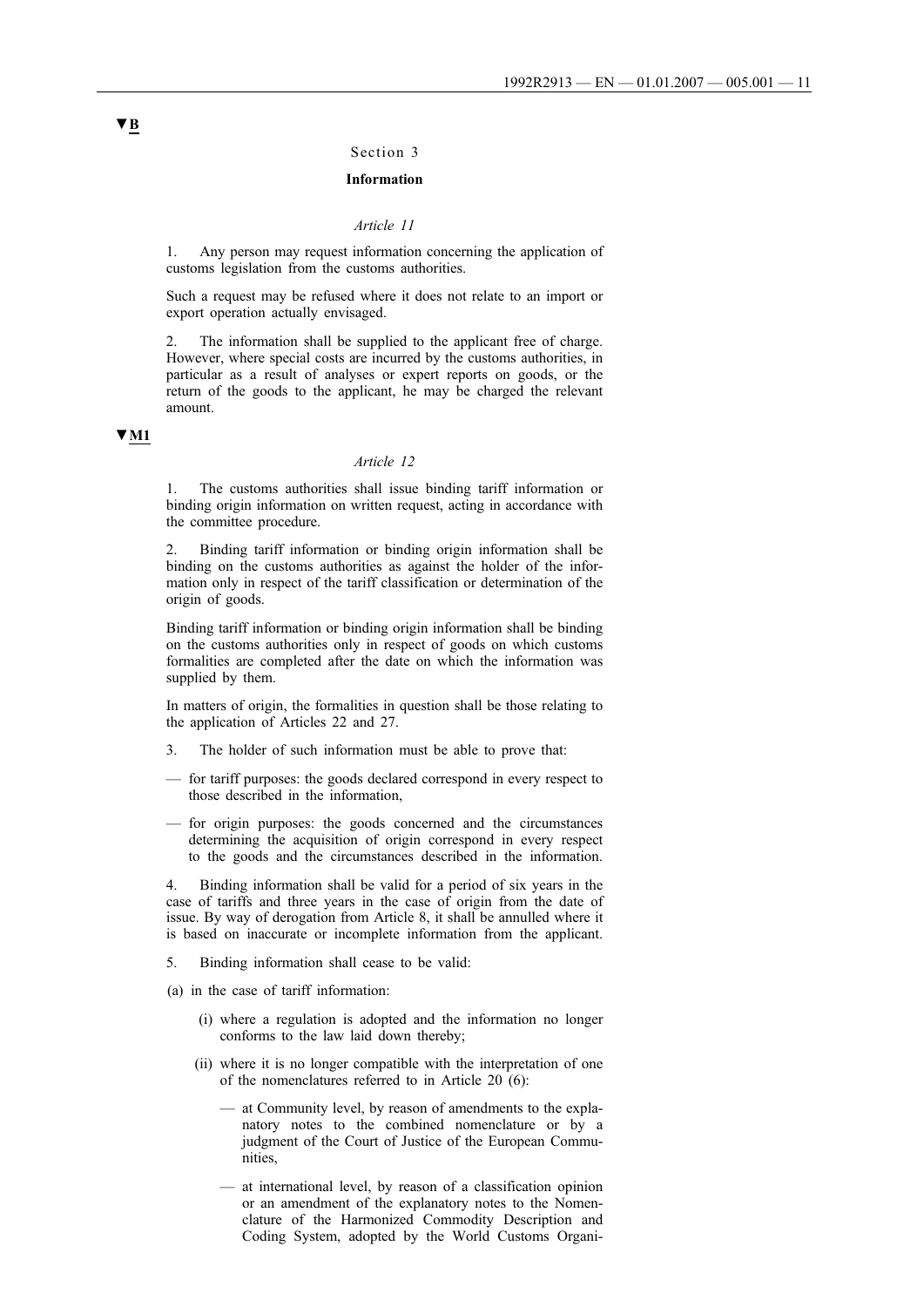▼B

Section 3

**Information**

*Article 11*

1. Any person may request information concerning the application of customs legislation from the customs authorities.

Such a request may be refused where it does not relate to an import or export operation actually envisaged.

2. The information shall be supplied to the applicant free of charge. However, where special costs are incurred by the customs authorities, in particular as a result of analyses or expert reports on goods, or the return of the goods to the applicant, he may be charged the relevant amount.

▼M1

*Article 12*

1. The customs authorities shall issue binding tariff information or binding origin information on written request, acting in accordance with the committee procedure.

2. Binding tariff information or binding origin information shall be binding on the customs authorities as against the holder of the information only in respect of the tariff classification or determination of the origin of goods.

Binding tariff information or binding origin information shall be binding on the customs authorities only in respect of goods on which customs formalities are completed after the date on which the information was supplied by them.

In matters of origin, the formalities in question shall be those relating to the application of Articles 22 and 27.

3. The holder of such information must be able to prove that:

- for tariff purposes: the goods declared correspond in every respect to those described in the information,
- for origin purposes: the goods concerned and the circumstances determining the acquisition of origin correspond in every respect to the goods and the circumstances described in the information.

4. Binding information shall be valid for a period of six years in the case of tariffs and three years in the case of origin from the date of issue. By way of derogation from Article 8, it shall be annulled where it is based on inaccurate or incomplete information from the applicant.

5. Binding information shall cease to be valid:

(a) in the case of tariff information:

 (i) where a regulation is adopted and the information no longer conforms to the law laid down thereby;

 (ii) where it is no longer compatible with the interpretation of one of the nomenclatures referred to in Article 20 (6):

 - at Community level, by reason of amendments to the explanatory notes to the combined nomenclature or by a judgment of the Court of Justice of the European Communities,
 - at international level, by reason of a classification opinion or an amendment of the explanatory notes to the Nomenclature of the Harmonized Commodity Description and Coding System, adopted by the World Customs Organi-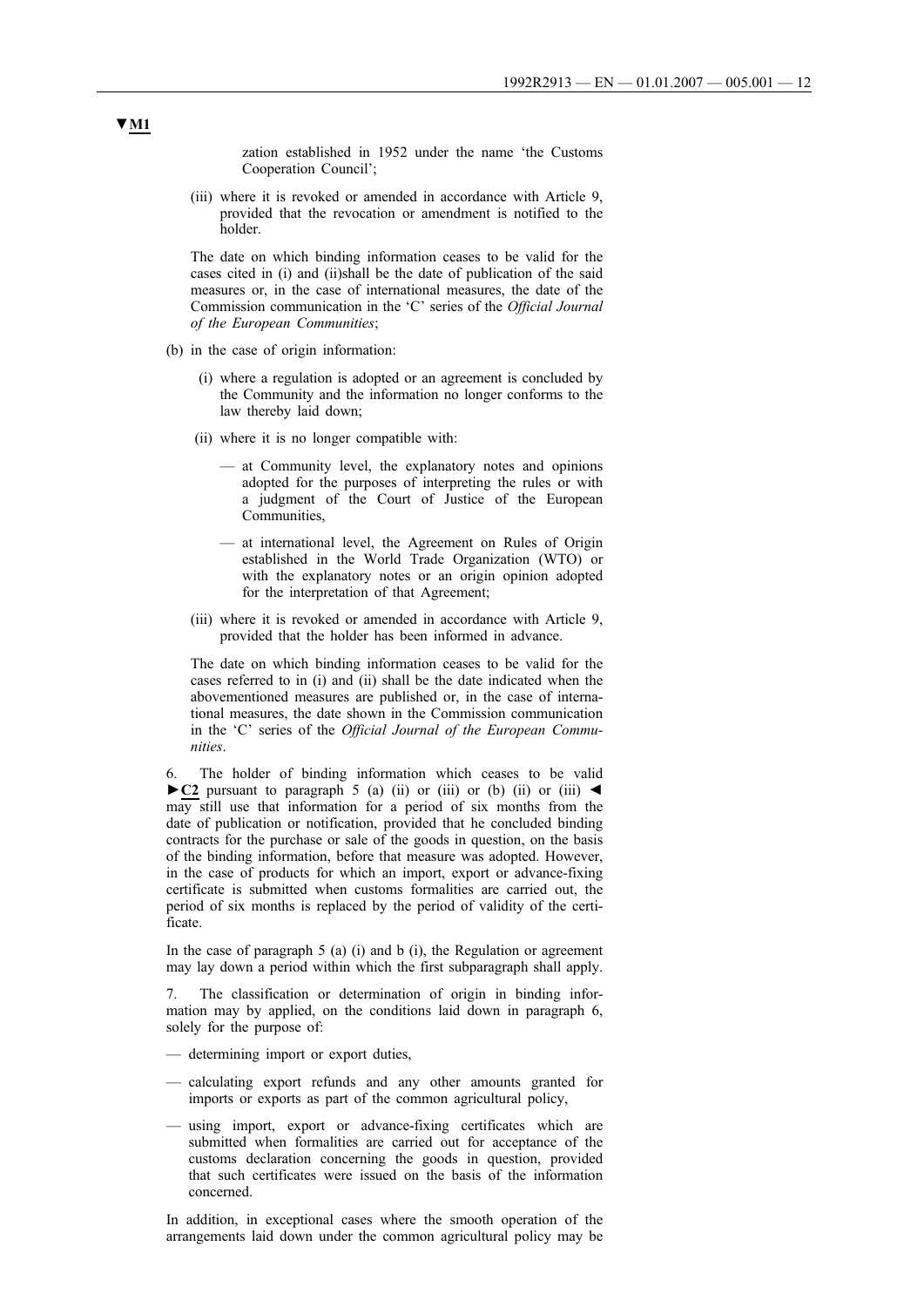▼M1

zation established in 1952 under the name 'the Customs Cooperation Council';

(iii) where it is revoked or amended in accordance with Article 9, provided that the revocation or amendment is notified to the holder.

The date on which binding information ceases to be valid for the cases cited in (i) and (ii)shall be the date of publication of the said measures or, in the case of international measures, the date of the Commission communication in the 'C' series of the *Official Journal of the European Communities*;

(b) in the case of origin information:

(i) where a regulation is adopted or an agreement is concluded by the Community and the information no longer conforms to the law thereby laid down;

(ii) where it is no longer compatible with:

— at Community level, the explanatory notes and opinions adopted for the purposes of interpreting the rules or with a judgment of the Court of Justice of the European Communities,

— at international level, the Agreement on Rules of Origin established in the World Trade Organization (WTO) or with the explanatory notes or an origin opinion adopted for the interpretation of that Agreement;

(iii) where it is revoked or amended in accordance with Article 9, provided that the holder has been informed in advance.

The date on which binding information ceases to be valid for the cases referred to in (i) and (ii) shall be the date indicated when the abovementioned measures are published or, in the case of international measures, the date shown in the Commission communication in the 'C' series of the *Official Journal of the European Communities*.

6. The holder of binding information which ceases to be valid ►C2 pursuant to paragraph 5 (a) (ii) or (iii) or (b) (ii) or (iii) ◄ may still use that information for a period of six months from the date of publication or notification, provided that he concluded binding contracts for the purchase or sale of the goods in question, on the basis of the binding information, before that measure was adopted. However, in the case of products for which an import, export or advance-fixing certificate is submitted when customs formalities are carried out, the period of six months is replaced by the period of validity of the certificate.

In the case of paragraph 5 (a) (i) and b (i), the Regulation or agreement may lay down a period within which the first subparagraph shall apply.

7. The classification or determination of origin in binding information may by applied, on the conditions laid down in paragraph 6, solely for the purpose of:

— determining import or export duties,

— calculating export refunds and any other amounts granted for imports or exports as part of the common agricultural policy,

— using import, export or advance-fixing certificates which are submitted when formalities are carried out for acceptance of the customs declaration concerning the goods in question, provided that such certificates were issued on the basis of the information concerned.

In addition, in exceptional cases where the smooth operation of the arrangements laid down under the common agricultural policy may be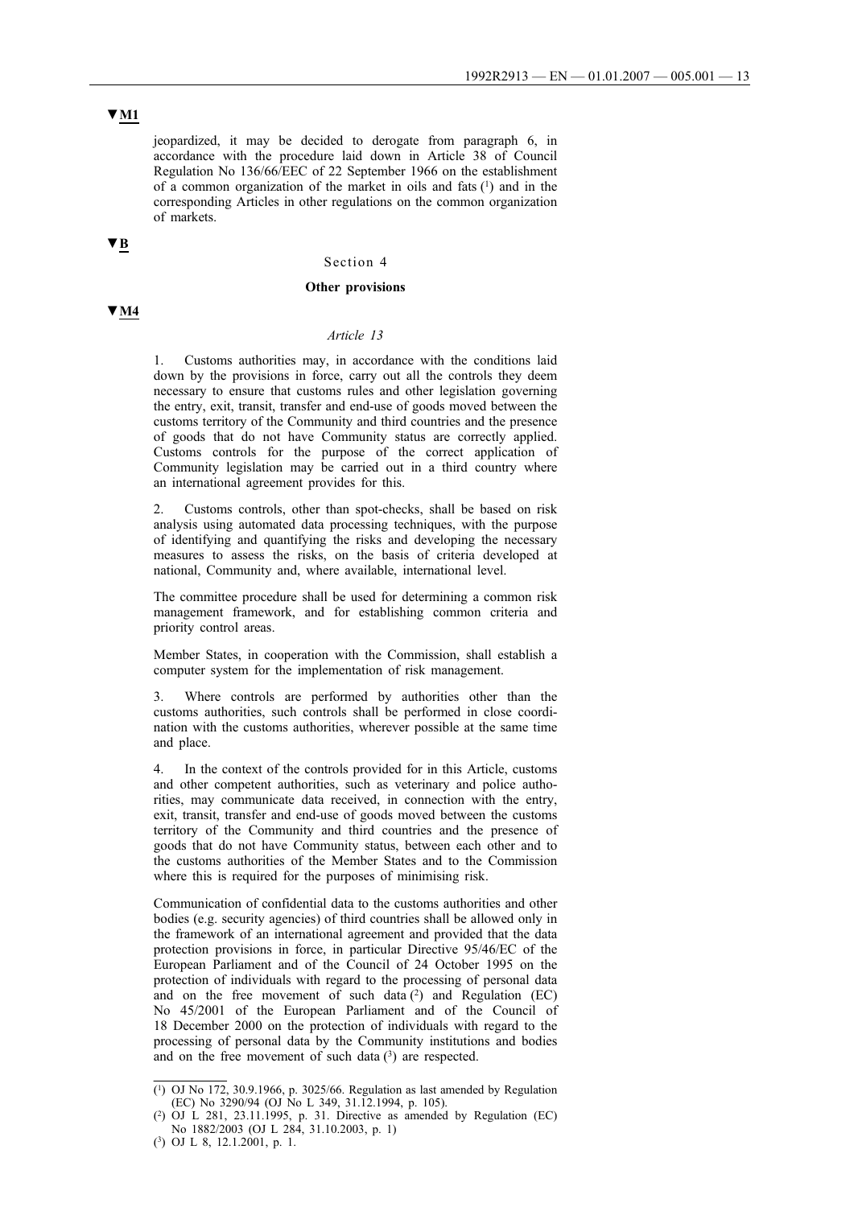▼M1

jeopardized, it may be decided to derogate from paragraph 6, in accordance with the procedure laid down in Article 38 of Council Regulation No 136/66/EEC of 22 September 1966 on the establishment of a common organization of the market in oils and fats [1] and in the corresponding Articles in other regulations on the common organization of markets.

▼B

Section 4

**Other provisions**

▼M4

*Article 13*

1. Customs authorities may, in accordance with the conditions laid down by the provisions in force, carry out all the controls they deem necessary to ensure that customs rules and other legislation governing the entry, exit, transit, transfer and end-use of goods moved between the customs territory of the Community and third countries and the presence of goods that do not have Community status are correctly applied. Customs controls for the purpose of the correct application of Community legislation may be carried out in a third country where an international agreement provides for this.

2. Customs controls, other than spot-checks, shall be based on risk analysis using automated data processing techniques, with the purpose of identifying and quantifying the risks and developing the necessary measures to assess the risks, on the basis of criteria developed at national, Community and, where available, international level.

The committee procedure shall be used for determining a common risk management framework, and for establishing common criteria and priority control areas.

Member States, in cooperation with the Commission, shall establish a computer system for the implementation of risk management.

3. Where controls are performed by authorities other than the customs authorities, such controls shall be performed in close coordination with the customs authorities, wherever possible at the same time and place.

4. In the context of the controls provided for in this Article, customs and other competent authorities, such as veterinary and police authorities, may communicate data received, in connection with the entry, exit, transit, transfer and end-use of goods moved between the customs territory of the Community and third countries and the presence of goods that do not have Community status, between each other and to the customs authorities of the Member States and to the Commission where this is required for the purposes of minimising risk.

Communication of confidential data to the customs authorities and other bodies (e.g. security agencies) of third countries shall be allowed only in the framework of an international agreement and provided that the data protection provisions in force, in particular Directive 95/46/EC of the European Parliament and of the Council of 24 October 1995 on the protection of individuals with regard to the processing of personal data and on the free movement of such data [2] and Regulation (EC) No 45/2001 of the European Parliament and of the Council of 18 December 2000 on the protection of individuals with regard to the processing of personal data by the Community institutions and bodies and on the free movement of such data [3] are respected.

---

[1] OJ No 172, 30.9.1966, p. 3025/66. Regulation as last amended by Regulation (EC) No 3290/94 (OJ No L 349, 31.12.1994, p. 105).

[2] OJ L 281, 23.11.1995, p. 31. Directive as amended by Regulation (EC) No 1882/2003 (OJ L 284, 31.10.2003, p. 1)

[3] OJ L 8, 12.1.2001, p. 1.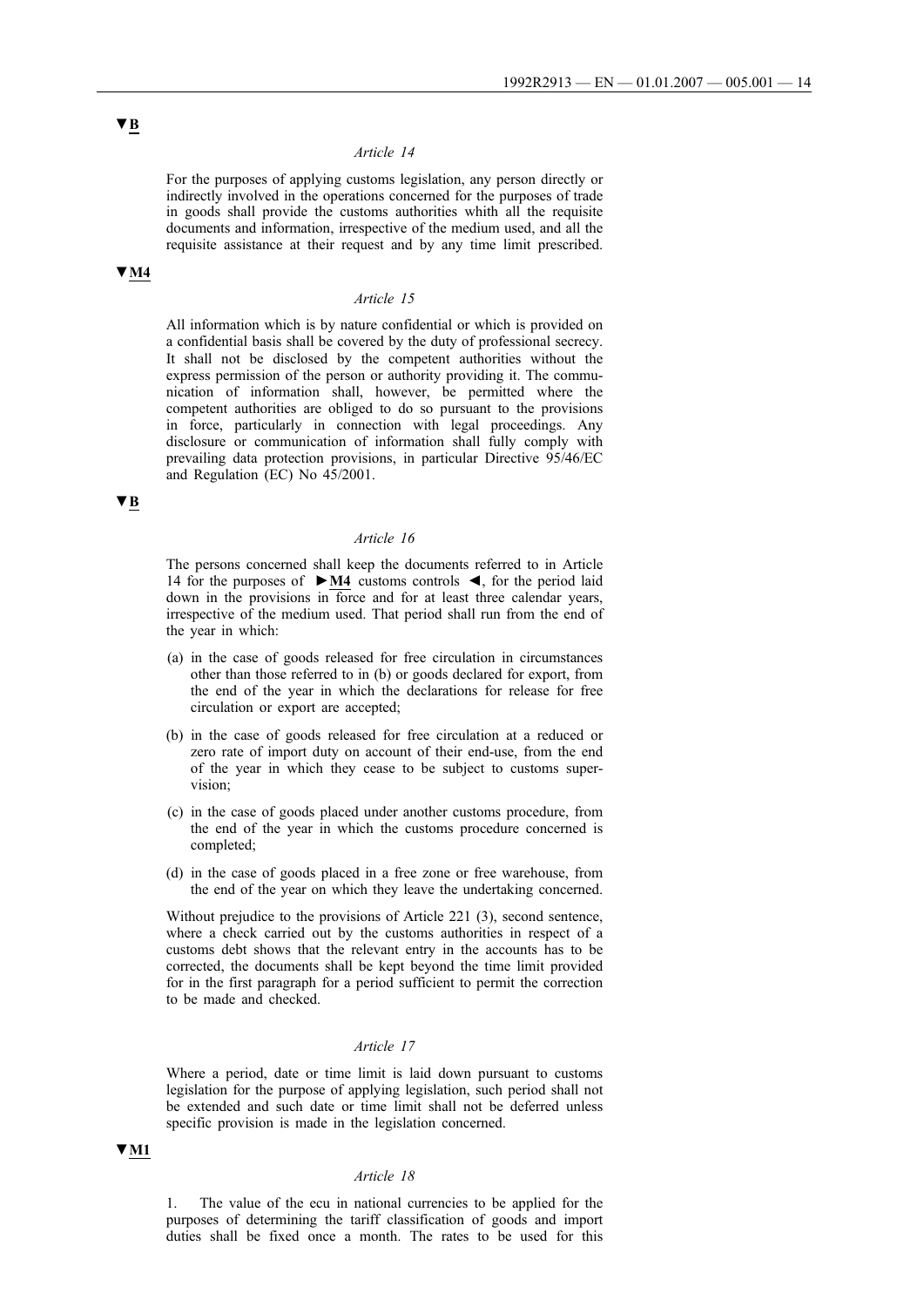▼B

*Article 14*

For the purposes of applying customs legislation, any person directly or indirectly involved in the operations concerned for the purposes of trade in goods shall provide the customs authorities whith all the requisite documents and information, irrespective of the medium used, and all the requisite assistance at their request and by any time limit prescribed.

▼M4

*Article 15*

All information which is by nature confidential or which is provided on a confidential basis shall be covered by the duty of professional secrecy. It shall not be disclosed by the competent authorities without the express permission of the person or authority providing it. The communication of information shall, however, be permitted where the competent authorities are obliged to do so pursuant to the provisions in force, particularly in connection with legal proceedings. Any disclosure or communication of information shall fully comply with prevailing data protection provisions, in particular Directive 95/46/EC and Regulation (EC) No 45/2001.

▼B

*Article 16*

The persons concerned shall keep the documents referred to in Article 14 for the purposes of ►M4 customs controls ◄, for the period laid down in the provisions in force and for at least three calendar years, irrespective of the medium used. That period shall run from the end of the year in which:

(a) in the case of goods released for free circulation in circumstances other than those referred to in (b) or goods declared for export, from the end of the year in which the declarations for release for free circulation or export are accepted;

(b) in the case of goods released for free circulation at a reduced or zero rate of import duty on account of their end-use, from the end of the year in which they cease to be subject to customs supervision;

(c) in the case of goods placed under another customs procedure, from the end of the year in which the customs procedure concerned is completed;

(d) in the case of goods placed in a free zone or free warehouse, from the end of the year on which they leave the undertaking concerned.

Without prejudice to the provisions of Article 221 (3), second sentence, where a check carried out by the customs authorities in respect of a customs debt shows that the relevant entry in the accounts has to be corrected, the documents shall be kept beyond the time limit provided for in the first paragraph for a period sufficient to permit the correction to be made and checked.

*Article 17*

Where a period, date or time limit is laid down pursuant to customs legislation for the purpose of applying legislation, such period shall not be extended and such date or time limit shall not be deferred unless specific provision is made in the legislation concerned.

▼M1

*Article 18*

1. The value of the ecu in national currencies to be applied for the purposes of determining the tariff classification of goods and import duties shall be fixed once a month. The rates to be used for this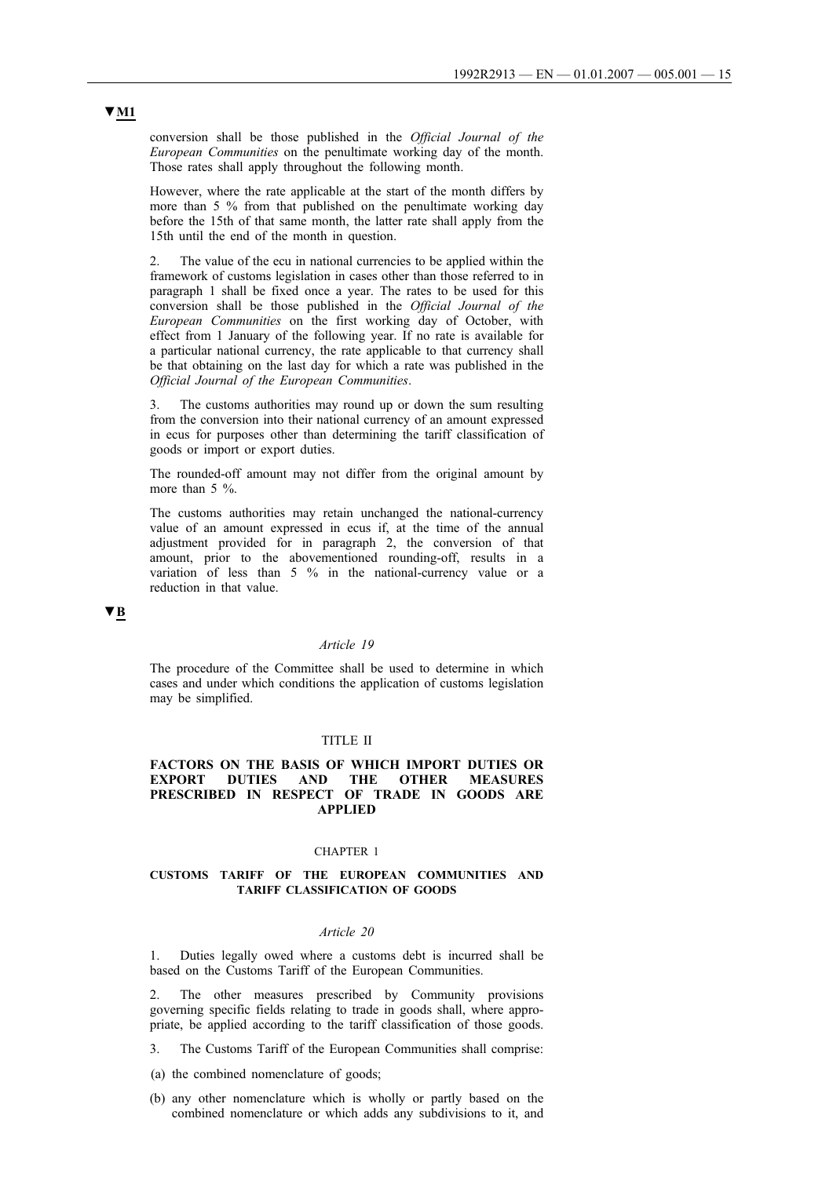▼M1

conversion shall be those published in the *Official Journal of the European Communities* on the penultimate working day of the month. Those rates shall apply throughout the following month.

However, where the rate applicable at the start of the month differs by more than 5 % from that published on the penultimate working day before the 15th of that same month, the latter rate shall apply from the 15th until the end of the month in question.

2. The value of the ecu in national currencies to be applied within the framework of customs legislation in cases other than those referred to in paragraph 1 shall be fixed once a year. The rates to be used for this conversion shall be those published in the *Official Journal of the European Communities* on the first working day of October, with effect from 1 January of the following year. If no rate is available for a particular national currency, the rate applicable to that currency shall be that obtaining on the last day for which a rate was published in the *Official Journal of the European Communities*.

3. The customs authorities may round up or down the sum resulting from the conversion into their national currency of an amount expressed in ecus for purposes other than determining the tariff classification of goods or import or export duties.

The rounded-off amount may not differ from the original amount by more than 5 %.

The customs authorities may retain unchanged the national-currency value of an amount expressed in ecus if, at the time of the annual adjustment provided for in paragraph 2, the conversion of that amount, prior to the abovementioned rounding-off, results in a variation of less than 5 % in the national-currency value or a reduction in that value.

▼B

*Article 19*

The procedure of the Committee shall be used to determine in which cases and under which conditions the application of customs legislation may be simplified.

TITLE II

**FACTORS ON THE BASIS OF WHICH IMPORT DUTIES OR EXPORT DUTIES AND THE OTHER MEASURES PRESCRIBED IN RESPECT OF TRADE IN GOODS ARE APPLIED**

CHAPTER 1

**CUSTOMS TARIFF OF THE EUROPEAN COMMUNITIES AND TARIFF CLASSIFICATION OF GOODS**

*Article 20*

1. Duties legally owed where a customs debt is incurred shall be based on the Customs Tariff of the European Communities.

2. The other measures prescribed by Community provisions governing specific fields relating to trade in goods shall, where appropriate, be applied according to the tariff classification of those goods.

3. The Customs Tariff of the European Communities shall comprise:

(a) the combined nomenclature of goods;

(b) any other nomenclature which is wholly or partly based on the combined nomenclature or which adds any subdivisions to it, and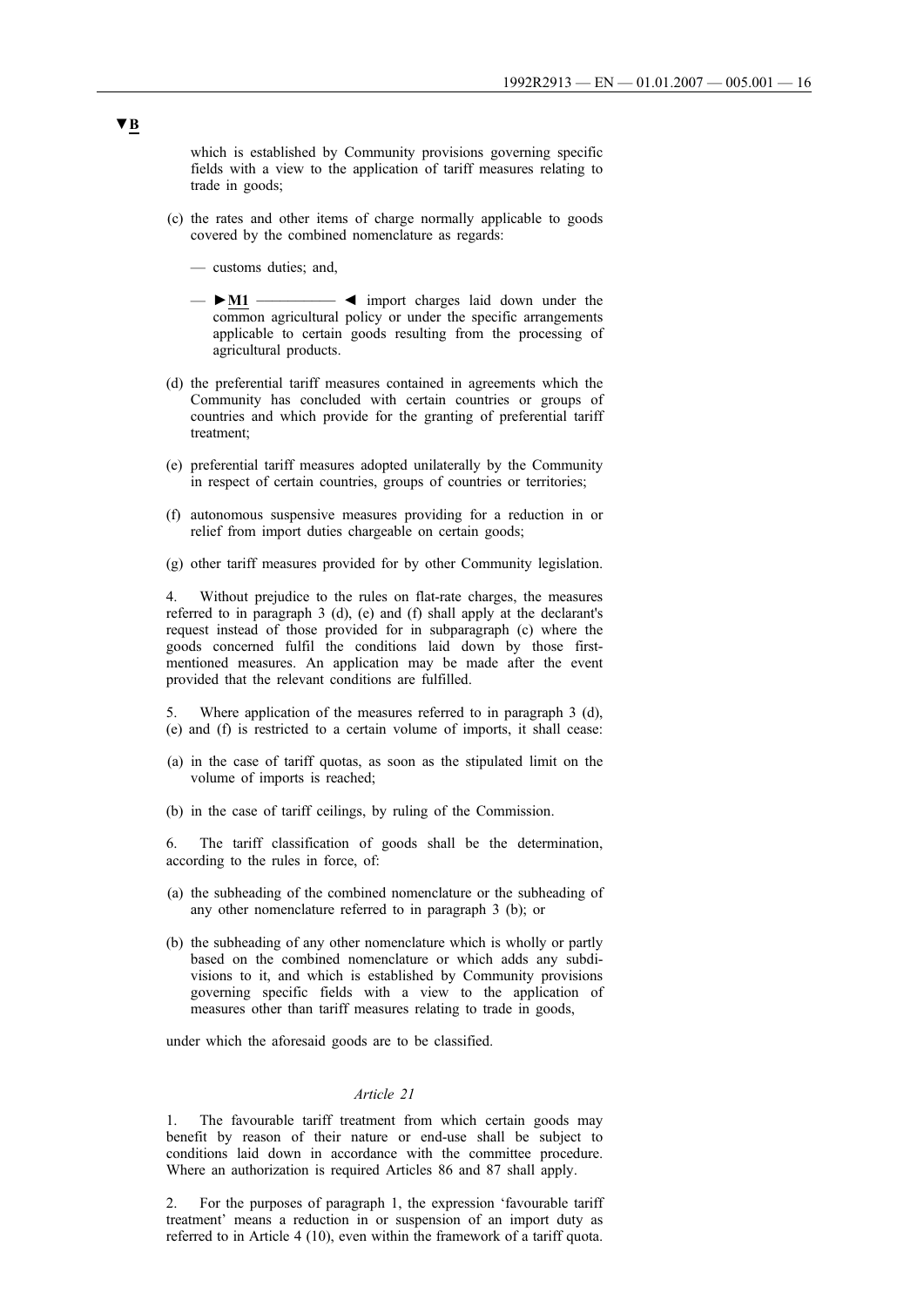▼B

which is established by Community provisions governing specific fields with a view to the application of tariff measures relating to trade in goods;

(c) the rates and other items of charge normally applicable to goods covered by the combined nomenclature as regards:

— customs duties; and,

— ►M1 ————— ◄ import charges laid down under the common agricultural policy or under the specific arrangements applicable to certain goods resulting from the processing of agricultural products.

(d) the preferential tariff measures contained in agreements which the Community has concluded with certain countries or groups of countries and which provide for the granting of preferential tariff treatment;

(e) preferential tariff measures adopted unilaterally by the Community in respect of certain countries, groups of countries or territories;

(f) autonomous suspensive measures providing for a reduction in or relief from import duties chargeable on certain goods;

(g) other tariff measures provided for by other Community legislation.

4. Without prejudice to the rules on flat-rate charges, the measures referred to in paragraph 3 (d), (e) and (f) shall apply at the declarant's request instead of those provided for in subparagraph (c) where the goods concerned fulfil the conditions laid down by those first-mentioned measures. An application may be made after the event provided that the relevant conditions are fulfilled.

5. Where application of the measures referred to in paragraph 3 (d), (e) and (f) is restricted to a certain volume of imports, it shall cease:

(a) in the case of tariff quotas, as soon as the stipulated limit on the volume of imports is reached;

(b) in the case of tariff ceilings, by ruling of the Commission.

6. The tariff classification of goods shall be the determination, according to the rules in force, of:

(a) the subheading of the combined nomenclature or the subheading of any other nomenclature referred to in paragraph 3 (b); or

(b) the subheading of any other nomenclature which is wholly or partly based on the combined nomenclature or which adds any subdivisions to it, and which is established by Community provisions governing specific fields with a view to the application of measures other than tariff measures relating to trade in goods,

under which the aforesaid goods are to be classified.

*Article 21*

1. The favourable tariff treatment from which certain goods may benefit by reason of their nature or end-use shall be subject to conditions laid down in accordance with the committee procedure. Where an authorization is required Articles 86 and 87 shall apply.

2. For the purposes of paragraph 1, the expression 'favourable tariff treatment' means a reduction in or suspension of an import duty as referred to in Article 4 (10), even within the framework of a tariff quota.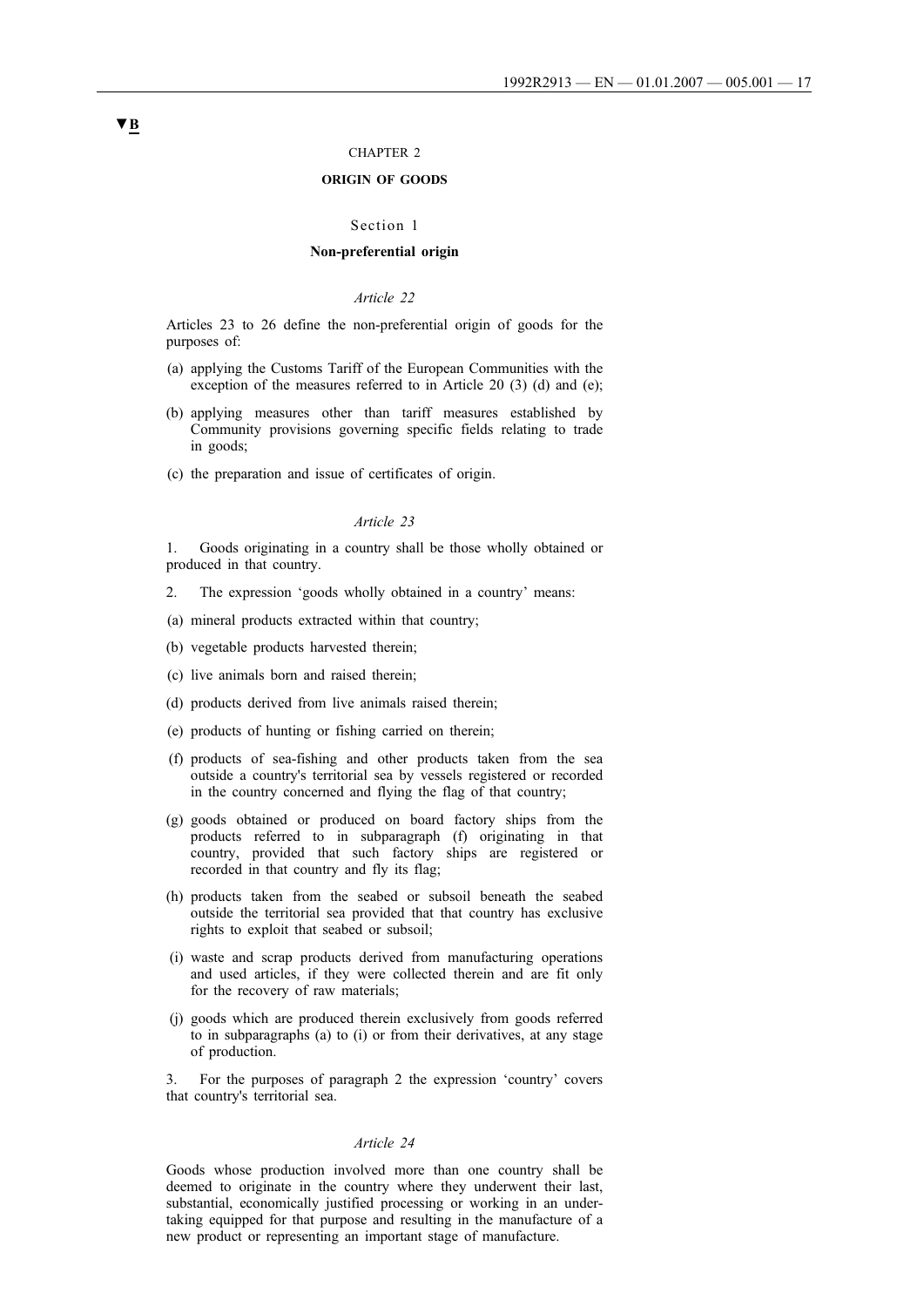▼B

CHAPTER 2

## ORIGIN OF GOODS

Section 1

### Non-preferential origin

*Article 22*

Articles 23 to 26 define the non-preferential origin of goods for the purposes of:

(a) applying the Customs Tariff of the European Communities with the exception of the measures referred to in Article 20 (3) (d) and (e);

(b) applying measures other than tariff measures established by Community provisions governing specific fields relating to trade in goods;

(c) the preparation and issue of certificates of origin.

*Article 23*

1. Goods originating in a country shall be those wholly obtained or produced in that country.

2. The expression 'goods wholly obtained in a country' means:

(a) mineral products extracted within that country;

(b) vegetable products harvested therein;

(c) live animals born and raised therein;

(d) products derived from live animals raised therein;

(e) products of hunting or fishing carried on therein;

(f) products of sea-fishing and other products taken from the sea outside a country's territorial sea by vessels registered or recorded in the country concerned and flying the flag of that country;

(g) goods obtained or produced on board factory ships from the products referred to in subparagraph (f) originating in that country, provided that such factory ships are registered or recorded in that country and fly its flag;

(h) products taken from the seabed or subsoil beneath the seabed outside the territorial sea provided that that country has exclusive rights to exploit that seabed or subsoil;

(i) waste and scrap products derived from manufacturing operations and used articles, if they were collected therein and are fit only for the recovery of raw materials;

(j) goods which are produced therein exclusively from goods referred to in subparagraphs (a) to (i) or from their derivatives, at any stage of production.

3. For the purposes of paragraph 2 the expression 'country' covers that country's territorial sea.

*Article 24*

Goods whose production involved more than one country shall be deemed to originate in the country where they underwent their last, substantial, economically justified processing or working in an undertaking equipped for that purpose and resulting in the manufacture of a new product or representing an important stage of manufacture.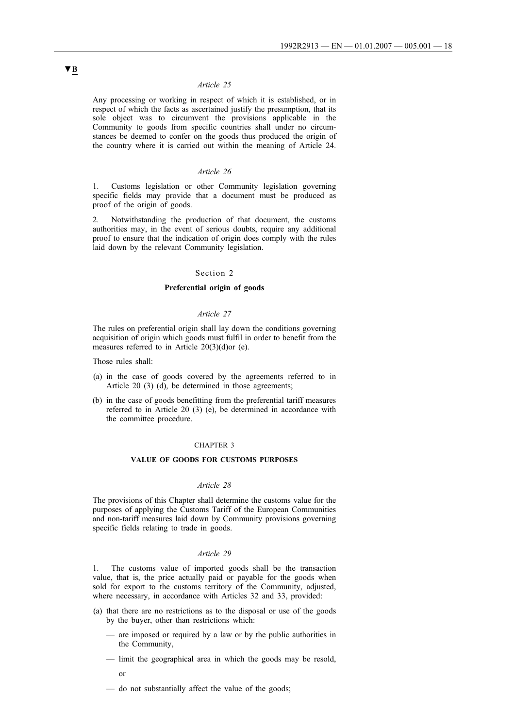▼B

*Article 25*

Any processing or working in respect of which it is established, or in respect of which the facts as ascertained justify the presumption, that its sole object was to circumvent the provisions applicable in the Community to goods from specific countries shall under no circumstances be deemed to confer on the goods thus produced the origin of the country where it is carried out within the meaning of Article 24.

*Article 26*

1. Customs legislation or other Community legislation governing specific fields may provide that a document must be produced as proof of the origin of goods.

2. Notwithstanding the production of that document, the customs authorities may, in the event of serious doubts, require any additional proof to ensure that the indication of origin does comply with the rules laid down by the relevant Community legislation.

Section 2

**Preferential origin of goods**

*Article 27*

The rules on preferential origin shall lay down the conditions governing acquisition of origin which goods must fulfil in order to benefit from the measures referred to in Article 20(3)(d)or (e).

Those rules shall:

(a) in the case of goods covered by the agreements referred to in Article 20 (3) (d), be determined in those agreements;

(b) in the case of goods benefitting from the preferential tariff measures referred to in Article 20 (3) (e), be determined in accordance with the committee procedure.

CHAPTER 3

**VALUE OF GOODS FOR CUSTOMS PURPOSES**

*Article 28*

The provisions of this Chapter shall determine the customs value for the purposes of applying the Customs Tariff of the European Communities and non-tariff measures laid down by Community provisions governing specific fields relating to trade in goods.

*Article 29*

1. The customs value of imported goods shall be the transaction value, that is, the price actually paid or payable for the goods when sold for export to the customs territory of the Community, adjusted, where necessary, in accordance with Articles 32 and 33, provided:

(a) that there are no restrictions as to the disposal or use of the goods by the buyer, other than restrictions which:

— are imposed or required by a law or by the public authorities in the Community,

— limit the geographical area in which the goods may be resold, or

— do not substantially affect the value of the goods;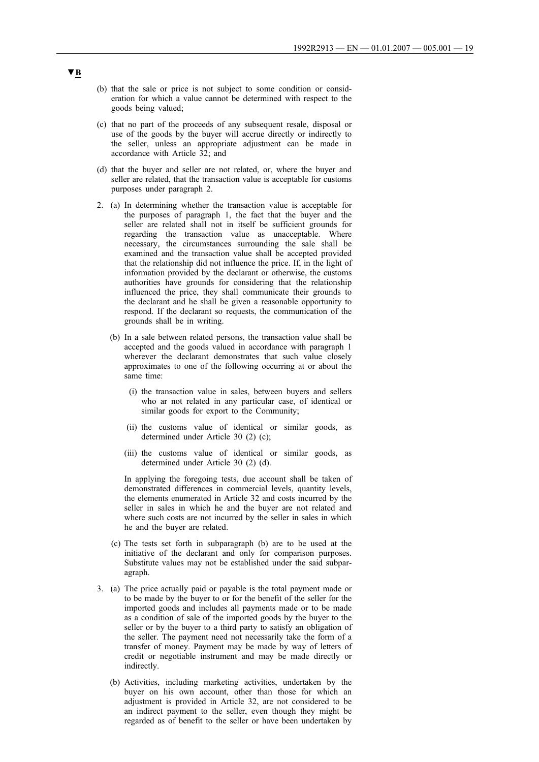▼B

(b) that the sale or price is not subject to some condition or consideration for which a value cannot be determined with respect to the goods being valued;

(c) that no part of the proceeds of any subsequent resale, disposal or use of the goods by the buyer will accrue directly or indirectly to the seller, unless an appropriate adjustment can be made in accordance with Article 32; and

(d) that the buyer and seller are not related, or, where the buyer and seller are related, that the transaction value is acceptable for customs purposes under paragraph 2.

2. (a) In determining whether the transaction value is acceptable for the purposes of paragraph 1, the fact that the buyer and the seller are related shall not in itself be sufficient grounds for regarding the transaction value as unacceptable. Where necessary, the circumstances surrounding the sale shall be examined and the transaction value shall be accepted provided that the relationship did not influence the price. If, in the light of information provided by the declarant or otherwise, the customs authorities have grounds for considering that the relationship influenced the price, they shall communicate their grounds to the declarant and he shall be given a reasonable opportunity to respond. If the declarant so requests, the communication of the grounds shall be in writing.

(b) In a sale between related persons, the transaction value shall be accepted and the goods valued in accordance with paragraph 1 wherever the declarant demonstrates that such value closely approximates to one of the following occurring at or about the same time:

(i) the transaction value in sales, between buyers and sellers who ar not related in any particular case, of identical or similar goods for export to the Community;

(ii) the customs value of identical or similar goods, as determined under Article 30 (2) (c);

(iii) the customs value of identical or similar goods, as determined under Article 30 (2) (d).

In applying the foregoing tests, due account shall be taken of demonstrated differences in commercial levels, quantity levels, the elements enumerated in Article 32 and costs incurred by the seller in sales in which he and the buyer are not related and where such costs are not incurred by the seller in sales in which he and the buyer are related.

(c) The tests set forth in subparagraph (b) are to be used at the initiative of the declarant and only for comparison purposes. Substitute values may not be established under the said subparagraph.

3. (a) The price actually paid or payable is the total payment made or to be made by the buyer to or for the benefit of the seller for the imported goods and includes all payments made or to be made as a condition of sale of the imported goods by the buyer to the seller or by the buyer to a third party to satisfy an obligation of the seller. The payment need not necessarily take the form of a transfer of money. Payment may be made by way of letters of credit or negotiable instrument and may be made directly or indirectly.

(b) Activities, including marketing activities, undertaken by the buyer on his own account, other than those for which an adjustment is provided in Article 32, are not considered to be an indirect payment to the seller, even though they might be regarded as of benefit to the seller or have been undertaken by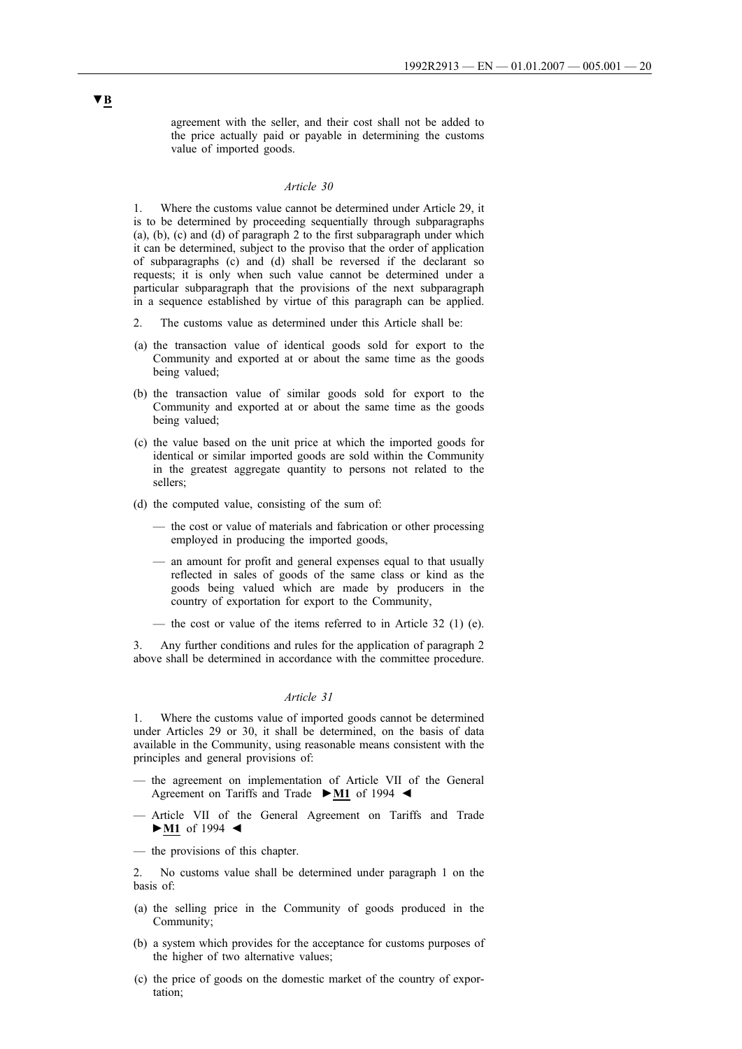▼B

agreement with the seller, and their cost shall not be added to the price actually paid or payable in determining the customs value of imported goods.

*Article 30*

1. Where the customs value cannot be determined under Article 29, it is to be determined by proceeding sequentially through subparagraphs (a), (b), (c) and (d) of paragraph 2 to the first subparagraph under which it can be determined, subject to the proviso that the order of application of subparagraphs (c) and (d) shall be reversed if the declarant so requests; it is only when such value cannot be determined under a particular subparagraph that the provisions of the next subparagraph in a sequence established by virtue of this paragraph can be applied.

2. The customs value as determined under this Article shall be:

(a) the transaction value of identical goods sold for export to the Community and exported at or about the same time as the goods being valued;

(b) the transaction value of similar goods sold for export to the Community and exported at or about the same time as the goods being valued;

(c) the value based on the unit price at which the imported goods for identical or similar imported goods are sold within the Community in the greatest aggregate quantity to persons not related to the sellers;

(d) the computed value, consisting of the sum of:

— the cost or value of materials and fabrication or other processing employed in producing the imported goods,

— an amount for profit and general expenses equal to that usually reflected in sales of goods of the same class or kind as the goods being valued which are made by producers in the country of exportation for export to the Community,

— the cost or value of the items referred to in Article 32 (1) (e).

3. Any further conditions and rules for the application of paragraph 2 above shall be determined in accordance with the committee procedure.

*Article 31*

1. Where the customs value of imported goods cannot be determined under Articles 29 or 30, it shall be determined, on the basis of data available in the Community, using reasonable means consistent with the principles and general provisions of:

— the agreement on implementation of Article VII of the General Agreement on Tariffs and Trade ►M1 of 1994 ◄

— Article VII of the General Agreement on Tariffs and Trade ►M1 of 1994 ◄

— the provisions of this chapter.

2. No customs value shall be determined under paragraph 1 on the basis of:

(a) the selling price in the Community of goods produced in the Community;

(b) a system which provides for the acceptance for customs purposes of the higher of two alternative values;

(c) the price of goods on the domestic market of the country of exportation;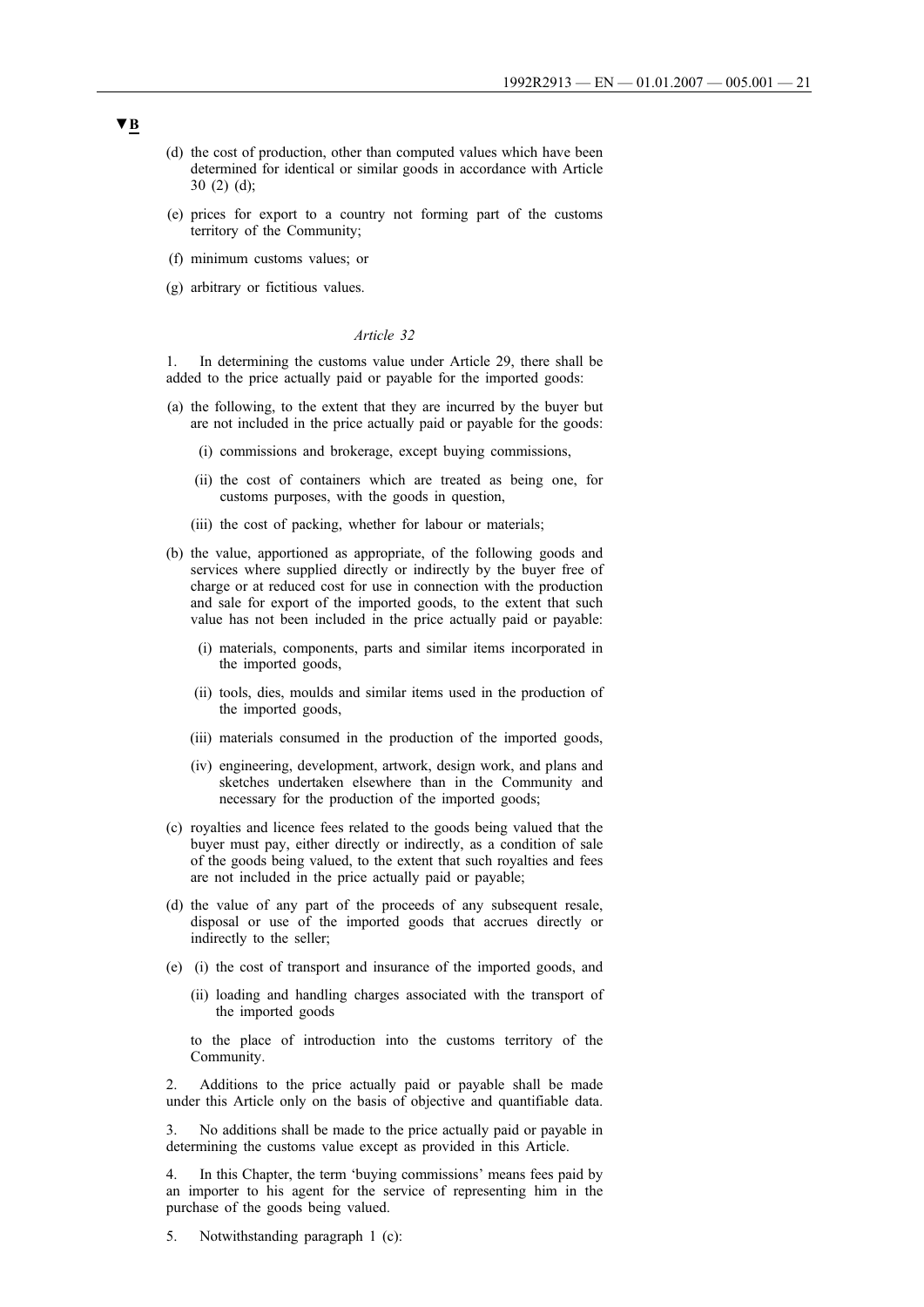▼B

(d) the cost of production, other than computed values which have been determined for identical or similar goods in accordance with Article 30 (2) (d);

(e) prices for export to a country not forming part of the customs territory of the Community;

(f) minimum customs values; or

(g) arbitrary or fictitious values.

*Article 32*

1. In determining the customs value under Article 29, there shall be added to the price actually paid or payable for the imported goods:

(a) the following, to the extent that they are incurred by the buyer but are not included in the price actually paid or payable for the goods:

  (i) commissions and brokerage, except buying commissions,

  (ii) the cost of containers which are treated as being one, for customs purposes, with the goods in question,

  (iii) the cost of packing, whether for labour or materials;

(b) the value, apportioned as appropriate, of the following goods and services where supplied directly or indirectly by the buyer free of charge or at reduced cost for use in connection with the production and sale for export of the imported goods, to the extent that such value has not been included in the price actually paid or payable:

  (i) materials, components, parts and similar items incorporated in the imported goods,

  (ii) tools, dies, moulds and similar items used in the production of the imported goods,

  (iii) materials consumed in the production of the imported goods,

  (iv) engineering, development, artwork, design work, and plans and sketches undertaken elsewhere than in the Community and necessary for the production of the imported goods;

(c) royalties and licence fees related to the goods being valued that the buyer must pay, either directly or indirectly, as a condition of sale of the goods being valued, to the extent that such royalties and fees are not included in the price actually paid or payable;

(d) the value of any part of the proceeds of any subsequent resale, disposal or use of the imported goods that accrues directly or indirectly to the seller;

(e) (i) the cost of transport and insurance of the imported goods, and

  (ii) loading and handling charges associated with the transport of the imported goods

  to the place of introduction into the customs territory of the Community.

2. Additions to the price actually paid or payable shall be made under this Article only on the basis of objective and quantifiable data.

3. No additions shall be made to the price actually paid or payable in determining the customs value except as provided in this Article.

4. In this Chapter, the term 'buying commissions' means fees paid by an importer to his agent for the service of representing him in the purchase of the goods being valued.

5. Notwithstanding paragraph 1 (c):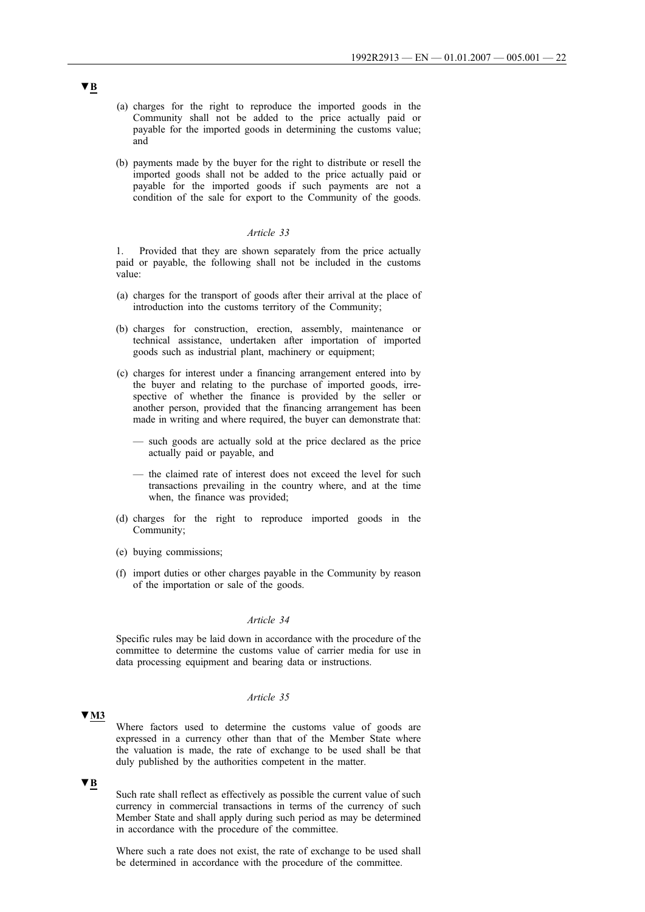▼B

(a) charges for the right to reproduce the imported goods in the Community shall not be added to the price actually paid or payable for the imported goods in determining the customs value; and

(b) payments made by the buyer for the right to distribute or resell the imported goods shall not be added to the price actually paid or payable for the imported goods if such payments are not a condition of the sale for export to the Community of the goods.

*Article 33*

1. Provided that they are shown separately from the price actually paid or payable, the following shall not be included in the customs value:

(a) charges for the transport of goods after their arrival at the place of introduction into the customs territory of the Community;

(b) charges for construction, erection, assembly, maintenance or technical assistance, undertaken after importation of imported goods such as industrial plant, machinery or equipment;

(c) charges for interest under a financing arrangement entered into by the buyer and relating to the purchase of imported goods, irrespective of whether the finance is provided by the seller or another person, provided that the financing arrangement has been made in writing and where required, the buyer can demonstrate that:

— such goods are actually sold at the price declared as the price actually paid or payable, and

— the claimed rate of interest does not exceed the level for such transactions prevailing in the country where, and at the time when, the finance was provided;

(d) charges for the right to reproduce imported goods in the Community;

(e) buying commissions;

(f) import duties or other charges payable in the Community by reason of the importation or sale of the goods.

*Article 34*

Specific rules may be laid down in accordance with the procedure of the committee to determine the customs value of carrier media for use in data processing equipment and bearing data or instructions.

*Article 35*

▼M3

Where factors used to determine the customs value of goods are expressed in a currency other than that of the Member State where the valuation is made, the rate of exchange to be used shall be that duly published by the authorities competent in the matter.

▼B

Such rate shall reflect as effectively as possible the current value of such currency in commercial transactions in terms of the currency of such Member State and shall apply during such period as may be determined in accordance with the procedure of the committee.

Where such a rate does not exist, the rate of exchange to be used shall be determined in accordance with the procedure of the committee.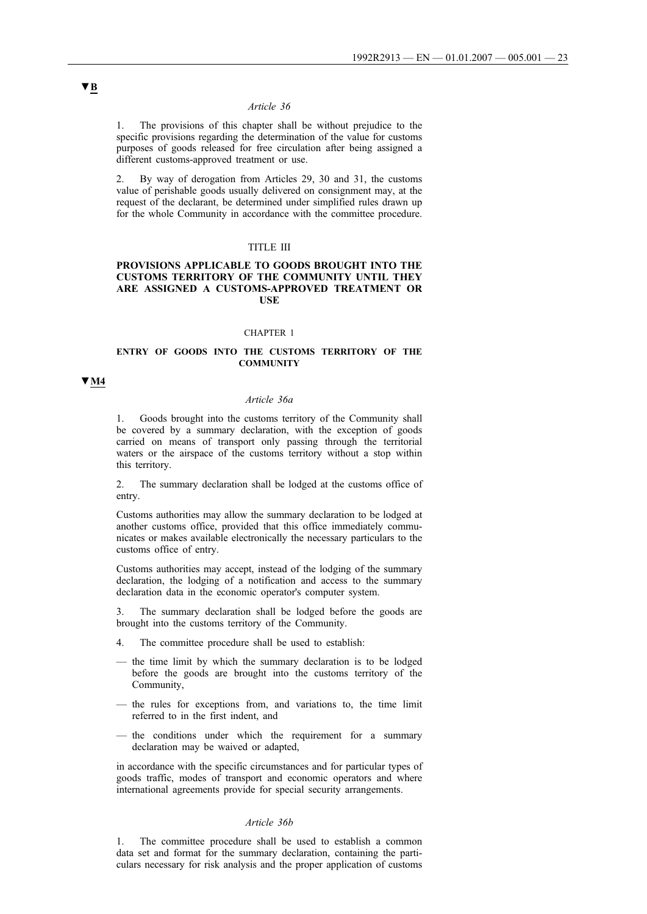▼B

*Article 36*

1. The provisions of this chapter shall be without prejudice to the specific provisions regarding the determination of the value for customs purposes of goods released for free circulation after being assigned a different customs-approved treatment or use.

2. By way of derogation from Articles 29, 30 and 31, the customs value of perishable goods usually delivered on consignment may, at the request of the declarant, be determined under simplified rules drawn up for the whole Community in accordance with the committee procedure.

TITLE III

**PROVISIONS APPLICABLE TO GOODS BROUGHT INTO THE CUSTOMS TERRITORY OF THE COMMUNITY UNTIL THEY ARE ASSIGNED A CUSTOMS-APPROVED TREATMENT OR USE**

CHAPTER 1

**ENTRY OF GOODS INTO THE CUSTOMS TERRITORY OF THE COMMUNITY**

▼M4

*Article 36a*

1. Goods brought into the customs territory of the Community shall be covered by a summary declaration, with the exception of goods carried on means of transport only passing through the territorial waters or the airspace of the customs territory without a stop within this territory.

2. The summary declaration shall be lodged at the customs office of entry.

Customs authorities may allow the summary declaration to be lodged at another customs office, provided that this office immediately communicates or makes available electronically the necessary particulars to the customs office of entry.

Customs authorities may accept, instead of the lodging of the summary declaration, the lodging of a notification and access to the summary declaration data in the economic operator's computer system.

3. The summary declaration shall be lodged before the goods are brought into the customs territory of the Community.

4. The committee procedure shall be used to establish:

— the time limit by which the summary declaration is to be lodged before the goods are brought into the customs territory of the Community,

— the rules for exceptions from, and variations to, the time limit referred to in the first indent, and

— the conditions under which the requirement for a summary declaration may be waived or adapted,

in accordance with the specific circumstances and for particular types of goods traffic, modes of transport and economic operators and where international agreements provide for special security arrangements.

*Article 36b*

1. The committee procedure shall be used to establish a common data set and format for the summary declaration, containing the particulars necessary for risk analysis and the proper application of customs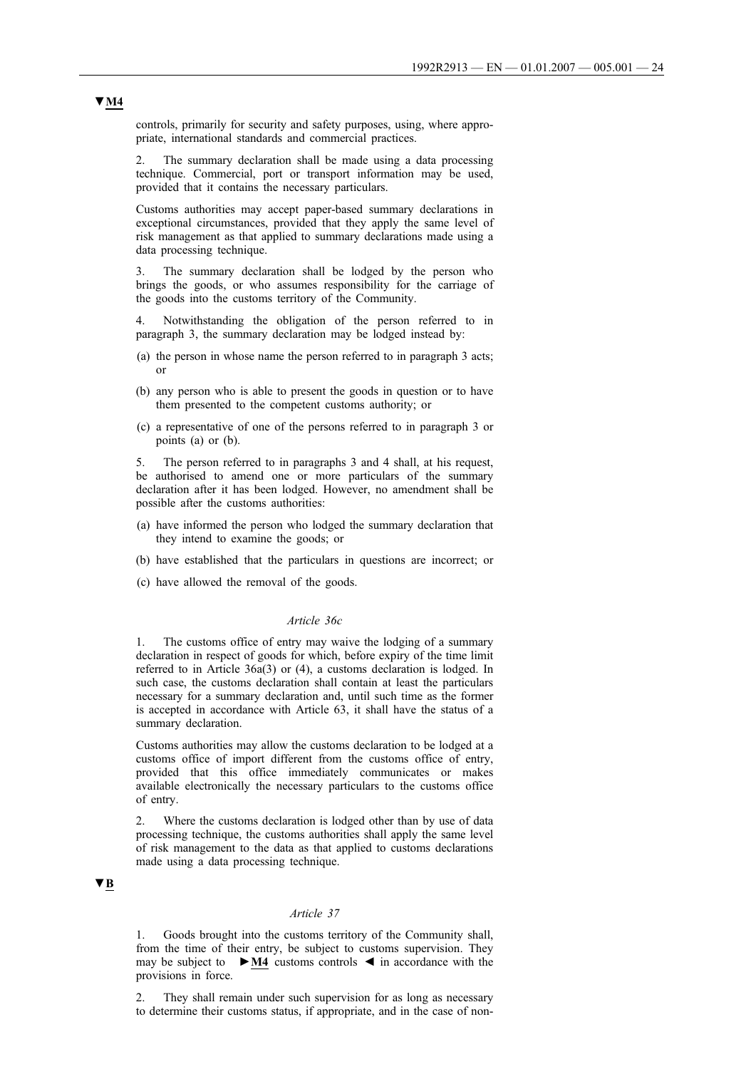▼M4

controls, primarily for security and safety purposes, using, where appropriate, international standards and commercial practices.

2. The summary declaration shall be made using a data processing technique. Commercial, port or transport information may be used, provided that it contains the necessary particulars.

Customs authorities may accept paper-based summary declarations in exceptional circumstances, provided that they apply the same level of risk management as that applied to summary declarations made using a data processing technique.

3. The summary declaration shall be lodged by the person who brings the goods, or who assumes responsibility for the carriage of the goods into the customs territory of the Community.

4. Notwithstanding the obligation of the person referred to in paragraph 3, the summary declaration may be lodged instead by:

(a) the person in whose name the person referred to in paragraph 3 acts; or

(b) any person who is able to present the goods in question or to have them presented to the competent customs authority; or

(c) a representative of one of the persons referred to in paragraph 3 or points (a) or (b).

5. The person referred to in paragraphs 3 and 4 shall, at his request, be authorised to amend one or more particulars of the summary declaration after it has been lodged. However, no amendment shall be possible after the customs authorities:

(a) have informed the person who lodged the summary declaration that they intend to examine the goods; or

(b) have established that the particulars in questions are incorrect; or

(c) have allowed the removal of the goods.

*Article 36c*

1. The customs office of entry may waive the lodging of a summary declaration in respect of goods for which, before expiry of the time limit referred to in Article 36a(3) or (4), a customs declaration is lodged. In such case, the customs declaration shall contain at least the particulars necessary for a summary declaration and, until such time as the former is accepted in accordance with Article 63, it shall have the status of a summary declaration.

Customs authorities may allow the customs declaration to be lodged at a customs office of import different from the customs office of entry, provided that this office immediately communicates or makes available electronically the necessary particulars to the customs office of entry.

2. Where the customs declaration is lodged other than by use of data processing technique, the customs authorities shall apply the same level of risk management to the data as that applied to customs declarations made using a data processing technique.

▼B

*Article 37*

1. Goods brought into the customs territory of the Community shall, from the time of their entry, be subject to customs supervision. They may be subject to ►M4 customs controls ◄ in accordance with the provisions in force.

2. They shall remain under such supervision for as long as necessary to determine their customs status, if appropriate, and in the case of non-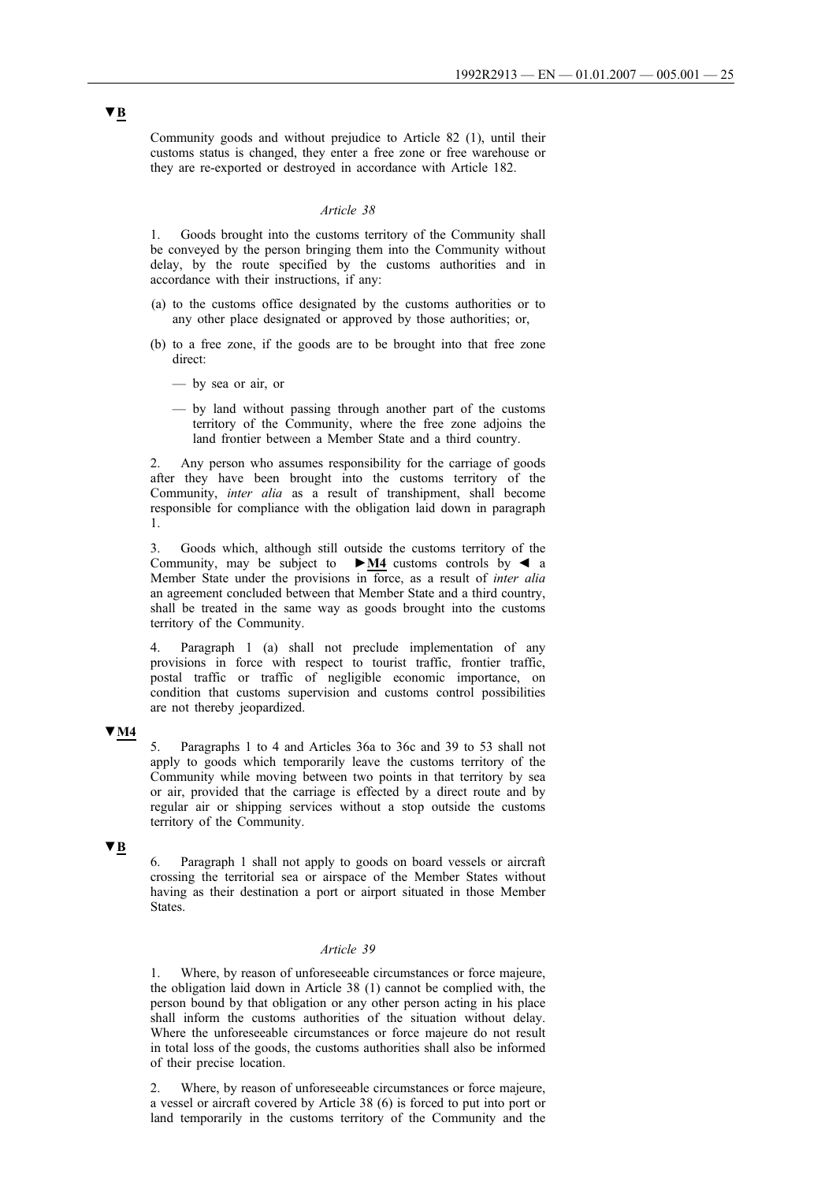▼B

Community goods and without prejudice to Article 82 (1), until their customs status is changed, they enter a free zone or free warehouse or they are re-exported or destroyed in accordance with Article 182.

*Article 38*

1. Goods brought into the customs territory of the Community shall be conveyed by the person bringing them into the Community without delay, by the route specified by the customs authorities and in accordance with their instructions, if any:

(a) to the customs office designated by the customs authorities or to any other place designated or approved by those authorities; or,

(b) to a free zone, if the goods are to be brought into that free zone direct:

— by sea or air, or

— by land without passing through another part of the customs territory of the Community, where the free zone adjoins the land frontier between a Member State and a third country.

2. Any person who assumes responsibility for the carriage of goods after they have been brought into the customs territory of the Community, *inter alia* as a result of transhipment, shall become responsible for compliance with the obligation laid down in paragraph 1.

3. Goods which, although still outside the customs territory of the Community, may be subject to ►M4 customs controls by ◄ a Member State under the provisions in force, as a result of *inter alia* an agreement concluded between that Member State and a third country, shall be treated in the same way as goods brought into the customs territory of the Community.

4. Paragraph 1 (a) shall not preclude implementation of any provisions in force with respect to tourist traffic, frontier traffic, postal traffic or traffic of negligible economic importance, on condition that customs supervision and customs control possibilities are not thereby jeopardized.

▼M4

5. Paragraphs 1 to 4 and Articles 36a to 36c and 39 to 53 shall not apply to goods which temporarily leave the customs territory of the Community while moving between two points in that territory by sea or air, provided that the carriage is effected by a direct route and by regular air or shipping services without a stop outside the customs territory of the Community.

▼B

6. Paragraph 1 shall not apply to goods on board vessels or aircraft crossing the territorial sea or airspace of the Member States without having as their destination a port or airport situated in those Member States.

*Article 39*

1. Where, by reason of unforeseeable circumstances or force majeure, the obligation laid down in Article 38 (1) cannot be complied with, the person bound by that obligation or any other person acting in his place shall inform the customs authorities of the situation without delay. Where the unforeseeable circumstances or force majeure do not result in total loss of the goods, the customs authorities shall also be informed of their precise location.

2. Where, by reason of unforeseeable circumstances or force majeure, a vessel or aircraft covered by Article 38 (6) is forced to put into port or land temporarily in the customs territory of the Community and the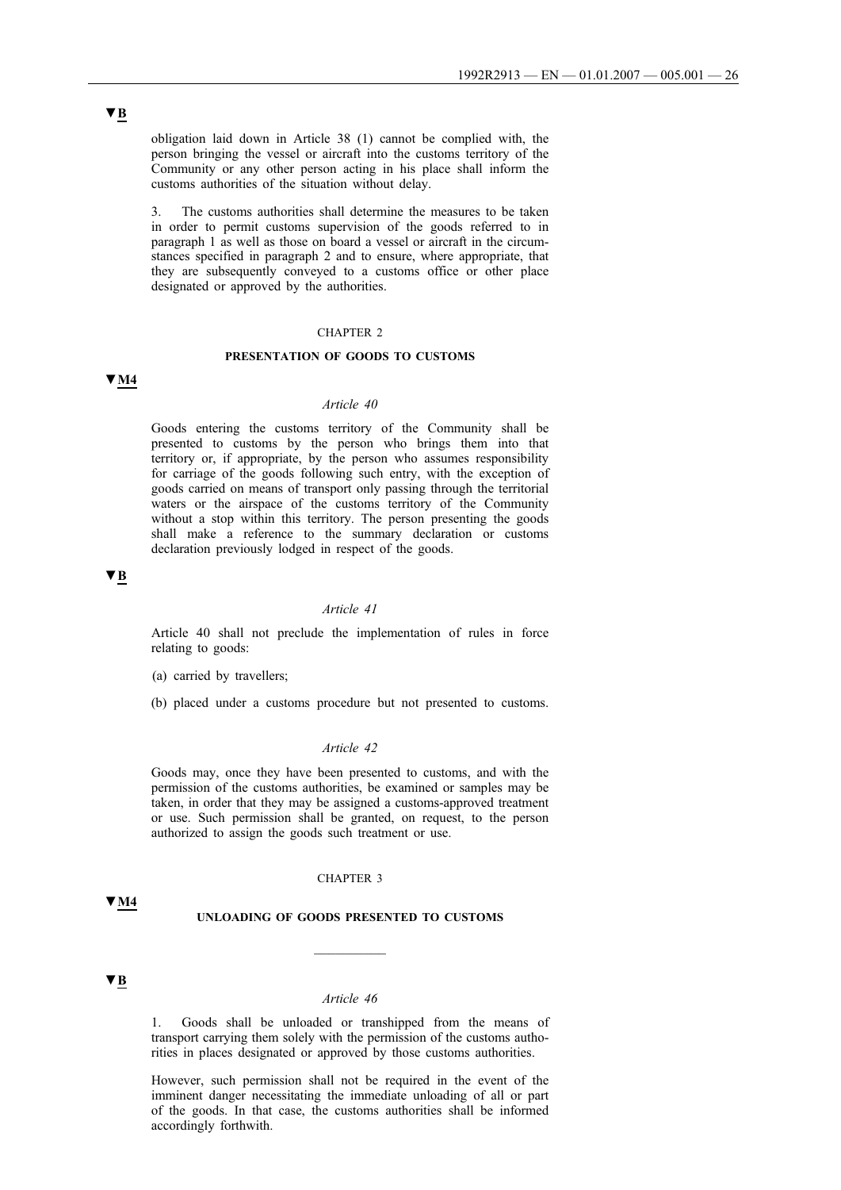▼B

obligation laid down in Article 38 (1) cannot be complied with, the person bringing the vessel or aircraft into the customs territory of the Community or any other person acting in his place shall inform the customs authorities of the situation without delay.

3. The customs authorities shall determine the measures to be taken in order to permit customs supervision of the goods referred to in paragraph 1 as well as those on board a vessel or aircraft in the circumstances specified in paragraph 2 and to ensure, where appropriate, that they are subsequently conveyed to a customs office or other place designated or approved by the authorities.

## CHAPTER 2

## PRESENTATION OF GOODS TO CUSTOMS

▼M4

### *Article 40*

Goods entering the customs territory of the Community shall be presented to customs by the person who brings them into that territory or, if appropriate, by the person who assumes responsibility for carriage of the goods following such entry, with the exception of goods carried on means of transport only passing through the territorial waters or the airspace of the customs territory of the Community without a stop within this territory. The person presenting the goods shall make a reference to the summary declaration or customs declaration previously lodged in respect of the goods.

▼B

### *Article 41*

Article 40 shall not preclude the implementation of rules in force relating to goods:

(a) carried by travellers;

(b) placed under a customs procedure but not presented to customs.

### *Article 42*

Goods may, once they have been presented to customs, and with the permission of the customs authorities, be examined or samples may be taken, in order that they may be assigned a customs-approved treatment or use. Such permission shall be granted, on request, to the person authorized to assign the goods such treatment or use.

## CHAPTER 3

▼M4

## UNLOADING OF GOODS PRESENTED TO CUSTOMS

---

▼B

### *Article 46*

1. Goods shall be unloaded or transhipped from the means of transport carrying them solely with the permission of the customs authorities in places designated or approved by those customs authorities.

However, such permission shall not be required in the event of the imminent danger necessitating the immediate unloading of all or part of the goods. In that case, the customs authorities shall be informed accordingly forthwith.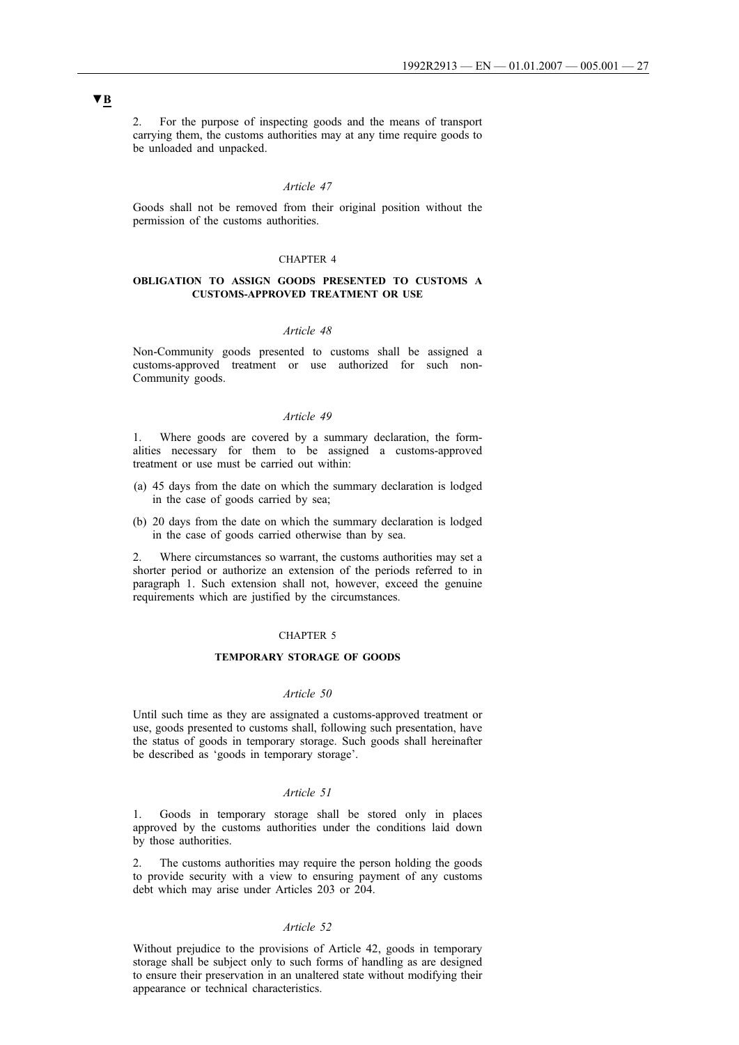▼B

2. For the purpose of inspecting goods and the means of transport carrying them, the customs authorities may at any time require goods to be unloaded and unpacked.

*Article 47*

Goods shall not be removed from their original position without the permission of the customs authorities.

CHAPTER 4

**OBLIGATION TO ASSIGN GOODS PRESENTED TO CUSTOMS A CUSTOMS-APPROVED TREATMENT OR USE**

*Article 48*

Non-Community goods presented to customs shall be assigned a customs-approved treatment or use authorized for such non-Community goods.

*Article 49*

1. Where goods are covered by a summary declaration, the formalities necessary for them to be assigned a customs-approved treatment or use must be carried out within:

(a) 45 days from the date on which the summary declaration is lodged in the case of goods carried by sea;

(b) 20 days from the date on which the summary declaration is lodged in the case of goods carried otherwise than by sea.

2. Where circumstances so warrant, the customs authorities may set a shorter period or authorize an extension of the periods referred to in paragraph 1. Such extension shall not, however, exceed the genuine requirements which are justified by the circumstances.

CHAPTER 5

**TEMPORARY STORAGE OF GOODS**

*Article 50*

Until such time as they are assignated a customs-approved treatment or use, goods presented to customs shall, following such presentation, have the status of goods in temporary storage. Such goods shall hereinafter be described as 'goods in temporary storage'.

*Article 51*

1. Goods in temporary storage shall be stored only in places approved by the customs authorities under the conditions laid down by those authorities.

2. The customs authorities may require the person holding the goods to provide security with a view to ensuring payment of any customs debt which may arise under Articles 203 or 204.

*Article 52*

Without prejudice to the provisions of Article 42, goods in temporary storage shall be subject only to such forms of handling as are designed to ensure their preservation in an unaltered state without modifying their appearance or technical characteristics.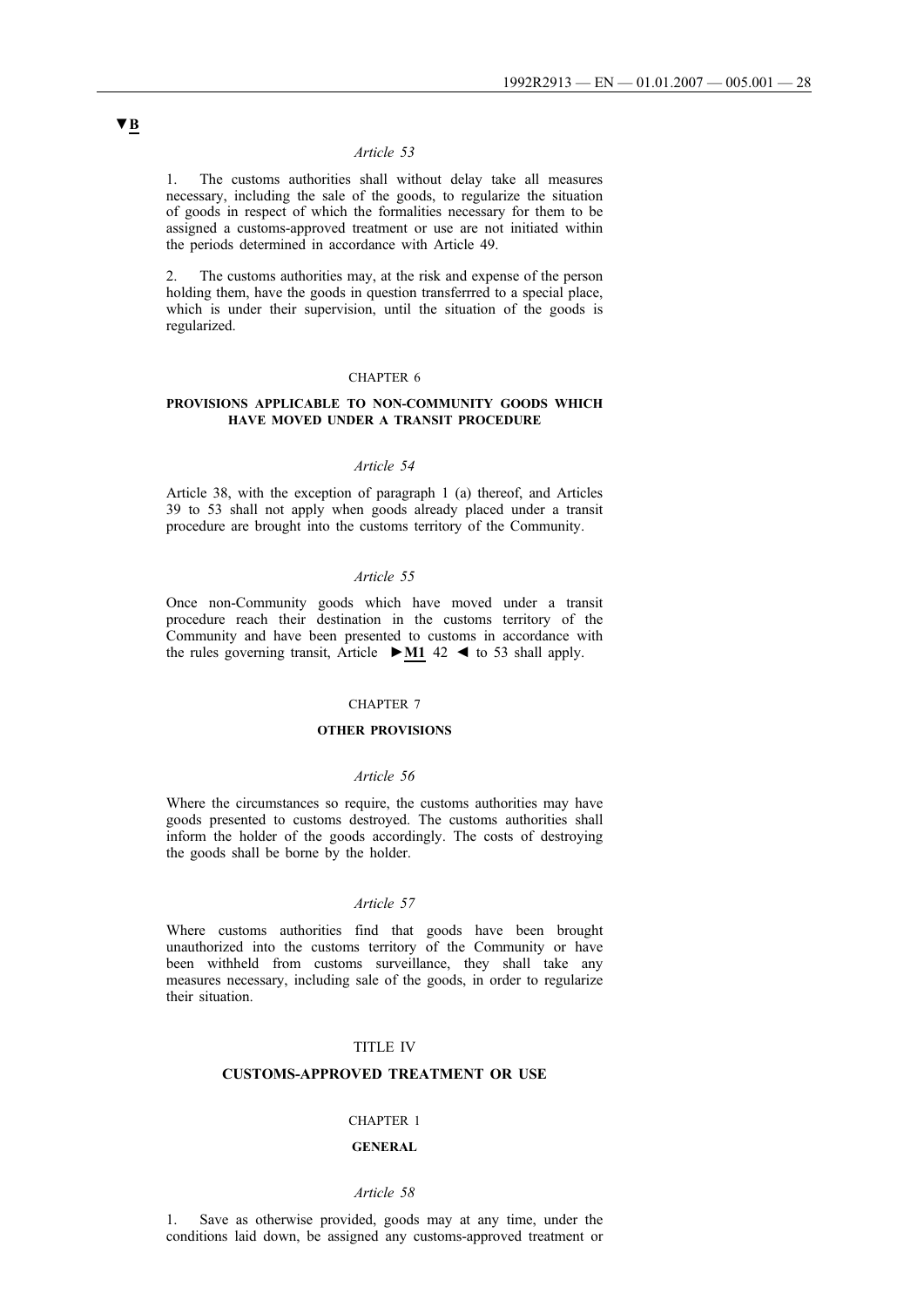▼B

*Article 53*

1. The customs authorities shall without delay take all measures necessary, including the sale of the goods, to regularize the situation of goods in respect of which the formalities necessary for them to be assigned a customs-approved treatment or use are not initiated within the periods determined in accordance with Article 49.

2. The customs authorities may, at the risk and expense of the person holding them, have the goods in question transferrred to a special place, which is under their supervision, until the situation of the goods is regularized.

CHAPTER 6

**PROVISIONS APPLICABLE TO NON-COMMUNITY GOODS WHICH HAVE MOVED UNDER A TRANSIT PROCEDURE**

*Article 54*

Article 38, with the exception of paragraph 1 (a) thereof, and Articles 39 to 53 shall not apply when goods already placed under a transit procedure are brought into the customs territory of the Community.

*Article 55*

Once non-Community goods which have moved under a transit procedure reach their destination in the customs territory of the Community and have been presented to customs in accordance with the rules governing transit, Article ►M1 42 ◄ to 53 shall apply.

CHAPTER 7

**OTHER PROVISIONS**

*Article 56*

Where the circumstances so require, the customs authorities may have goods presented to customs destroyed. The customs authorities shall inform the holder of the goods accordingly. The costs of destroying the goods shall be borne by the holder.

*Article 57*

Where customs authorities find that goods have been brought unauthorized into the customs territory of the Community or have been withheld from customs surveillance, they shall take any measures necessary, including sale of the goods, in order to regularize their situation.

TITLE IV

**CUSTOMS-APPROVED TREATMENT OR USE**

CHAPTER 1

**GENERAL**

*Article 58*

1. Save as otherwise provided, goods may at any time, under the conditions laid down, be assigned any customs-approved treatment or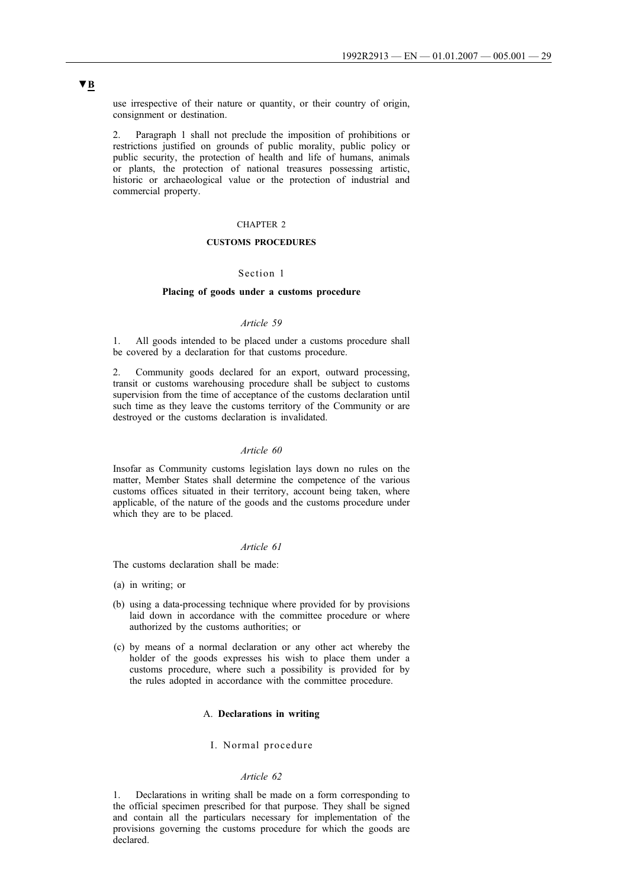▼B

use irrespective of their nature or quantity, or their country of origin, consignment or destination.

2. Paragraph 1 shall not preclude the imposition of prohibitions or restrictions justified on grounds of public morality, public policy or public security, the protection of health and life of humans, animals or plants, the protection of national treasures possessing artistic, historic or archaeological value or the protection of industrial and commercial property.

## CHAPTER 2

## CUSTOMS PROCEDURES

### Section 1

### Placing of goods under a customs procedure

*Article 59*

1. All goods intended to be placed under a customs procedure shall be covered by a declaration for that customs procedure.

2. Community goods declared for an export, outward processing, transit or customs warehousing procedure shall be subject to customs supervision from the time of acceptance of the customs declaration until such time as they leave the customs territory of the Community or are destroyed or the customs declaration is invalidated.

*Article 60*

Insofar as Community customs legislation lays down no rules on the matter, Member States shall determine the competence of the various customs offices situated in their territory, account being taken, where applicable, of the nature of the goods and the customs procedure under which they are to be placed.

*Article 61*

The customs declaration shall be made:

(a) in writing; or

(b) using a data-processing technique where provided for by provisions laid down in accordance with the committee procedure or where authorized by the customs authorities; or

(c) by means of a normal declaration or any other act whereby the holder of the goods expresses his wish to place them under a customs procedure, where such a possibility is provided for by the rules adopted in accordance with the committee procedure.

#### A. **Declarations in writing**

##### I. Normal procedure

*Article 62*

1. Declarations in writing shall be made on a form corresponding to the official specimen prescribed for that purpose. They shall be signed and contain all the particulars necessary for implementation of the provisions governing the customs procedure for which the goods are declared.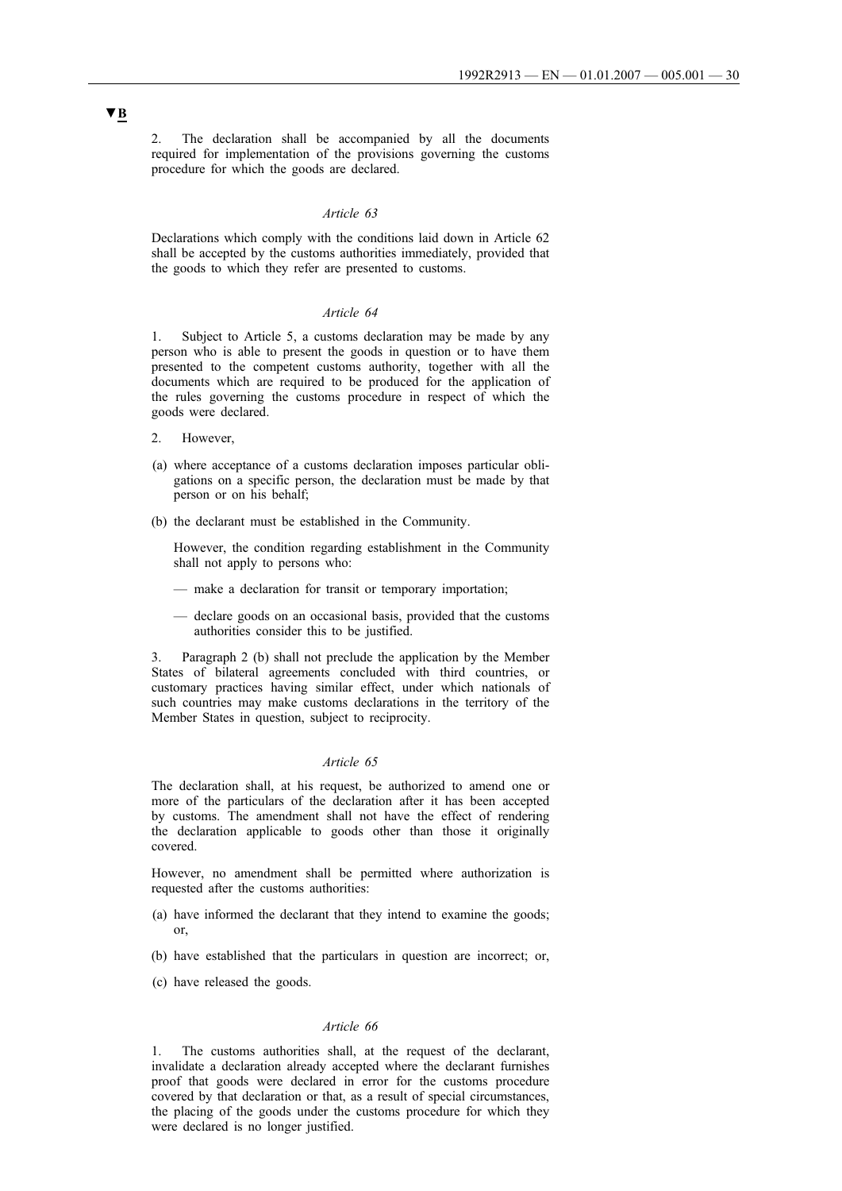▼B

2. The declaration shall be accompanied by all the documents required for implementation of the provisions governing the customs procedure for which the goods are declared.

*Article 63*

Declarations which comply with the conditions laid down in Article 62 shall be accepted by the customs authorities immediately, provided that the goods to which they refer are presented to customs.

*Article 64*

1. Subject to Article 5, a customs declaration may be made by any person who is able to present the goods in question or to have them presented to the competent customs authority, together with all the documents which are required to be produced for the application of the rules governing the customs procedure in respect of which the goods were declared.

2. However,

(a) where acceptance of a customs declaration imposes particular obligations on a specific person, the declaration must be made by that person or on his behalf;

(b) the declarant must be established in the Community.

However, the condition regarding establishment in the Community shall not apply to persons who:

— make a declaration for transit or temporary importation;

— declare goods on an occasional basis, provided that the customs authorities consider this to be justified.

3. Paragraph 2 (b) shall not preclude the application by the Member States of bilateral agreements concluded with third countries, or customary practices having similar effect, under which nationals of such countries may make customs declarations in the territory of the Member States in question, subject to reciprocity.

*Article 65*

The declaration shall, at his request, be authorized to amend one or more of the particulars of the declaration after it has been accepted by customs. The amendment shall not have the effect of rendering the declaration applicable to goods other than those it originally covered.

However, no amendment shall be permitted where authorization is requested after the customs authorities:

(a) have informed the declarant that they intend to examine the goods; or,

(b) have established that the particulars in question are incorrect; or,

(c) have released the goods.

*Article 66*

1. The customs authorities shall, at the request of the declarant, invalidate a declaration already accepted where the declarant furnishes proof that goods were declared in error for the customs procedure covered by that declaration or that, as a result of special circumstances, the placing of the goods under the customs procedure for which they were declared is no longer justified.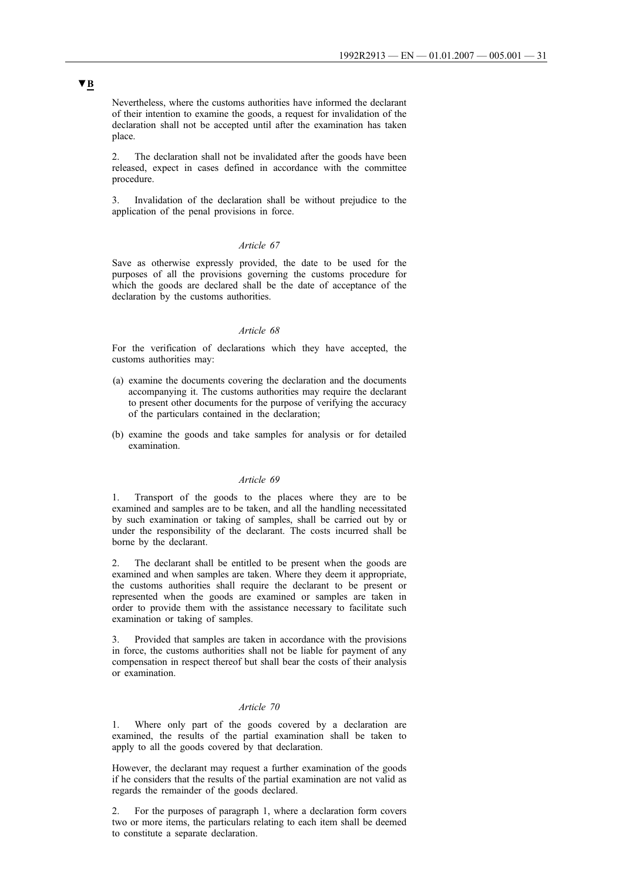▼B

Nevertheless, where the customs authorities have informed the declarant of their intention to examine the goods, a request for invalidation of the declaration shall not be accepted until after the examination has taken place.

2. The declaration shall not be invalidated after the goods have been released, expect in cases defined in accordance with the committee procedure.

3. Invalidation of the declaration shall be without prejudice to the application of the penal provisions in force.

*Article 67*

Save as otherwise expressly provided, the date to be used for the purposes of all the provisions governing the customs procedure for which the goods are declared shall be the date of acceptance of the declaration by the customs authorities.

*Article 68*

For the verification of declarations which they have accepted, the customs authorities may:

(a) examine the documents covering the declaration and the documents accompanying it. The customs authorities may require the declarant to present other documents for the purpose of verifying the accuracy of the particulars contained in the declaration;

(b) examine the goods and take samples for analysis or for detailed examination.

*Article 69*

1. Transport of the goods to the places where they are to be examined and samples are to be taken, and all the handling necessitated by such examination or taking of samples, shall be carried out by or under the responsibility of the declarant. The costs incurred shall be borne by the declarant.

2. The declarant shall be entitled to be present when the goods are examined and when samples are taken. Where they deem it appropriate, the customs authorities shall require the declarant to be present or represented when the goods are examined or samples are taken in order to provide them with the assistance necessary to facilitate such examination or taking of samples.

3. Provided that samples are taken in accordance with the provisions in force, the customs authorities shall not be liable for payment of any compensation in respect thereof but shall bear the costs of their analysis or examination.

*Article 70*

1. Where only part of the goods covered by a declaration are examined, the results of the partial examination shall be taken to apply to all the goods covered by that declaration.

However, the declarant may request a further examination of the goods if he considers that the results of the partial examination are not valid as regards the remainder of the goods declared.

2. For the purposes of paragraph 1, where a declaration form covers two or more items, the particulars relating to each item shall be deemed to constitute a separate declaration.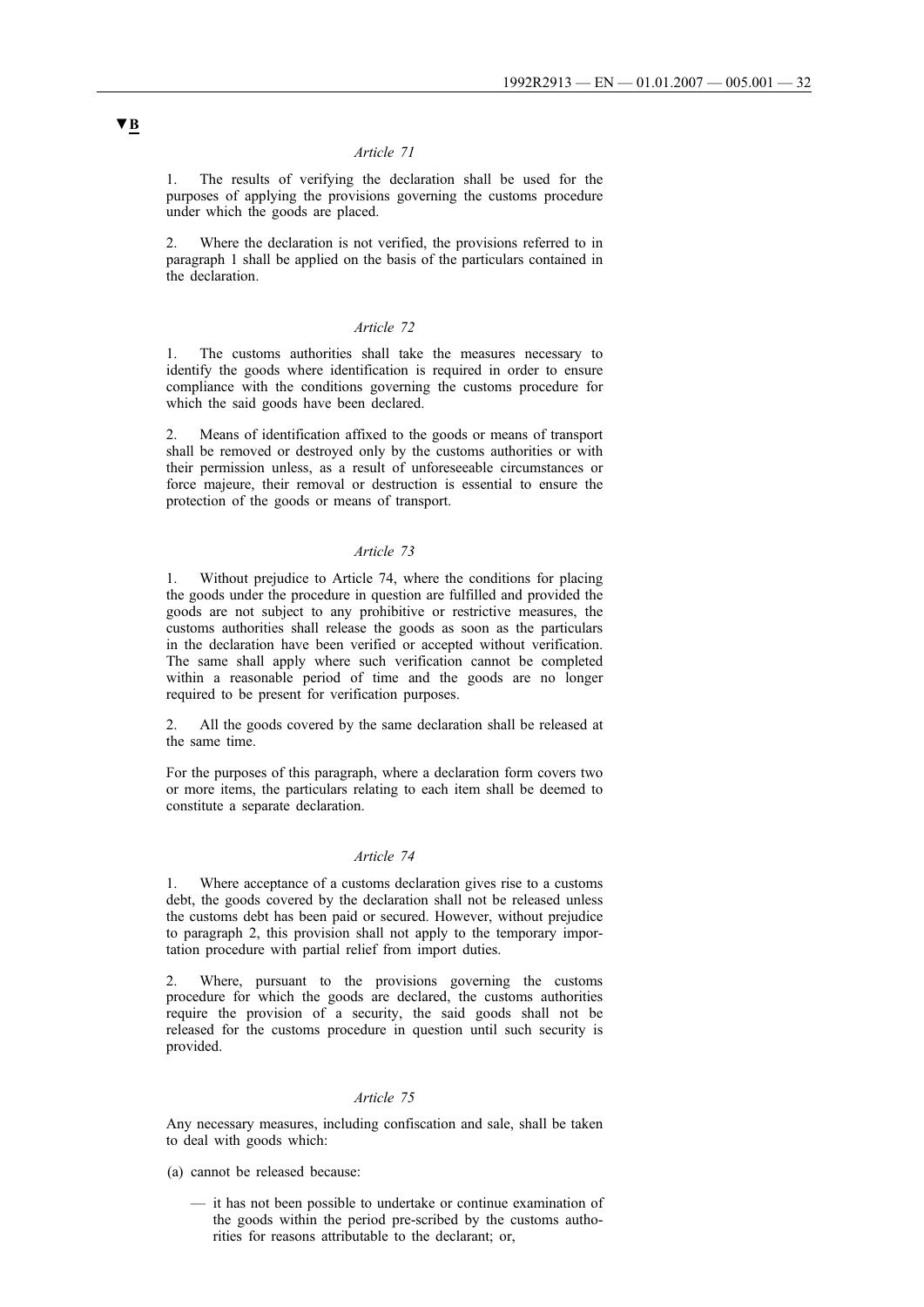▼B

*Article 71*

1. The results of verifying the declaration shall be used for the purposes of applying the provisions governing the customs procedure under which the goods are placed.

2. Where the declaration is not verified, the provisions referred to in paragraph 1 shall be applied on the basis of the particulars contained in the declaration.

*Article 72*

1. The customs authorities shall take the measures necessary to identify the goods where identification is required in order to ensure compliance with the conditions governing the customs procedure for which the said goods have been declared.

2. Means of identification affixed to the goods or means of transport shall be removed or destroyed only by the customs authorities or with their permission unless, as a result of unforeseeable circumstances or force majeure, their removal or destruction is essential to ensure the protection of the goods or means of transport.

*Article 73*

1. Without prejudice to Article 74, where the conditions for placing the goods under the procedure in question are fulfilled and provided the goods are not subject to any prohibitive or restrictive measures, the customs authorities shall release the goods as soon as the particulars in the declaration have been verified or accepted without verification. The same shall apply where such verification cannot be completed within a reasonable period of time and the goods are no longer required to be present for verification purposes.

2. All the goods covered by the same declaration shall be released at the same time.

For the purposes of this paragraph, where a declaration form covers two or more items, the particulars relating to each item shall be deemed to constitute a separate declaration.

*Article 74*

1. Where acceptance of a customs declaration gives rise to a customs debt, the goods covered by the declaration shall not be released unless the customs debt has been paid or secured. However, without prejudice to paragraph 2, this provision shall not apply to the temporary importation procedure with partial relief from import duties.

2. Where, pursuant to the provisions governing the customs procedure for which the goods are declared, the customs authorities require the provision of a security, the said goods shall not be released for the customs procedure in question until such security is provided.

*Article 75*

Any necessary measures, including confiscation and sale, shall be taken to deal with goods which:

(a) cannot be released because:

— it has not been possible to undertake or continue examination of the goods within the period pre-scribed by the customs authorities for reasons attributable to the declarant; or,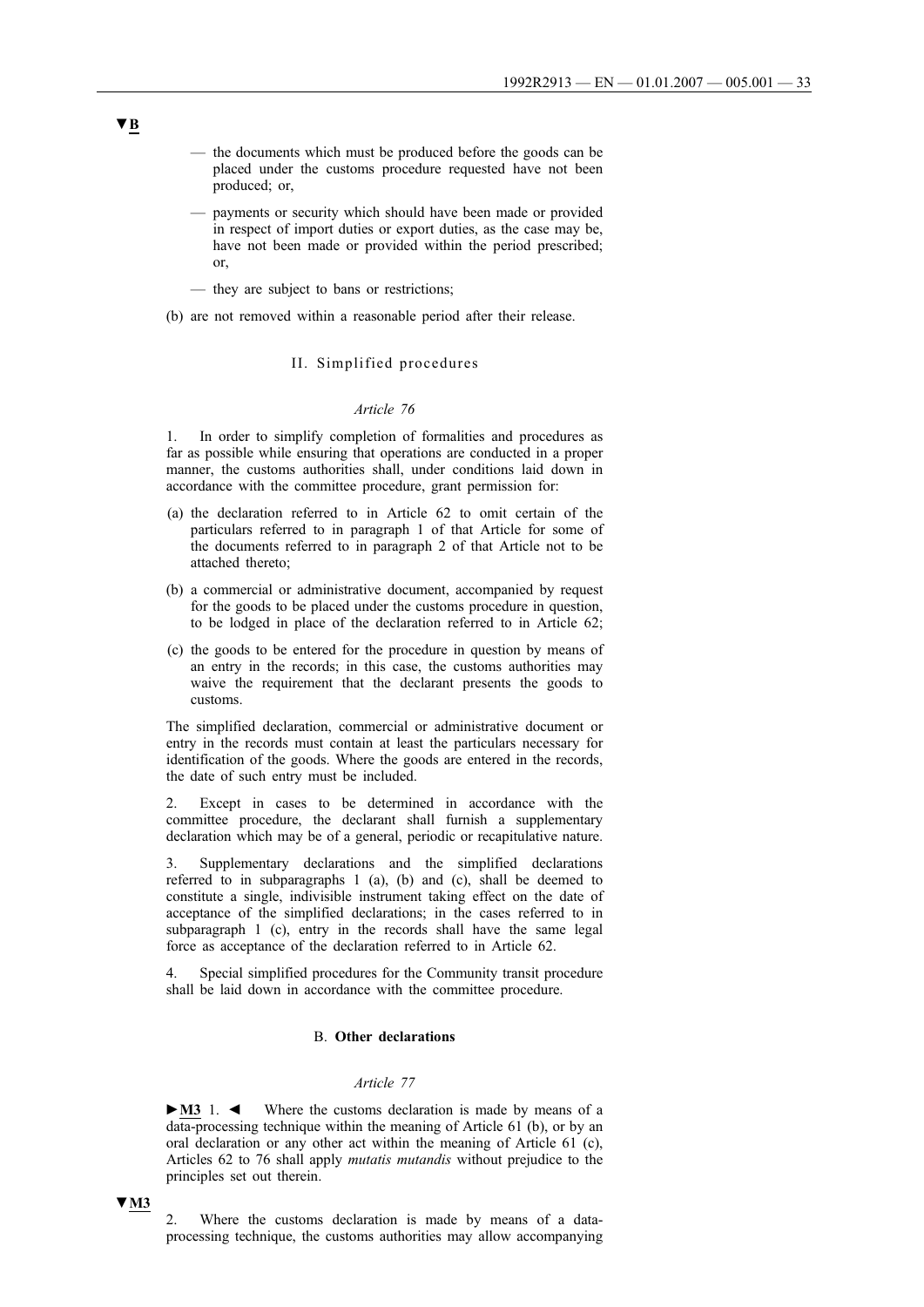▼B

— the documents which must be produced before the goods can be placed under the customs procedure requested have not been produced; or,

— payments or security which should have been made or provided in respect of import duties or export duties, as the case may be, have not been made or provided within the period prescribed; or,

— they are subject to bans or restrictions;

(b) are not removed within a reasonable period after their release.

II. Simplified procedures

*Article 76*

1. In order to simplify completion of formalities and procedures as far as possible while ensuring that operations are conducted in a proper manner, the customs authorities shall, under conditions laid down in accordance with the committee procedure, grant permission for:

(a) the declaration referred to in Article 62 to omit certain of the particulars referred to in paragraph 1 of that Article for some of the documents referred to in paragraph 2 of that Article not to be attached thereto;

(b) a commercial or administrative document, accompanied by request for the goods to be placed under the customs procedure in question, to be lodged in place of the declaration referred to in Article 62;

(c) the goods to be entered for the procedure in question by means of an entry in the records; in this case, the customs authorities may waive the requirement that the declarant presents the goods to customs.

The simplified declaration, commercial or administrative document or entry in the records must contain at least the particulars necessary for identification of the goods. Where the goods are entered in the records, the date of such entry must be included.

2. Except in cases to be determined in accordance with the committee procedure, the declarant shall furnish a supplementary declaration which may be of a general, periodic or recapitulative nature.

3. Supplementary declarations and the simplified declarations referred to in subparagraphs 1 (a), (b) and (c), shall be deemed to constitute a single, indivisible instrument taking effect on the date of acceptance of the simplified declarations; in the cases referred to in subparagraph 1 (c), entry in the records shall have the same legal force as acceptance of the declaration referred to in Article 62.

4. Special simplified procedures for the Community transit procedure shall be laid down in accordance with the committee procedure.

B. **Other declarations**

*Article 77*

►M3 1. ◄ Where the customs declaration is made by means of a data-processing technique within the meaning of Article 61 (b), or by an oral declaration or any other act within the meaning of Article 61 (c), Articles 62 to 76 shall apply *mutatis mutandis* without prejudice to the principles set out therein.

▼M3

2. Where the customs declaration is made by means of a data-processing technique, the customs authorities may allow accompanying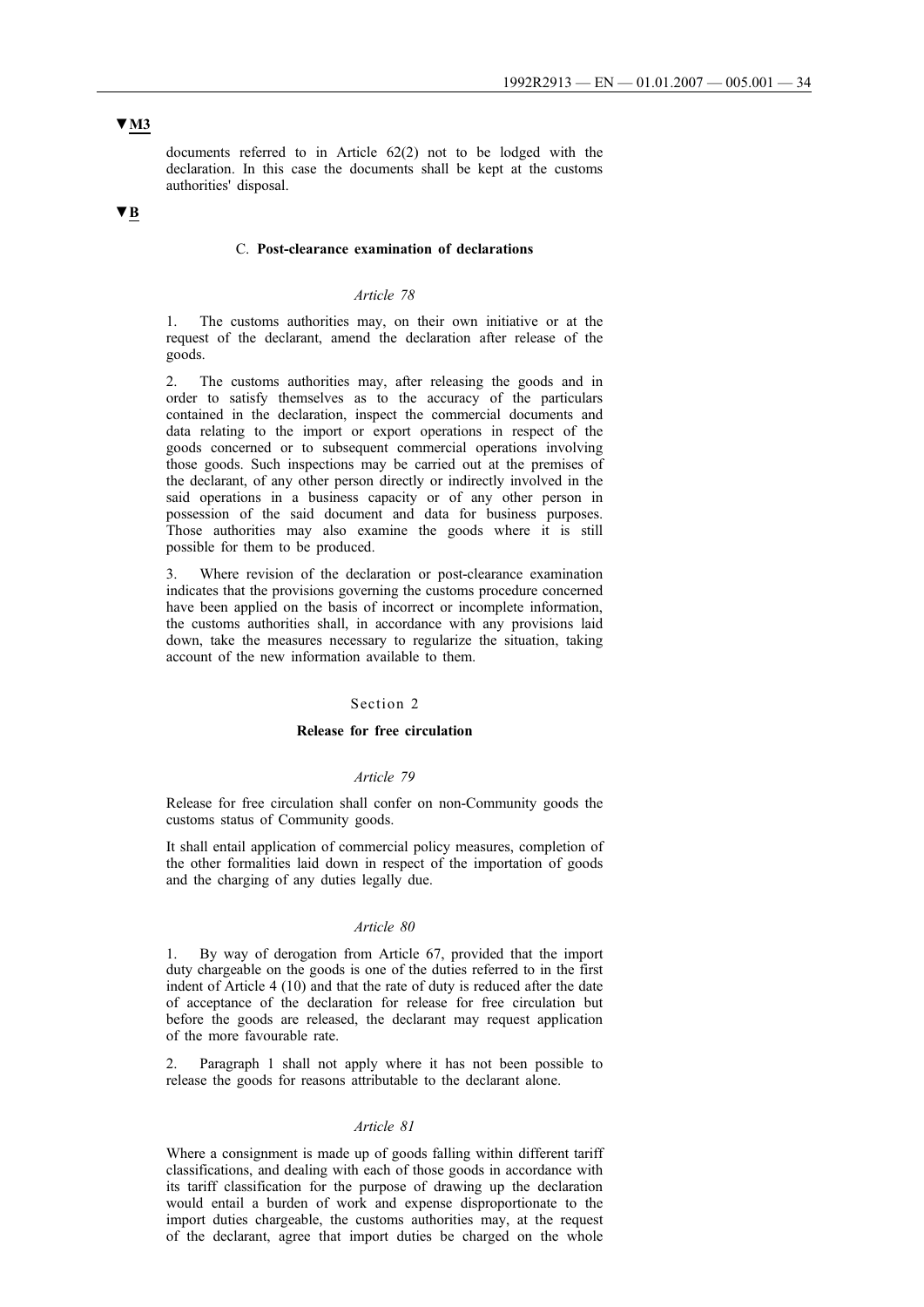▼M3

documents referred to in Article 62(2) not to be lodged with the declaration. In this case the documents shall be kept at the customs authorities' disposal.

▼B

### C. **Post-clearance examination of declarations**

*Article 78*

1. The customs authorities may, on their own initiative or at the request of the declarant, amend the declaration after release of the goods.

2. The customs authorities may, after releasing the goods and in order to satisfy themselves as to the accuracy of the particulars contained in the declaration, inspect the commercial documents and data relating to the import or export operations in respect of the goods concerned or to subsequent commercial operations involving those goods. Such inspections may be carried out at the premises of the declarant, of any other person directly or indirectly involved in the said operations in a business capacity or of any other person in possession of the said document and data for business purposes. Those authorities may also examine the goods where it is still possible for them to be produced.

3. Where revision of the declaration or post-clearance examination indicates that the provisions governing the customs procedure concerned have been applied on the basis of incorrect or incomplete information, the customs authorities shall, in accordance with any provisions laid down, take the measures necessary to regularize the situation, taking account of the new information available to them.

## Section 2

### **Release for free circulation**

*Article 79*

Release for free circulation shall confer on non-Community goods the customs status of Community goods.

It shall entail application of commercial policy measures, completion of the other formalities laid down in respect of the importation of goods and the charging of any duties legally due.

*Article 80*

1. By way of derogation from Article 67, provided that the import duty chargeable on the goods is one of the duties referred to in the first indent of Article 4 (10) and that the rate of duty is reduced after the date of acceptance of the declaration for release for free circulation but before the goods are released, the declarant may request application of the more favourable rate.

2. Paragraph 1 shall not apply where it has not been possible to release the goods for reasons attributable to the declarant alone.

*Article 81*

Where a consignment is made up of goods falling within different tariff classifications, and dealing with each of those goods in accordance with its tariff classification for the purpose of drawing up the declaration would entail a burden of work and expense disproportionate to the import duties chargeable, the customs authorities may, at the request of the declarant, agree that import duties be charged on the whole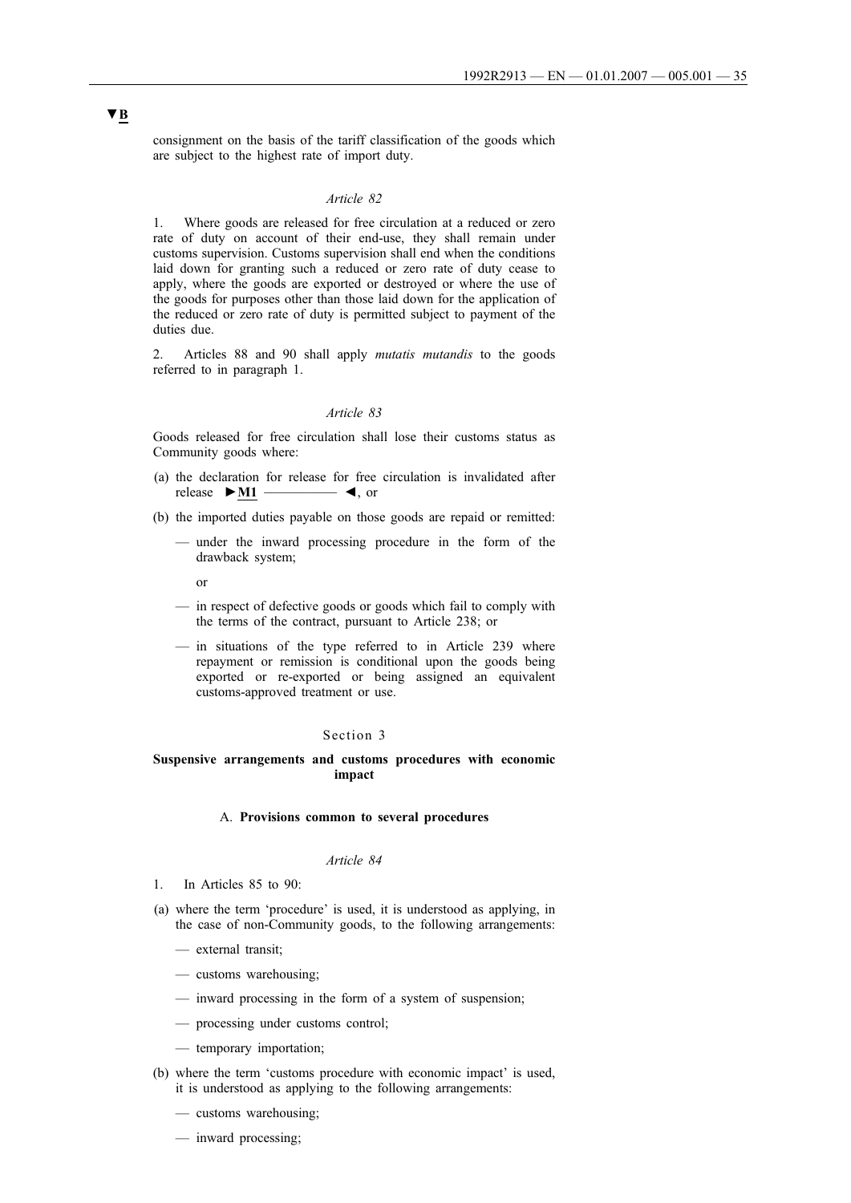▼B

consignment on the basis of the tariff classification of the goods which are subject to the highest rate of import duty.

*Article 82*

1. Where goods are released for free circulation at a reduced or zero rate of duty on account of their end-use, they shall remain under customs supervision. Customs supervision shall end when the conditions laid down for granting such a reduced or zero rate of duty cease to apply, where the goods are exported or destroyed or where the use of the goods for purposes other than those laid down for the application of the reduced or zero rate of duty is permitted subject to payment of the duties due.

2. Articles 88 and 90 shall apply *mutatis mutandis* to the goods referred to in paragraph 1.

*Article 83*

Goods released for free circulation shall lose their customs status as Community goods where:

(a) the declaration for release for free circulation is invalidated after release ►M1 ————— ◄, or

(b) the imported duties payable on those goods are repaid or remitted:

— under the inward processing procedure in the form of the drawback system;

or

— in respect of defective goods or goods which fail to comply with the terms of the contract, pursuant to Article 238; or

— in situations of the type referred to in Article 239 where repayment or remission is conditional upon the goods being exported or re-exported or being assigned an equivalent customs-approved treatment or use.

Section 3

**Suspensive arrangements and customs procedures with economic impact**

A. **Provisions common to several procedures**

*Article 84*

1. In Articles 85 to 90:

(a) where the term 'procedure' is used, it is understood as applying, in the case of non-Community goods, to the following arrangements:

— external transit;

— customs warehousing;

— inward processing in the form of a system of suspension;

— processing under customs control;

— temporary importation;

(b) where the term 'customs procedure with economic impact' is used, it is understood as applying to the following arrangements:

— customs warehousing;

— inward processing;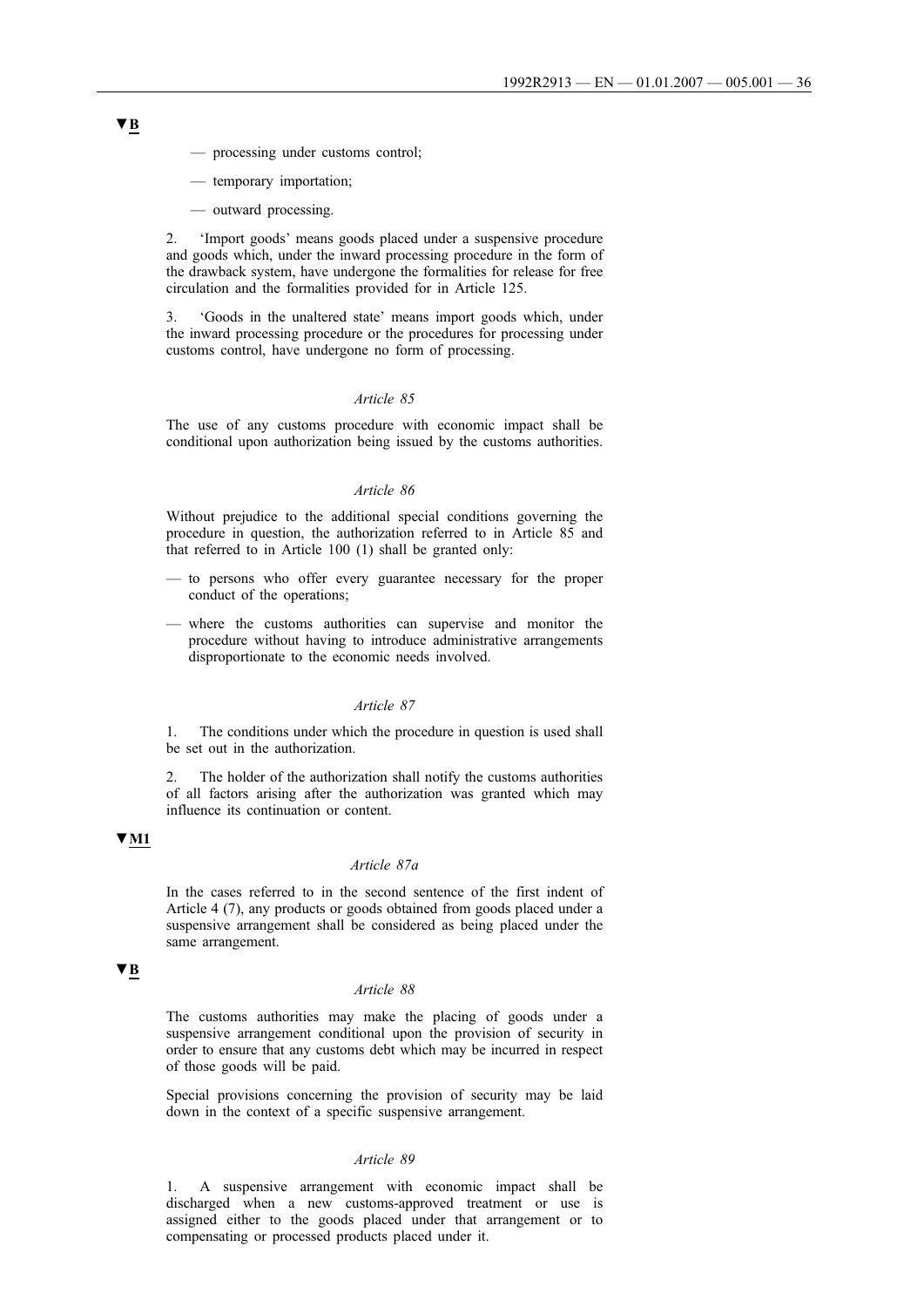▼B

— processing under customs control;

— temporary importation;

— outward processing.

2. 'Import goods' means goods placed under a suspensive procedure and goods which, under the inward processing procedure in the form of the drawback system, have undergone the formalities for release for free circulation and the formalities provided for in Article 125.

3. 'Goods in the unaltered state' means import goods which, under the inward processing procedure or the procedures for processing under customs control, have undergone no form of processing.

*Article 85*

The use of any customs procedure with economic impact shall be conditional upon authorization being issued by the customs authorities.

*Article 86*

Without prejudice to the additional special conditions governing the procedure in question, the authorization referred to in Article 85 and that referred to in Article 100 (1) shall be granted only:

— to persons who offer every guarantee necessary for the proper conduct of the operations;

— where the customs authorities can supervise and monitor the procedure without having to introduce administrative arrangements disproportionate to the economic needs involved.

*Article 87*

1. The conditions under which the procedure in question is used shall be set out in the authorization.

2. The holder of the authorization shall notify the customs authorities of all factors arising after the authorization was granted which may influence its continuation or content.

▼M1

*Article 87a*

In the cases referred to in the second sentence of the first indent of Article 4 (7), any products or goods obtained from goods placed under a suspensive arrangement shall be considered as being placed under the same arrangement.

▼B

*Article 88*

The customs authorities may make the placing of goods under a suspensive arrangement conditional upon the provision of security in order to ensure that any customs debt which may be incurred in respect of those goods will be paid.

Special provisions concerning the provision of security may be laid down in the context of a specific suspensive arrangement.

*Article 89*

1. A suspensive arrangement with economic impact shall be discharged when a new customs-approved treatment or use is assigned either to the goods placed under that arrangement or to compensating or processed products placed under it.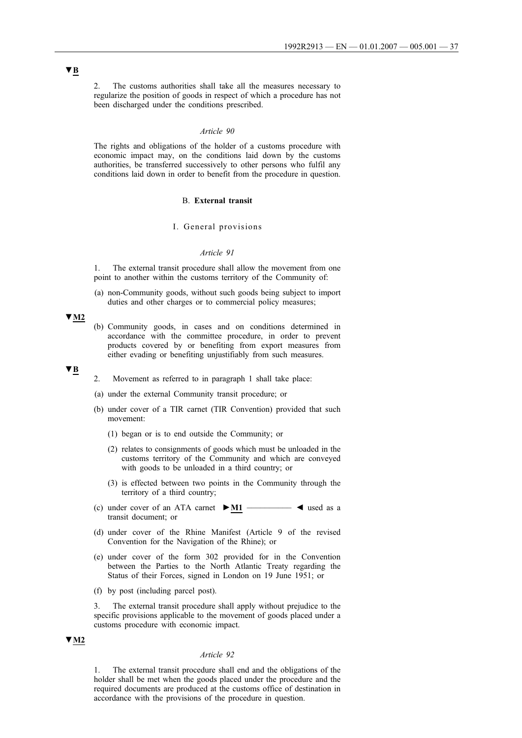▼B

2. The customs authorities shall take all the measures necessary to regularize the position of goods in respect of which a procedure has not been discharged under the conditions prescribed.

*Article 90*

The rights and obligations of the holder of a customs procedure with economic impact may, on the conditions laid down by the customs authorities, be transferred successively to other persons who fulfil any conditions laid down in order to benefit from the procedure in question.

B. **External transit**

I. General provisions

*Article 91*

1. The external transit procedure shall allow the movement from one point to another within the customs territory of the Community of:

(a) non-Community goods, without such goods being subject to import duties and other charges or to commercial policy measures;

▼M2

(b) Community goods, in cases and on conditions determined in accordance with the committee procedure, in order to prevent products covered by or benefiting from export measures from either evading or benefiting unjustifiably from such measures.

▼B

2. Movement as referred to in paragraph 1 shall take place:

(a) under the external Community transit procedure; or

(b) under cover of a TIR carnet (TIR Convention) provided that such movement:

   (1) began or is to end outside the Community; or

   (2) relates to consignments of goods which must be unloaded in the customs territory of the Community and which are conveyed with goods to be unloaded in a third country; or

   (3) is effected between two points in the Community through the territory of a third country;

(c) under cover of an ATA carnet ►M1 ————— ◄ used as a transit document; or

(d) under cover of the Rhine Manifest (Article 9 of the revised Convention for the Navigation of the Rhine); or

(e) under cover of the form 302 provided for in the Convention between the Parties to the North Atlantic Treaty regarding the Status of their Forces, signed in London on 19 June 1951; or

(f) by post (including parcel post).

3. The external transit procedure shall apply without prejudice to the specific provisions applicable to the movement of goods placed under a customs procedure with economic impact.

▼M2

*Article 92*

1. The external transit procedure shall end and the obligations of the holder shall be met when the goods placed under the procedure and the required documents are produced at the customs office of destination in accordance with the provisions of the procedure in question.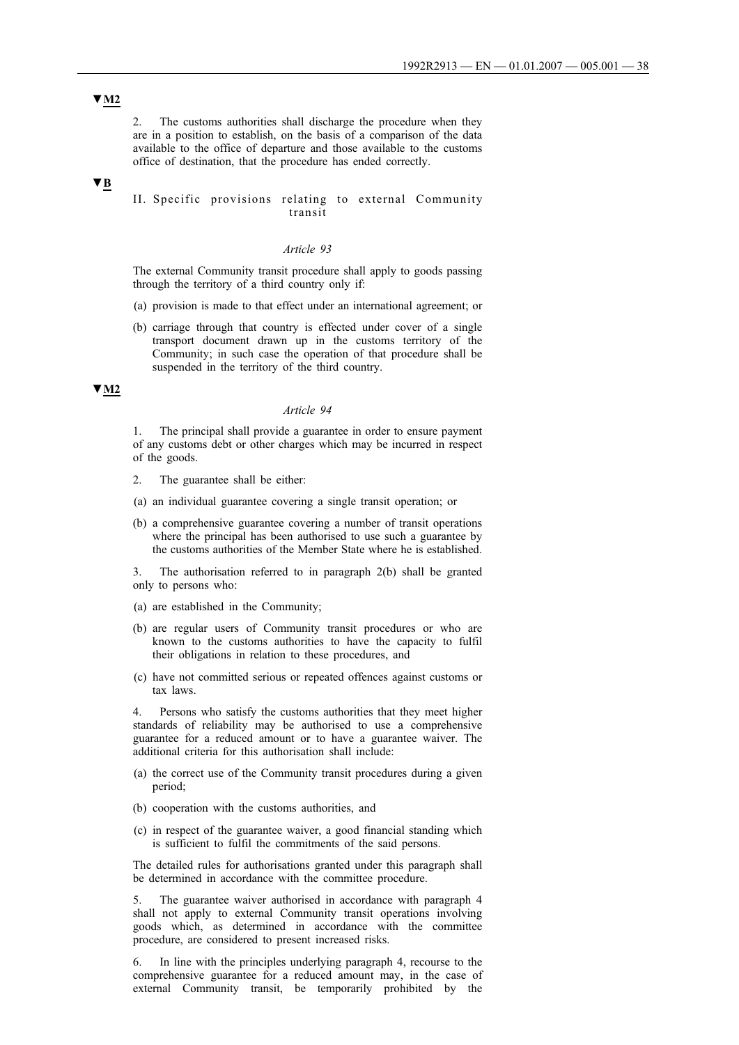▼M2

2. The customs authorities shall discharge the procedure when they are in a position to establish, on the basis of a comparison of the data available to the office of departure and those available to the customs office of destination, that the procedure has ended correctly.

▼B

II. Specific provisions relating to external Community transit

*Article 93*

The external Community transit procedure shall apply to goods passing through the territory of a third country only if:

(a) provision is made to that effect under an international agreement; or

(b) carriage through that country is effected under cover of a single transport document drawn up in the customs territory of the Community; in such case the operation of that procedure shall be suspended in the territory of the third country.

▼M2

*Article 94*

1. The principal shall provide a guarantee in order to ensure payment of any customs debt or other charges which may be incurred in respect of the goods.

2. The guarantee shall be either:

(a) an individual guarantee covering a single transit operation; or

(b) a comprehensive guarantee covering a number of transit operations where the principal has been authorised to use such a guarantee by the customs authorities of the Member State where he is established.

3. The authorisation referred to in paragraph 2(b) shall be granted only to persons who:

(a) are established in the Community;

(b) are regular users of Community transit procedures or who are known to the customs authorities to have the capacity to fulfil their obligations in relation to these procedures, and

(c) have not committed serious or repeated offences against customs or tax laws.

4. Persons who satisfy the customs authorities that they meet higher standards of reliability may be authorised to use a comprehensive guarantee for a reduced amount or to have a guarantee waiver. The additional criteria for this authorisation shall include:

(a) the correct use of the Community transit procedures during a given period;

(b) cooperation with the customs authorities, and

(c) in respect of the guarantee waiver, a good financial standing which is sufficient to fulfil the commitments of the said persons.

The detailed rules for authorisations granted under this paragraph shall be determined in accordance with the committee procedure.

5. The guarantee waiver authorised in accordance with paragraph 4 shall not apply to external Community transit operations involving goods which, as determined in accordance with the committee procedure, are considered to present increased risks.

6. In line with the principles underlying paragraph 4, recourse to the comprehensive guarantee for a reduced amount may, in the case of external Community transit, be temporarily prohibited by the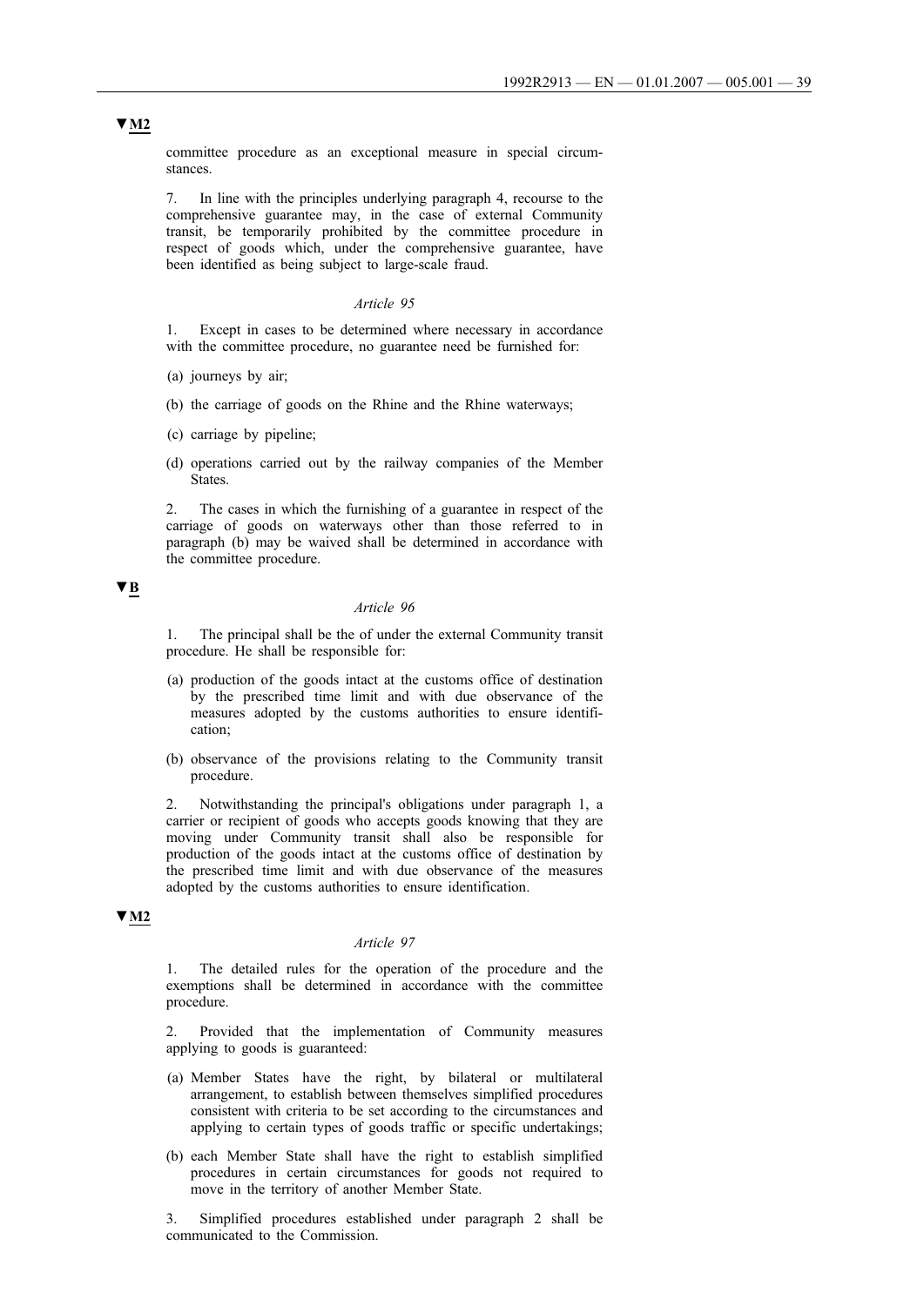▼M2

committee procedure as an exceptional measure in special circumstances.

7. In line with the principles underlying paragraph 4, recourse to the comprehensive guarantee may, in the case of external Community transit, be temporarily prohibited by the committee procedure in respect of goods which, under the comprehensive guarantee, have been identified as being subject to large-scale fraud.

*Article 95*

1. Except in cases to be determined where necessary in accordance with the committee procedure, no guarantee need be furnished for:

(a) journeys by air;

(b) the carriage of goods on the Rhine and the Rhine waterways;

(c) carriage by pipeline;

(d) operations carried out by the railway companies of the Member States.

2. The cases in which the furnishing of a guarantee in respect of the carriage of goods on waterways other than those referred to in paragraph (b) may be waived shall be determined in accordance with the committee procedure.

▼B

*Article 96*

1. The principal shall be the of under the external Community transit procedure. He shall be responsible for:

(a) production of the goods intact at the customs office of destination by the prescribed time limit and with due observance of the measures adopted by the customs authorities to ensure identification;

(b) observance of the provisions relating to the Community transit procedure.

2. Notwithstanding the principal's obligations under paragraph 1, a carrier or recipient of goods who accepts goods knowing that they are moving under Community transit shall also be responsible for production of the goods intact at the customs office of destination by the prescribed time limit and with due observance of the measures adopted by the customs authorities to ensure identification.

▼M2

*Article 97*

1. The detailed rules for the operation of the procedure and the exemptions shall be determined in accordance with the committee procedure.

2. Provided that the implementation of Community measures applying to goods is guaranteed:

(a) Member States have the right, by bilateral or multilateral arrangement, to establish between themselves simplified procedures consistent with criteria to be set according to the circumstances and applying to certain types of goods traffic or specific undertakings;

(b) each Member State shall have the right to establish simplified procedures in certain circumstances for goods not required to move in the territory of another Member State.

3. Simplified procedures established under paragraph 2 shall be communicated to the Commission.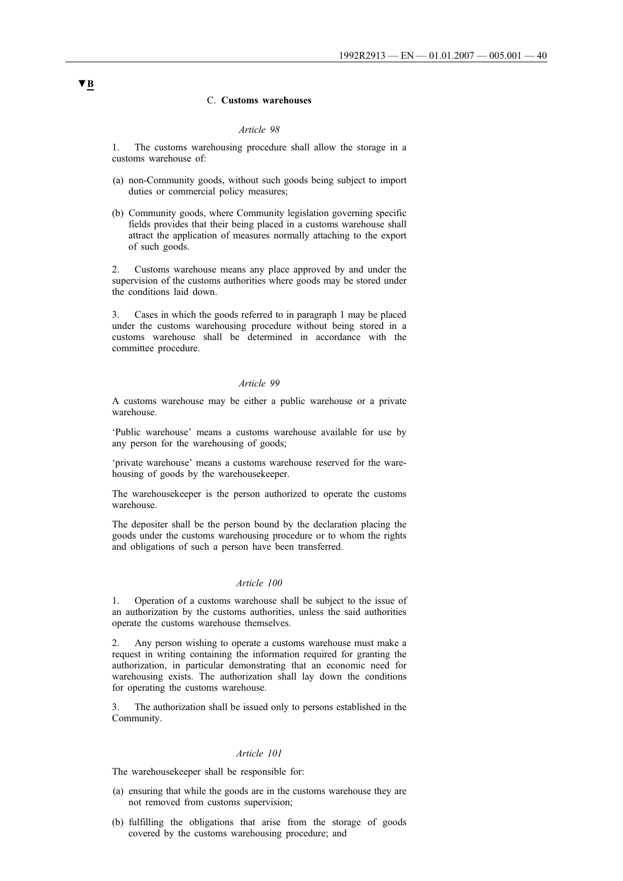▼B

### C. **Customs warehouses**

*Article 98*

1. The customs warehousing procedure shall allow the storage in a customs warehouse of:

(a) non-Community goods, without such goods being subject to import duties or commercial policy measures;

(b) Community goods, where Community legislation governing specific fields provides that their being placed in a customs warehouse shall attract the application of measures normally attaching to the export of such goods.

2. Customs warehouse means any place approved by and under the supervision of the customs authorities where goods may be stored under the conditions laid down.

3. Cases in which the goods referred to in paragraph 1 may be placed under the customs warehousing procedure without being stored in a customs warehouse shall be determined in accordance with the committee procedure.

*Article 99*

A customs warehouse may be either a public warehouse or a private warehouse.

'Public warehouse' means a customs warehouse available for use by any person for the warehousing of goods;

'private warehouse' means a customs warehouse reserved for the warehousing of goods by the warehousekeeper.

The warehousekeeper is the person authorized to operate the customs warehouse.

The depositer shall be the person bound by the declaration placing the goods under the customs warehousing procedure or to whom the rights and obligations of such a person have been transferred.

*Article 100*

1. Operation of a customs warehouse shall be subject to the issue of an authorization by the customs authorities, unless the said authorities operate the customs warehouse themselves.

2. Any person wishing to operate a customs warehouse must make a request in writing containing the information required for granting the authorization, in particular demonstrating that an economic need for warehousing exists. The authorization shall lay down the conditions for operating the customs warehouse.

3. The authorization shall be issued only to persons established in the Community.

*Article 101*

The warehousekeeper shall be responsible for:

(a) ensuring that while the goods are in the customs warehouse they are not removed from customs supervision;

(b) fulfilling the obligations that arise from the storage of goods covered by the customs warehousing procedure; and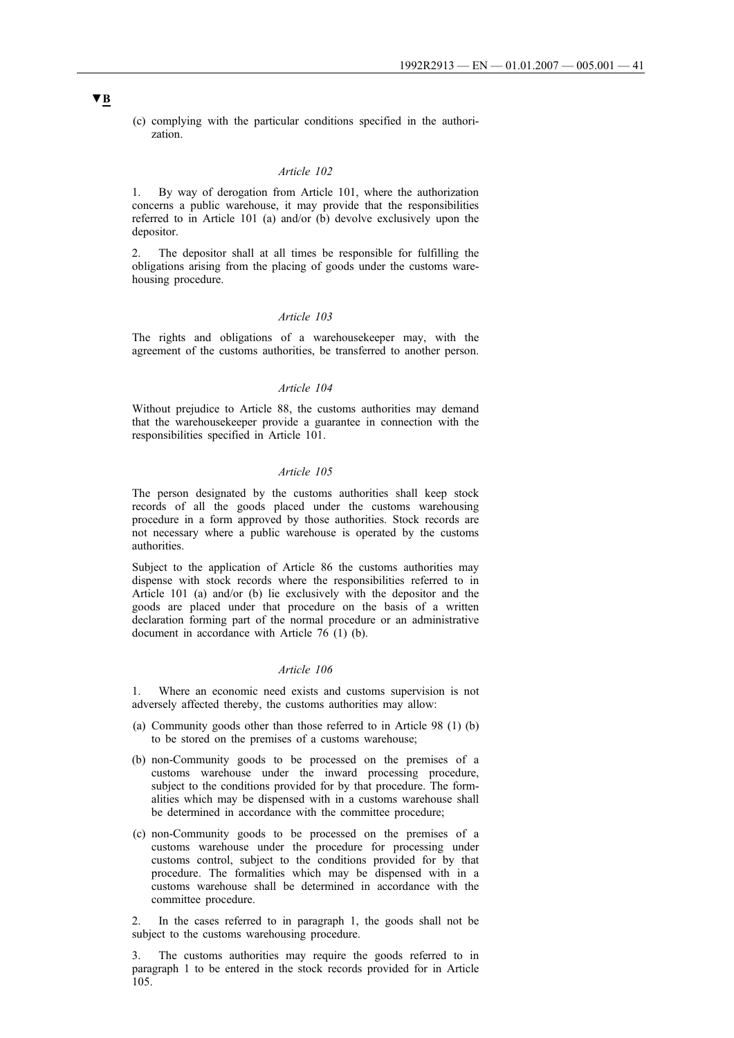▼B

(c) complying with the particular conditions specified in the authorization.

*Article 102*

1. By way of derogation from Article 101, where the authorization concerns a public warehouse, it may provide that the responsibilities referred to in Article 101 (a) and/or (b) devolve exclusively upon the depositor.

2. The depositor shall at all times be responsible for fulfilling the obligations arising from the placing of goods under the customs warehousing procedure.

*Article 103*

The rights and obligations of a warehousekeeper may, with the agreement of the customs authorities, be transferred to another person.

*Article 104*

Without prejudice to Article 88, the customs authorities may demand that the warehousekeeper provide a guarantee in connection with the responsibilities specified in Article 101.

*Article 105*

The person designated by the customs authorities shall keep stock records of all the goods placed under the customs warehousing procedure in a form approved by those authorities. Stock records are not necessary where a public warehouse is operated by the customs authorities.

Subject to the application of Article 86 the customs authorities may dispense with stock records where the responsibilities referred to in Article 101 (a) and/or (b) lie exclusively with the depositor and the goods are placed under that procedure on the basis of a written declaration forming part of the normal procedure or an administrative document in accordance with Article 76 (1) (b).

*Article 106*

1. Where an economic need exists and customs supervision is not adversely affected thereby, the customs authorities may allow:

(a) Community goods other than those referred to in Article 98 (1) (b) to be stored on the premises of a customs warehouse;

(b) non-Community goods to be processed on the premises of a customs warehouse under the inward processing procedure, subject to the conditions provided for by that procedure. The formalities which may be dispensed with in a customs warehouse shall be determined in accordance with the committee procedure;

(c) non-Community goods to be processed on the premises of a customs warehouse under the procedure for processing under customs control, subject to the conditions provided for by that procedure. The formalities which may be dispensed with in a customs warehouse shall be determined in accordance with the committee procedure.

2. In the cases referred to in paragraph 1, the goods shall not be subject to the customs warehousing procedure.

3. The customs authorities may require the goods referred to in paragraph 1 to be entered in the stock records provided for in Article 105.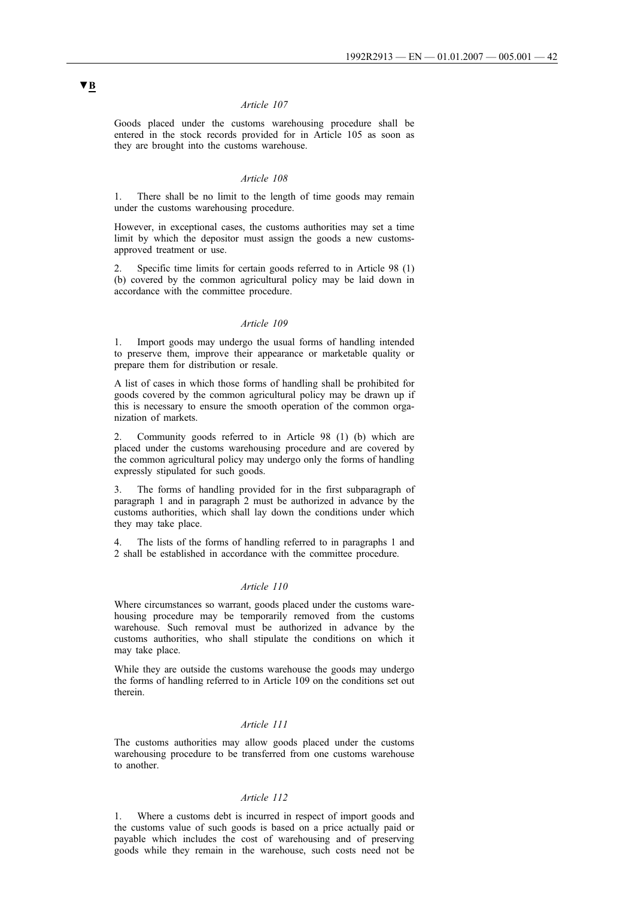▼B

*Article 107*

Goods placed under the customs warehousing procedure shall be entered in the stock records provided for in Article 105 as soon as they are brought into the customs warehouse.

*Article 108*

1. There shall be no limit to the length of time goods may remain under the customs warehousing procedure.

However, in exceptional cases, the customs authorities may set a time limit by which the depositor must assign the goods a new customs-approved treatment or use.

2. Specific time limits for certain goods referred to in Article 98 (1) (b) covered by the common agricultural policy may be laid down in accordance with the committee procedure.

*Article 109*

1. Import goods may undergo the usual forms of handling intended to preserve them, improve their appearance or marketable quality or prepare them for distribution or resale.

A list of cases in which those forms of handling shall be prohibited for goods covered by the common agricultural policy may be drawn up if this is necessary to ensure the smooth operation of the common organization of markets.

2. Community goods referred to in Article 98 (1) (b) which are placed under the customs warehousing procedure and are covered by the common agricultural policy may undergo only the forms of handling expressly stipulated for such goods.

3. The forms of handling provided for in the first subparagraph of paragraph 1 and in paragraph 2 must be authorized in advance by the customs authorities, which shall lay down the conditions under which they may take place.

4. The lists of the forms of handling referred to in paragraphs 1 and 2 shall be established in accordance with the committee procedure.

*Article 110*

Where circumstances so warrant, goods placed under the customs warehousing procedure may be temporarily removed from the customs warehouse. Such removal must be authorized in advance by the customs authorities, who shall stipulate the conditions on which it may take place.

While they are outside the customs warehouse the goods may undergo the forms of handling referred to in Article 109 on the conditions set out therein.

*Article 111*

The customs authorities may allow goods placed under the customs warehousing procedure to be transferred from one customs warehouse to another.

*Article 112*

1. Where a customs debt is incurred in respect of import goods and the customs value of such goods is based on a price actually paid or payable which includes the cost of warehousing and of preserving goods while they remain in the warehouse, such costs need not be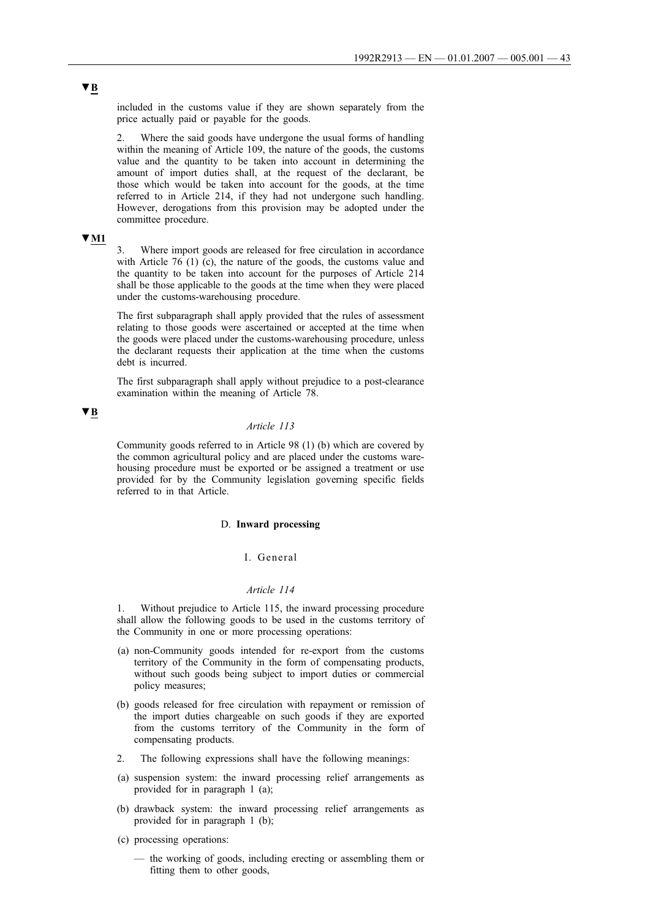▼B

included in the customs value if they are shown separately from the price actually paid or payable for the goods.

2. Where the said goods have undergone the usual forms of handling within the meaning of Article 109, the nature of the goods, the customs value and the quantity to be taken into account in determining the amount of import duties shall, at the request of the declarant, be those which would be taken into account for the goods, at the time referred to in Article 214, if they had not undergone such handling. However, derogations from this provision may be adopted under the committee procedure.

▼M1

3. Where import goods are released for free circulation in accordance with Article 76 (1) (c), the nature of the goods, the customs value and the quantity to be taken into account for the purposes of Article 214 shall be those applicable to the goods at the time when they were placed under the customs-warehousing procedure.

The first subparagraph shall apply provided that the rules of assessment relating to those goods were ascertained or accepted at the time when the goods were placed under the customs-warehousing procedure, unless the declarant requests their application at the time when the customs debt is incurred.

The first subparagraph shall apply without prejudice to a post-clearance examination within the meaning of Article 78.

▼B

*Article 113*

Community goods referred to in Article 98 (1) (b) which are covered by the common agricultural policy and are placed under the customs warehousing procedure must be exported or be assigned a treatment or use provided for by the Community legislation governing specific fields referred to in that Article.

D. **Inward processing**

I. General

*Article 114*

1. Without prejudice to Article 115, the inward processing procedure shall allow the following goods to be used in the customs territory of the Community in one or more processing operations:

(a) non-Community goods intended for re-export from the customs territory of the Community in the form of compensating products, without such goods being subject to import duties or commercial policy measures;

(b) goods released for free circulation with repayment or remission of the import duties chargeable on such goods if they are exported from the customs territory of the Community in the form of compensating products.

2. The following expressions shall have the following meanings:

(a) suspension system: the inward processing relief arrangements as provided for in paragraph 1 (a);

(b) drawback system: the inward processing relief arrangements as provided for in paragraph 1 (b);

(c) processing operations:

— the working of goods, including erecting or assembling them or fitting them to other goods,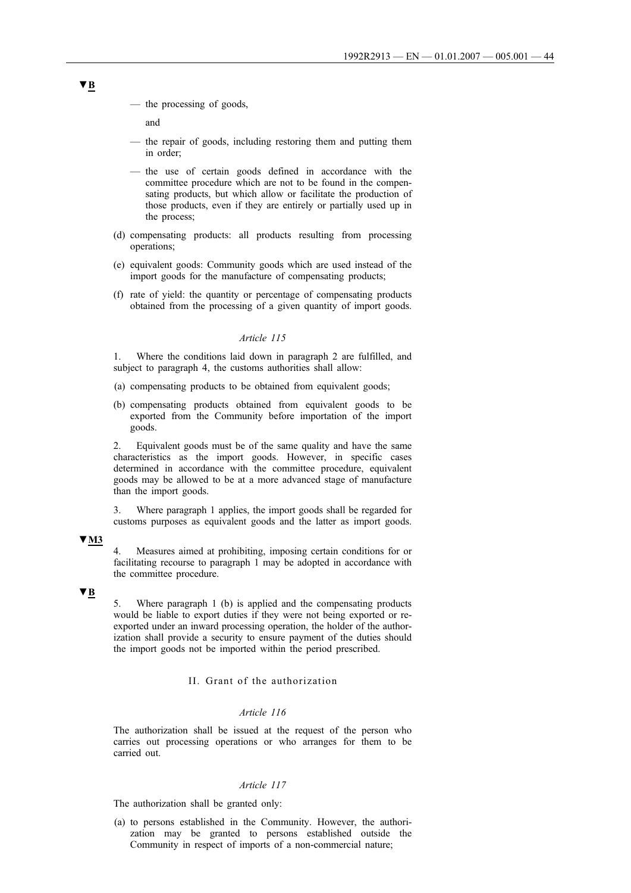▼B

— the processing of goods,

and

— the repair of goods, including restoring them and putting them in order;

— the use of certain goods defined in accordance with the committee procedure which are not to be found in the compensating products, but which allow or facilitate the production of those products, even if they are entirely or partially used up in the process;

(d) compensating products: all products resulting from processing operations;

(e) equivalent goods: Community goods which are used instead of the import goods for the manufacture of compensating products;

(f) rate of yield: the quantity or percentage of compensating products obtained from the processing of a given quantity of import goods.

*Article 115*

1. Where the conditions laid down in paragraph 2 are fulfilled, and subject to paragraph 4, the customs authorities shall allow:

(a) compensating products to be obtained from equivalent goods;

(b) compensating products obtained from equivalent goods to be exported from the Community before importation of the import goods.

2. Equivalent goods must be of the same quality and have the same characteristics as the import goods. However, in specific cases determined in accordance with the committee procedure, equivalent goods may be allowed to be at a more advanced stage of manufacture than the import goods.

3. Where paragraph 1 applies, the import goods shall be regarded for customs purposes as equivalent goods and the latter as import goods.

▼M3

4. Measures aimed at prohibiting, imposing certain conditions for or facilitating recourse to paragraph 1 may be adopted in accordance with the committee procedure.

▼B

5. Where paragraph 1 (b) is applied and the compensating products would be liable to export duties if they were not being exported or re-exported under an inward processing operation, the holder of the authorization shall provide a security to ensure payment of the duties should the import goods not be imported within the period prescribed.

II. Grant of the authorization

*Article 116*

The authorization shall be issued at the request of the person who carries out processing operations or who arranges for them to be carried out.

*Article 117*

The authorization shall be granted only:

(a) to persons established in the Community. However, the authorization may be granted to persons established outside the Community in respect of imports of a non-commercial nature;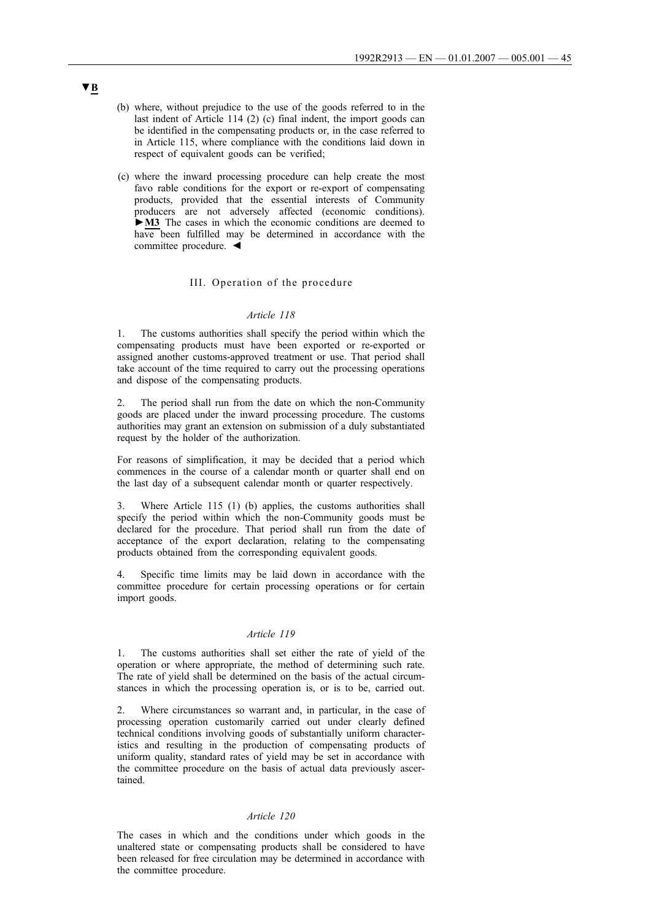▼B

(b) where, without prejudice to the use of the goods referred to in the last indent of Article 114 (2) (c) final indent, the import goods can be identified in the compensating products or, in the case referred to in Article 115, where compliance with the conditions laid down in respect of equivalent goods can be verified;

(c) where the inward processing procedure can help create the most favo rable conditions for the export or re-export of compensating products, provided that the essential interests of Community producers are not adversely affected (economic conditions). ►M3 The cases in which the economic conditions are deemed to have been fulfilled may be determined in accordance with the committee procedure. ◄

### III. Operation of the procedure

*Article 118*

1. The customs authorities shall specify the period within which the compensating products must have been exported or re-exported or assigned another customs-approved treatment or use. That period shall take account of the time required to carry out the processing operations and dispose of the compensating products.

2. The period shall run from the date on which the non-Community goods are placed under the inward processing procedure. The customs authorities may grant an extension on submission of a duly substantiated request by the holder of the authorization.

For reasons of simplification, it may be decided that a period which commences in the course of a calendar month or quarter shall end on the last day of a subsequent calendar month or quarter respectively.

3. Where Article 115 (1) (b) applies, the customs authorities shall specify the period within which the non-Community goods must be declared for the procedure. That period shall run from the date of acceptance of the export declaration, relating to the compensating products obtained from the corresponding equivalent goods.

4. Specific time limits may be laid down in accordance with the committee procedure for certain processing operations or for certain import goods.

*Article 119*

1. The customs authorities shall set either the rate of yield of the operation or where appropriate, the method of determining such rate. The rate of yield shall be determined on the basis of the actual circumstances in which the processing operation is, or is to be, carried out.

2. Where circumstances so warrant and, in particular, in the case of processing operation customarily carried out under clearly defined technical conditions involving goods of substantially uniform characteristics and resulting in the production of compensating products of uniform quality, standard rates of yield may be set in accordance with the committee procedure on the basis of actual data previously ascertained.

*Article 120*

The cases in which and the conditions under which goods in the unaltered state or compensating products shall be considered to have been released for free circulation may be determined in accordance with the committee procedure.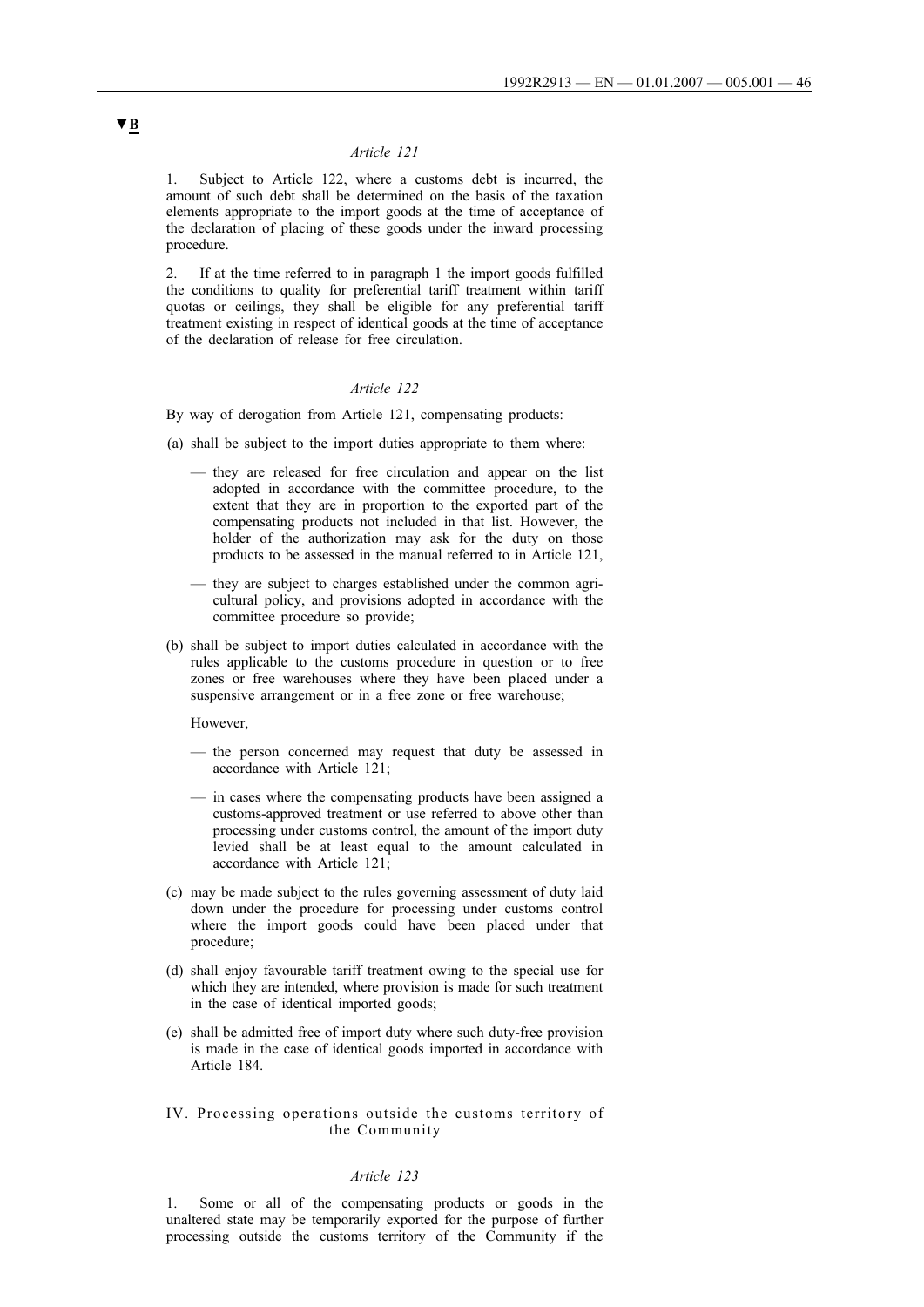▼B

*Article 121*

1. Subject to Article 122, where a customs debt is incurred, the amount of such debt shall be determined on the basis of the taxation elements appropriate to the import goods at the time of acceptance of the declaration of placing of these goods under the inward processing procedure.

2. If at the time referred to in paragraph 1 the import goods fulfilled the conditions to quality for preferential tariff treatment within tariff quotas or ceilings, they shall be eligible for any preferential tariff treatment existing in respect of identical goods at the time of acceptance of the declaration of release for free circulation.

*Article 122*

By way of derogation from Article 121, compensating products:

(a) shall be subject to the import duties appropriate to them where:

— they are released for free circulation and appear on the list adopted in accordance with the committee procedure, to the extent that they are in proportion to the exported part of the compensating products not included in that list. However, the holder of the authorization may ask for the duty on those products to be assessed in the manual referred to in Article 121,

— they are subject to charges established under the common agricultural policy, and provisions adopted in accordance with the committee procedure so provide;

(b) shall be subject to import duties calculated in accordance with the rules applicable to the customs procedure in question or to free zones or free warehouses where they have been placed under a suspensive arrangement or in a free zone or free warehouse;

However,

— the person concerned may request that duty be assessed in accordance with Article 121;

— in cases where the compensating products have been assigned a customs-approved treatment or use referred to above other than processing under customs control, the amount of the import duty levied shall be at least equal to the amount calculated in accordance with Article 121;

(c) may be made subject to the rules governing assessment of duty laid down under the procedure for processing under customs control where the import goods could have been placed under that procedure;

(d) shall enjoy favourable tariff treatment owing to the special use for which they are intended, where provision is made for such treatment in the case of identical imported goods;

(e) shall be admitted free of import duty where such duty-free provision is made in the case of identical goods imported in accordance with Article 184.

IV. Processing operations outside the customs territory of the Community

*Article 123*

1. Some or all of the compensating products or goods in the unaltered state may be temporarily exported for the purpose of further processing outside the customs territory of the Community if the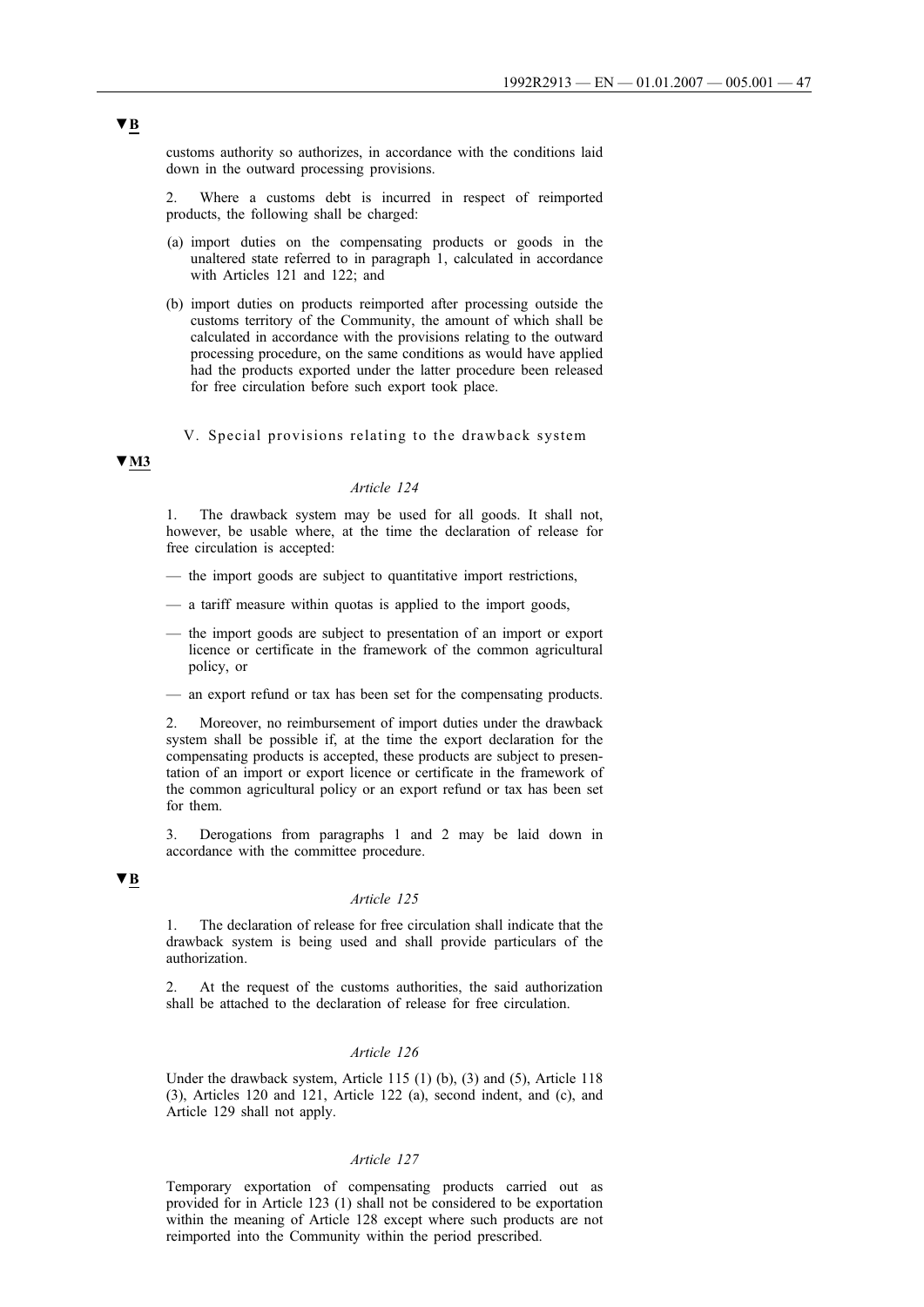▼B

customs authority so authorizes, in accordance with the conditions laid down in the outward processing provisions.

2. Where a customs debt is incurred in respect of reimported products, the following shall be charged:

(a) import duties on the compensating products or goods in the unaltered state referred to in paragraph 1, calculated in accordance with Articles 121 and 122; and

(b) import duties on products reimported after processing outside the customs territory of the Community, the amount of which shall be calculated in accordance with the provisions relating to the outward processing procedure, on the same conditions as would have applied had the products exported under the latter procedure been released for free circulation before such export took place.

### V. Special provisions relating to the drawback system

▼M3

*Article 124*

1. The drawback system may be used for all goods. It shall not, however, be usable where, at the time the declaration of release for free circulation is accepted:

— the import goods are subject to quantitative import restrictions,

— a tariff measure within quotas is applied to the import goods,

— the import goods are subject to presentation of an import or export licence or certificate in the framework of the common agricultural policy, or

— an export refund or tax has been set for the compensating products.

2. Moreover, no reimbursement of import duties under the drawback system shall be possible if, at the time the export declaration for the compensating products is accepted, these products are subject to presentation of an import or export licence or certificate in the framework of the common agricultural policy or an export refund or tax has been set for them.

3. Derogations from paragraphs 1 and 2 may be laid down in accordance with the committee procedure.

▼B

*Article 125*

1. The declaration of release for free circulation shall indicate that the drawback system is being used and shall provide particulars of the authorization.

2. At the request of the customs authorities, the said authorization shall be attached to the declaration of release for free circulation.

*Article 126*

Under the drawback system, Article 115 (1) (b), (3) and (5), Article 118 (3), Articles 120 and 121, Article 122 (a), second indent, and (c), and Article 129 shall not apply.

*Article 127*

Temporary exportation of compensating products carried out as provided for in Article 123 (1) shall not be considered to be exportation within the meaning of Article 128 except where such products are not reimported into the Community within the period prescribed.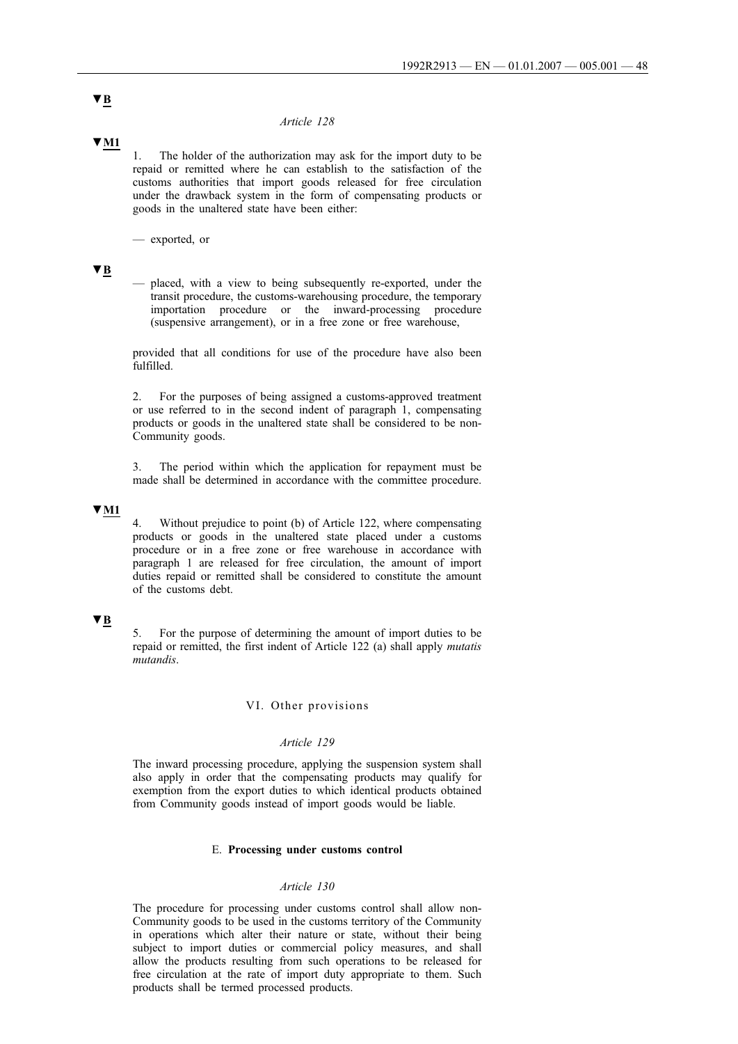▼B

*Article 128*

▼M1

1. The holder of the authorization may ask for the import duty to be repaid or remitted where he can establish to the satisfaction of the customs authorities that import goods released for free circulation under the drawback system in the form of compensating products or goods in the unaltered state have been either:

— exported, or

▼B

— placed, with a view to being subsequently re-exported, under the transit procedure, the customs-warehousing procedure, the temporary importation procedure or the inward-processing procedure (suspensive arrangement), or in a free zone or free warehouse,

provided that all conditions for use of the procedure have also been fulfilled.

2. For the purposes of being assigned a customs-approved treatment or use referred to in the second indent of paragraph 1, compensating products or goods in the unaltered state shall be considered to be non-Community goods.

3. The period within which the application for repayment must be made shall be determined in accordance with the committee procedure.

▼M1

4. Without prejudice to point (b) of Article 122, where compensating products or goods in the unaltered state placed under a customs procedure or in a free zone or free warehouse in accordance with paragraph 1 are released for free circulation, the amount of import duties repaid or remitted shall be considered to constitute the amount of the customs debt.

▼B

5. For the purpose of determining the amount of import duties to be repaid or remitted, the first indent of Article 122 (a) shall apply *mutatis mutandis*.

VI. Other provisions

*Article 129*

The inward processing procedure, applying the suspension system shall also apply in order that the compensating products may qualify for exemption from the export duties to which identical products obtained from Community goods instead of import goods would be liable.

E. **Processing under customs control**

*Article 130*

The procedure for processing under customs control shall allow non-Community goods to be used in the customs territory of the Community in operations which alter their nature or state, without their being subject to import duties or commercial policy measures, and shall allow the products resulting from such operations to be released for free circulation at the rate of import duty appropriate to them. Such products shall be termed processed products.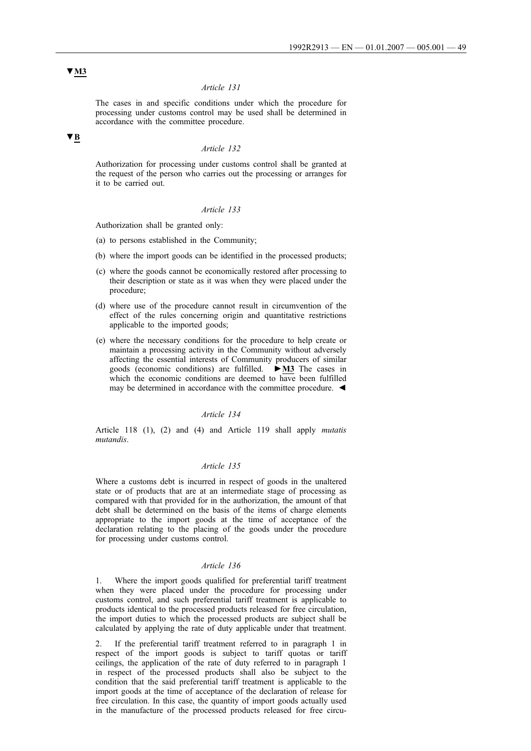▼**M3**

*Article 131*

The cases in and specific conditions under which the procedure for processing under customs control may be used shall be determined in accordance with the committee procedure.

▼**B**

*Article 132*

Authorization for processing under customs control shall be granted at the request of the person who carries out the processing or arranges for it to be carried out.

*Article 133*

Authorization shall be granted only:

(a) to persons established in the Community;

(b) where the import goods can be identified in the processed products;

(c) where the goods cannot be economically restored after processing to their description or state as it was when they were placed under the procedure;

(d) where use of the procedure cannot result in circumvention of the effect of the rules concerning origin and quantitative restrictions applicable to the imported goods;

(e) where the necessary conditions for the procedure to help create or maintain a processing activity in the Community without adversely affecting the essential interests of Community producers of similar goods (economic conditions) are fulfilled. ►**M3** The cases in which the economic conditions are deemed to have been fulfilled may be determined in accordance with the committee procedure. ◄

*Article 134*

Article 118 (1), (2) and (4) and Article 119 shall apply *mutatis mutandis*.

*Article 135*

Where a customs debt is incurred in respect of goods in the unaltered state or of products that are at an intermediate stage of processing as compared with that provided for in the authorization, the amount of that debt shall be determined on the basis of the items of charge elements appropriate to the import goods at the time of acceptance of the declaration relating to the placing of the goods under the procedure for processing under customs control.

*Article 136*

1. Where the import goods qualified for preferential tariff treatment when they were placed under the procedure for processing under customs control, and such preferential tariff treatment is applicable to products identical to the processed products released for free circulation, the import duties to which the processed products are subject shall be calculated by applying the rate of duty applicable under that treatment.

2. If the preferential tariff treatment referred to in paragraph 1 in respect of the import goods is subject to tariff quotas or tariff ceilings, the application of the rate of duty referred to in paragraph 1 in respect of the processed products shall also be subject to the condition that the said preferential tariff treatment is applicable to the import goods at the time of acceptance of the declaration of release for free circulation. In this case, the quantity of import goods actually used in the manufacture of the processed products released for free circu-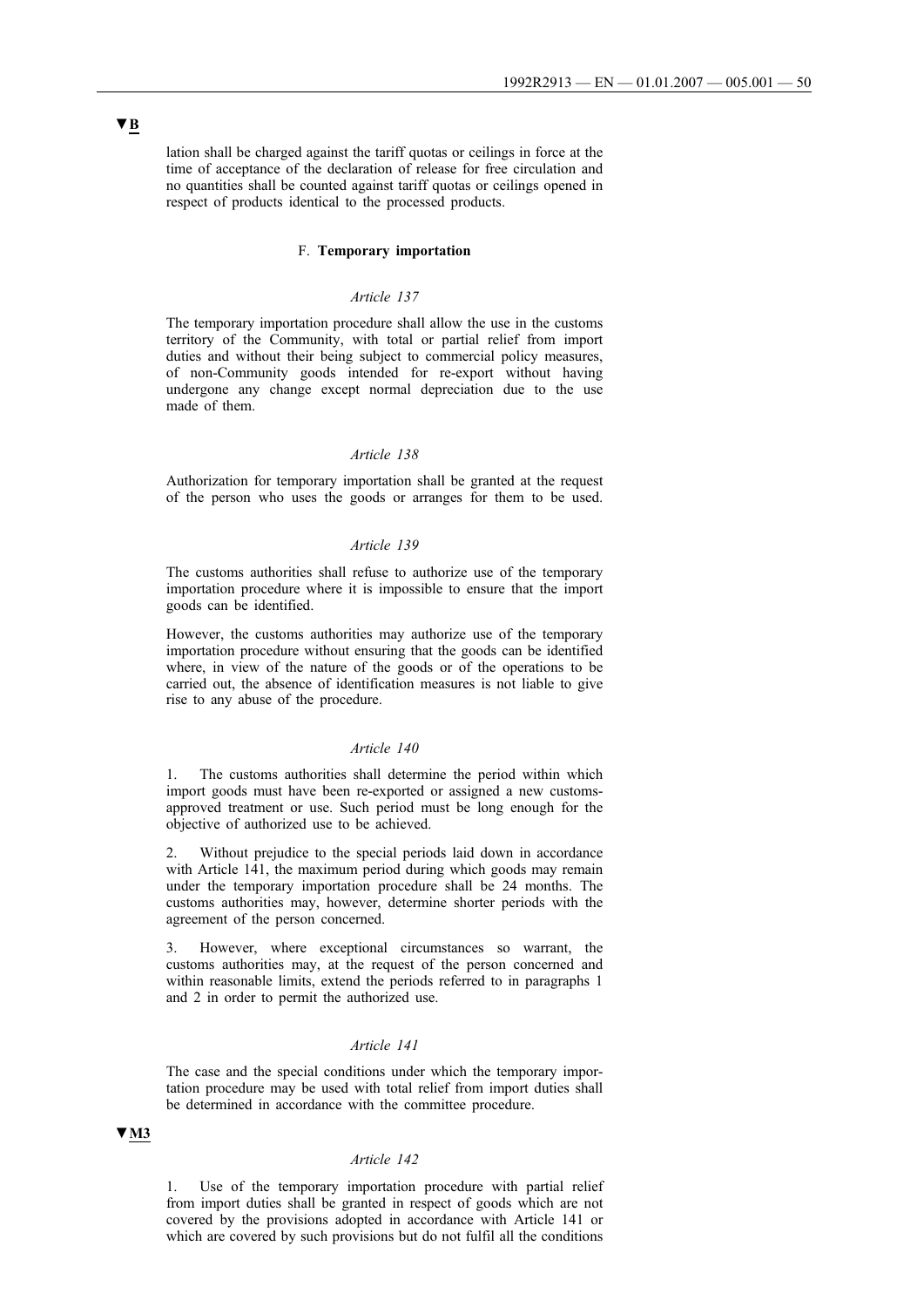▼B

lation shall be charged against the tariff quotas or ceilings in force at the time of acceptance of the declaration of release for free circulation and no quantities shall be counted against tariff quotas or ceilings opened in respect of products identical to the processed products.

### F. **Temporary importation**

*Article 137*

The temporary importation procedure shall allow the use in the customs territory of the Community, with total or partial relief from import duties and without their being subject to commercial policy measures, of non-Community goods intended for re-export without having undergone any change except normal depreciation due to the use made of them.

*Article 138*

Authorization for temporary importation shall be granted at the request of the person who uses the goods or arranges for them to be used.

*Article 139*

The customs authorities shall refuse to authorize use of the temporary importation procedure where it is impossible to ensure that the import goods can be identified.

However, the customs authorities may authorize use of the temporary importation procedure without ensuring that the goods can be identified where, in view of the nature of the goods or of the operations to be carried out, the absence of identification measures is not liable to give rise to any abuse of the procedure.

*Article 140*

1. The customs authorities shall determine the period within which import goods must have been re-exported or assigned a new customs-approved treatment or use. Such period must be long enough for the objective of authorized use to be achieved.

2. Without prejudice to the special periods laid down in accordance with Article 141, the maximum period during which goods may remain under the temporary importation procedure shall be 24 months. The customs authorities may, however, determine shorter periods with the agreement of the person concerned.

3. However, where exceptional circumstances so warrant, the customs authorities may, at the request of the person concerned and within reasonable limits, extend the periods referred to in paragraphs 1 and 2 in order to permit the authorized use.

*Article 141*

The case and the special conditions under which the temporary importation procedure may be used with total relief from import duties shall be determined in accordance with the committee procedure.

▼M3

*Article 142*

1. Use of the temporary importation procedure with partial relief from import duties shall be granted in respect of goods which are not covered by the provisions adopted in accordance with Article 141 or which are covered by such provisions but do not fulfil all the conditions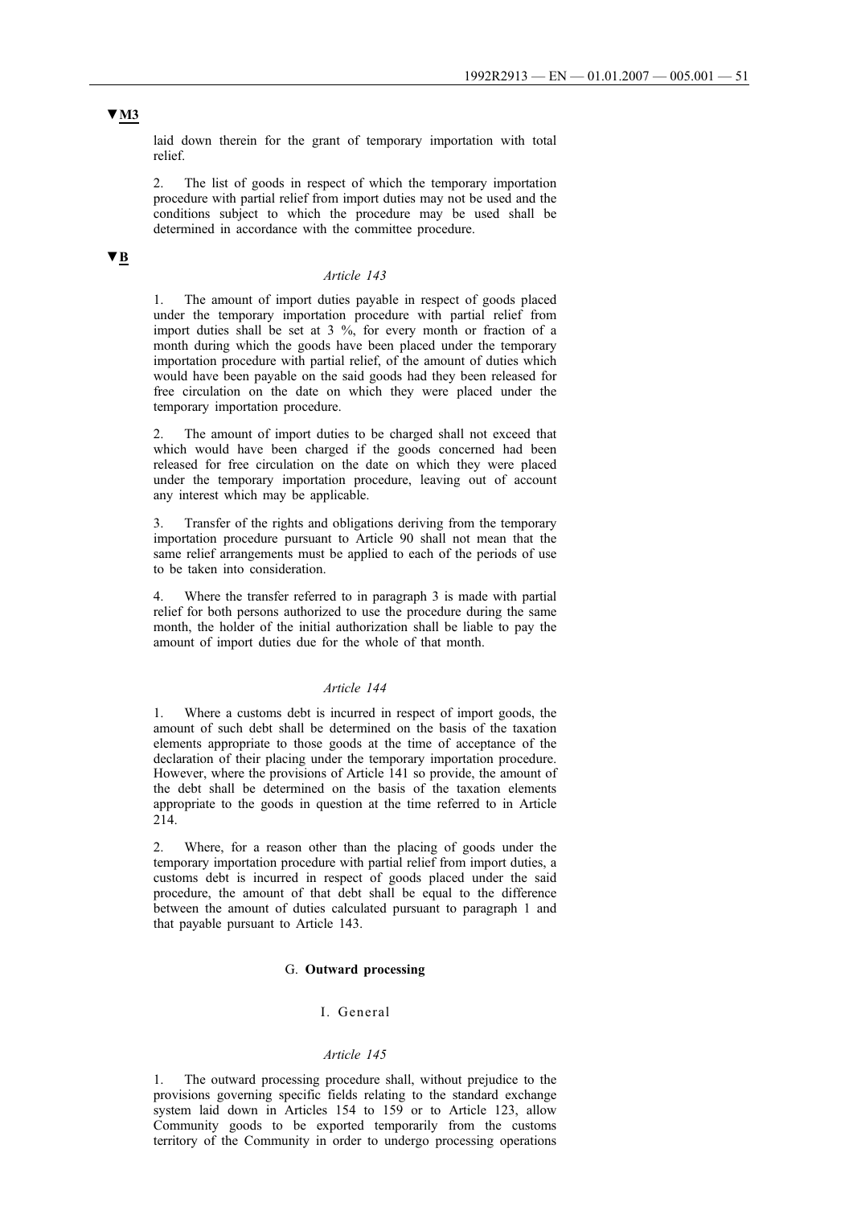▼M3

laid down therein for the grant of temporary importation with total relief.

2. The list of goods in respect of which the temporary importation procedure with partial relief from import duties may not be used and the conditions subject to which the procedure may be used shall be determined in accordance with the committee procedure.

▼B

*Article 143*

1. The amount of import duties payable in respect of goods placed under the temporary importation procedure with partial relief from import duties shall be set at 3 %, for every month or fraction of a month during which the goods have been placed under the temporary importation procedure with partial relief, of the amount of duties which would have been payable on the said goods had they been released for free circulation on the date on which they were placed under the temporary importation procedure.

2. The amount of import duties to be charged shall not exceed that which would have been charged if the goods concerned had been released for free circulation on the date on which they were placed under the temporary importation procedure, leaving out of account any interest which may be applicable.

3. Transfer of the rights and obligations deriving from the temporary importation procedure pursuant to Article 90 shall not mean that the same relief arrangements must be applied to each of the periods of use to be taken into consideration.

4. Where the transfer referred to in paragraph 3 is made with partial relief for both persons authorized to use the procedure during the same month, the holder of the initial authorization shall be liable to pay the amount of import duties due for the whole of that month.

*Article 144*

1. Where a customs debt is incurred in respect of import goods, the amount of such debt shall be determined on the basis of the taxation elements appropriate to those goods at the time of acceptance of the declaration of their placing under the temporary importation procedure. However, where the provisions of Article 141 so provide, the amount of the debt shall be determined on the basis of the taxation elements appropriate to the goods in question at the time referred to in Article 214.

2. Where, for a reason other than the placing of goods under the temporary importation procedure with partial relief from import duties, a customs debt is incurred in respect of goods placed under the said procedure, the amount of that debt shall be equal to the difference between the amount of duties calculated pursuant to paragraph 1 and that payable pursuant to Article 143.

G. **Outward processing**

I. General

*Article 145*

1. The outward processing procedure shall, without prejudice to the provisions governing specific fields relating to the standard exchange system laid down in Articles 154 to 159 or to Article 123, allow Community goods to be exported temporarily from the customs territory of the Community in order to undergo processing operations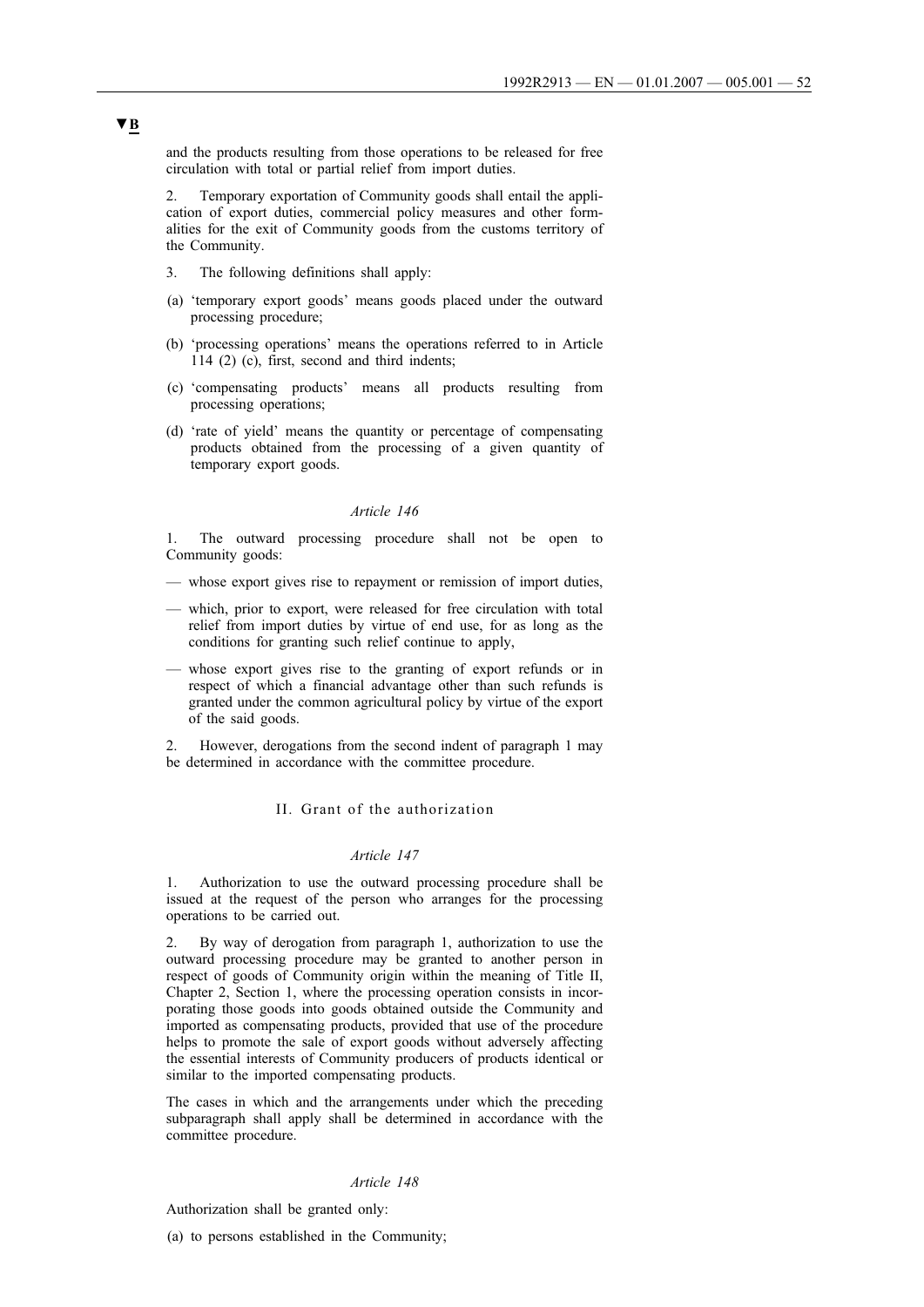▼B

and the products resulting from those operations to be released for free circulation with total or partial relief from import duties.

2. Temporary exportation of Community goods shall entail the application of export duties, commercial policy measures and other formalities for the exit of Community goods from the customs territory of the Community.

3. The following definitions shall apply:

(a) 'temporary export goods' means goods placed under the outward processing procedure;

(b) 'processing operations' means the operations referred to in Article 114 (2) (c), first, second and third indents;

(c) 'compensating products' means all products resulting from processing operations;

(d) 'rate of yield' means the quantity or percentage of compensating products obtained from the processing of a given quantity of temporary export goods.

*Article 146*

1. The outward processing procedure shall not be open to Community goods:

— whose export gives rise to repayment or remission of import duties,

— which, prior to export, were released for free circulation with total relief from import duties by virtue of end use, for as long as the conditions for granting such relief continue to apply,

— whose export gives rise to the granting of export refunds or in respect of which a financial advantage other than such refunds is granted under the common agricultural policy by virtue of the export of the said goods.

2. However, derogations from the second indent of paragraph 1 may be determined in accordance with the committee procedure.

II. Grant of the authorization

*Article 147*

1. Authorization to use the outward processing procedure shall be issued at the request of the person who arranges for the processing operations to be carried out.

2. By way of derogation from paragraph 1, authorization to use the outward processing procedure may be granted to another person in respect of goods of Community origin within the meaning of Title II, Chapter 2, Section 1, where the processing operation consists in incorporating those goods into goods obtained outside the Community and imported as compensating products, provided that use of the procedure helps to promote the sale of export goods without adversely affecting the essential interests of Community producers of products identical or similar to the imported compensating products.

The cases in which and the arrangements under which the preceding subparagraph shall apply shall be determined in accordance with the committee procedure.

*Article 148*

Authorization shall be granted only:

(a) to persons established in the Community;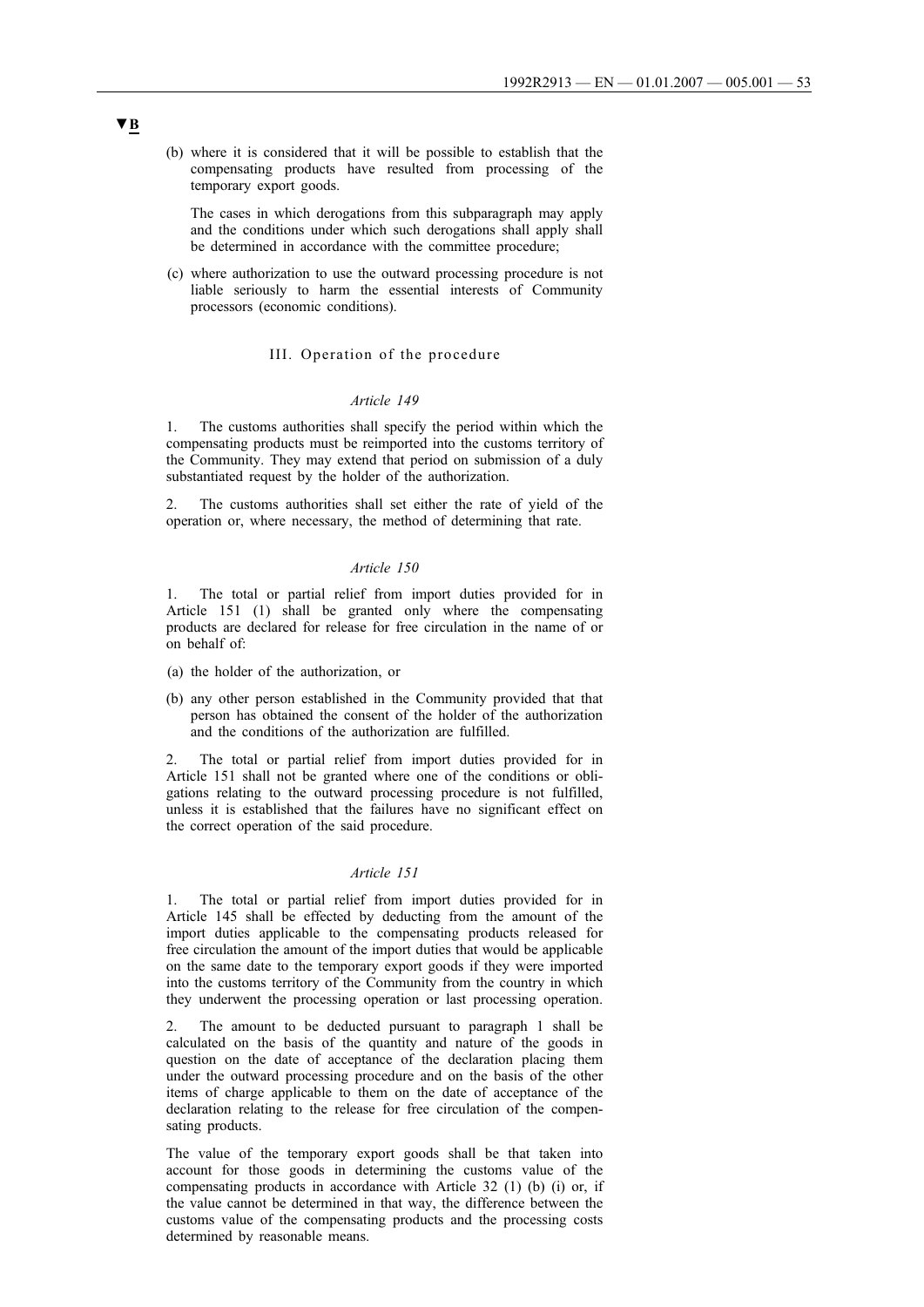▼B

(b) where it is considered that it will be possible to establish that the compensating products have resulted from processing of the temporary export goods.

The cases in which derogations from this subparagraph may apply and the conditions under which such derogations shall apply shall be determined in accordance with the committee procedure;

(c) where authorization to use the outward processing procedure is not liable seriously to harm the essential interests of Community processors (economic conditions).

### III. Operation of the procedure

*Article 149*

1. The customs authorities shall specify the period within which the compensating products must be reimported into the customs territory of the Community. They may extend that period on submission of a duly substantiated request by the holder of the authorization.

2. The customs authorities shall set either the rate of yield of the operation or, where necessary, the method of determining that rate.

*Article 150*

1. The total or partial relief from import duties provided for in Article 151 (1) shall be granted only where the compensating products are declared for release for free circulation in the name of or on behalf of:

(a) the holder of the authorization, or

(b) any other person established in the Community provided that that person has obtained the consent of the holder of the authorization and the conditions of the authorization are fulfilled.

2. The total or partial relief from import duties provided for in Article 151 shall not be granted where one of the conditions or obligations relating to the outward processing procedure is not fulfilled, unless it is established that the failures have no significant effect on the correct operation of the said procedure.

*Article 151*

1. The total or partial relief from import duties provided for in Article 145 shall be effected by deducting from the amount of the import duties applicable to the compensating products released for free circulation the amount of the import duties that would be applicable on the same date to the temporary export goods if they were imported into the customs territory of the Community from the country in which they underwent the processing operation or last processing operation.

2. The amount to be deducted pursuant to paragraph 1 shall be calculated on the basis of the quantity and nature of the goods in question on the date of acceptance of the declaration placing them under the outward processing procedure and on the basis of the other items of charge applicable to them on the date of acceptance of the declaration relating to the release for free circulation of the compensating products.

The value of the temporary export goods shall be that taken into account for those goods in determining the customs value of the compensating products in accordance with Article 32 (1) (b) (i) or, if the value cannot be determined in that way, the difference between the customs value of the compensating products and the processing costs determined by reasonable means.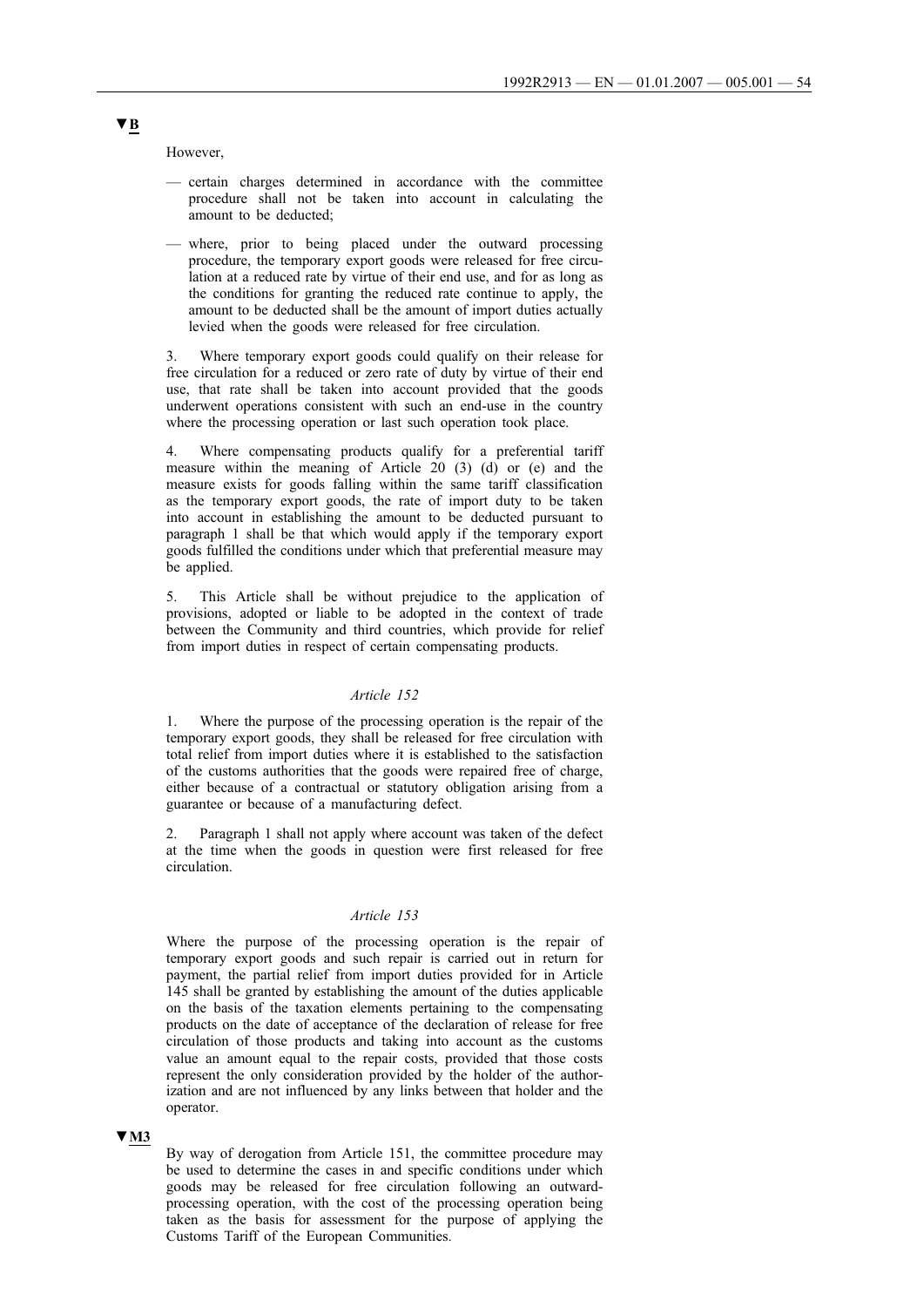▼B

However,

- — certain charges determined in accordance with the committee procedure shall not be taken into account in calculating the amount to be deducted;
- — where, prior to being placed under the outward processing procedure, the temporary export goods were released for free circulation at a reduced rate by virtue of their end use, and for as long as the conditions for granting the reduced rate continue to apply, the amount to be deducted shall be the amount of import duties actually levied when the goods were released for free circulation.

3. Where temporary export goods could qualify on their release for free circulation for a reduced or zero rate of duty by virtue of their end use, that rate shall be taken into account provided that the goods underwent operations consistent with such an end-use in the country where the processing operation or last such operation took place.

4. Where compensating products qualify for a preferential tariff measure within the meaning of Article 20 (3) (d) or (e) and the measure exists for goods falling within the same tariff classification as the temporary export goods, the rate of import duty to be taken into account in establishing the amount to be deducted pursuant to paragraph 1 shall be that which would apply if the temporary export goods fulfilled the conditions under which that preferential measure may be applied.

5. This Article shall be without prejudice to the application of provisions, adopted or liable to be adopted in the context of trade between the Community and third countries, which provide for relief from import duties in respect of certain compensating products.

*Article 152*

1. Where the purpose of the processing operation is the repair of the temporary export goods, they shall be released for free circulation with total relief from import duties where it is established to the satisfaction of the customs authorities that the goods were repaired free of charge, either because of a contractual or statutory obligation arising from a guarantee or because of a manufacturing defect.

2. Paragraph 1 shall not apply where account was taken of the defect at the time when the goods in question were first released for free circulation.

*Article 153*

Where the purpose of the processing operation is the repair of temporary export goods and such repair is carried out in return for payment, the partial relief from import duties provided for in Article 145 shall be granted by establishing the amount of the duties applicable on the basis of the taxation elements pertaining to the compensating products on the date of acceptance of the declaration of release for free circulation of those products and taking into account as the customs value an amount equal to the repair costs, provided that those costs represent the only consideration provided by the holder of the authorization and are not influenced by any links between that holder and the operator.

▼M3

By way of derogation from Article 151, the committee procedure may be used to determine the cases in and specific conditions under which goods may be released for free circulation following an outward-processing operation, with the cost of the processing operation being taken as the basis for assessment for the purpose of applying the Customs Tariff of the European Communities.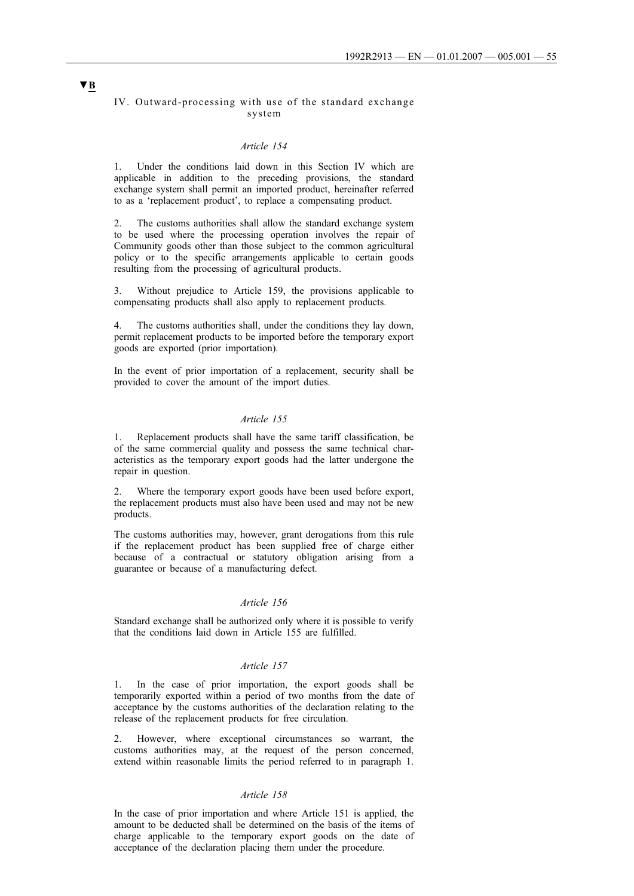▼B

### IV. Outward-processing with use of the standard exchange system

*Article 154*

1. Under the conditions laid down in this Section IV which are applicable in addition to the preceding provisions, the standard exchange system shall permit an imported product, hereinafter referred to as a 'replacement product', to replace a compensating product.

2. The customs authorities shall allow the standard exchange system to be used where the processing operation involves the repair of Community goods other than those subject to the common agricultural policy or to the specific arrangements applicable to certain goods resulting from the processing of agricultural products.

3. Without prejudice to Article 159, the provisions applicable to compensating products shall also apply to replacement products.

4. The customs authorities shall, under the conditions they lay down, permit replacement products to be imported before the temporary export goods are exported (prior importation).

In the event of prior importation of a replacement, security shall be provided to cover the amount of the import duties.

*Article 155*

1. Replacement products shall have the same tariff classification, be of the same commercial quality and possess the same technical characteristics as the temporary export goods had the latter undergone the repair in question.

2. Where the temporary export goods have been used before export, the replacement products must also have been used and may not be new products.

The customs authorities may, however, grant derogations from this rule if the replacement product has been supplied free of charge either because of a contractual or statutory obligation arising from a guarantee or because of a manufacturing defect.

*Article 156*

Standard exchange shall be authorized only where it is possible to verify that the conditions laid down in Article 155 are fulfilled.

*Article 157*

1. In the case of prior importation, the export goods shall be temporarily exported within a period of two months from the date of acceptance by the customs authorities of the declaration relating to the release of the replacement products for free circulation.

2. However, where exceptional circumstances so warrant, the customs authorities may, at the request of the person concerned, extend within reasonable limits the period referred to in paragraph 1.

*Article 158*

In the case of prior importation and where Article 151 is applied, the amount to be deducted shall be determined on the basis of the items of charge applicable to the temporary export goods on the date of acceptance of the declaration placing them under the procedure.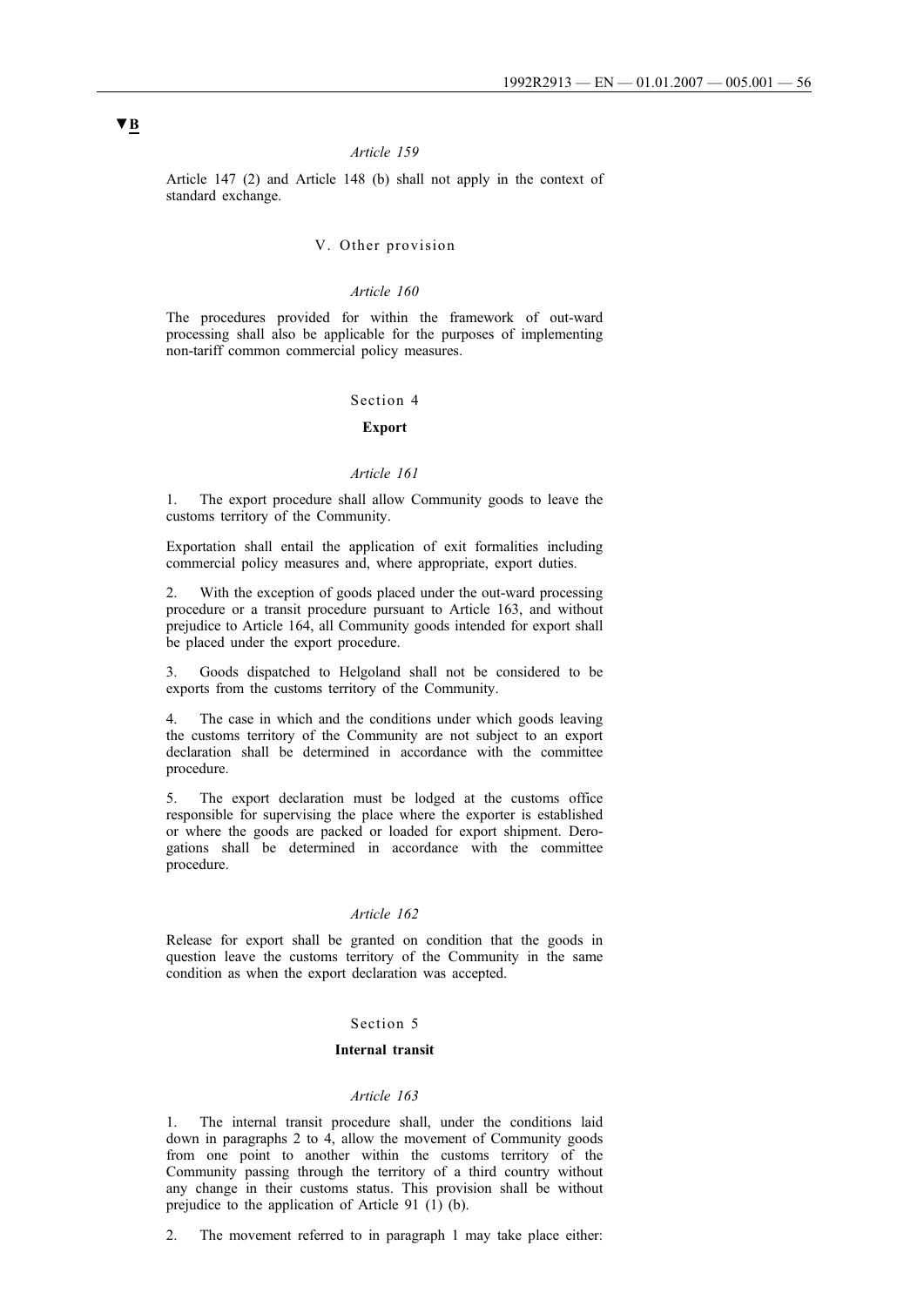▼B

*Article 159*

Article 147 (2) and Article 148 (b) shall not apply in the context of standard exchange.

V. Other provision

*Article 160*

The procedures provided for within the framework of out-ward processing shall also be applicable for the purposes of implementing non-tariff common commercial policy measures.

Section 4

**Export**

*Article 161*

1. The export procedure shall allow Community goods to leave the customs territory of the Community.

Exportation shall entail the application of exit formalities including commercial policy measures and, where appropriate, export duties.

2. With the exception of goods placed under the out-ward processing procedure or a transit procedure pursuant to Article 163, and without prejudice to Article 164, all Community goods intended for export shall be placed under the export procedure.

3. Goods dispatched to Helgoland shall not be considered to be exports from the customs territory of the Community.

4. The case in which and the conditions under which goods leaving the customs territory of the Community are not subject to an export declaration shall be determined in accordance with the committee procedure.

5. The export declaration must be lodged at the customs office responsible for supervising the place where the exporter is established or where the goods are packed or loaded for export shipment. Derogations shall be determined in accordance with the committee procedure.

*Article 162*

Release for export shall be granted on condition that the goods in question leave the customs territory of the Community in the same condition as when the export declaration was accepted.

Section 5

**Internal transit**

*Article 163*

1. The internal transit procedure shall, under the conditions laid down in paragraphs 2 to 4, allow the movement of Community goods from one point to another within the customs territory of the Community passing through the territory of a third country without any change in their customs status. This provision shall be without prejudice to the application of Article 91 (1) (b).

2. The movement referred to in paragraph 1 may take place either: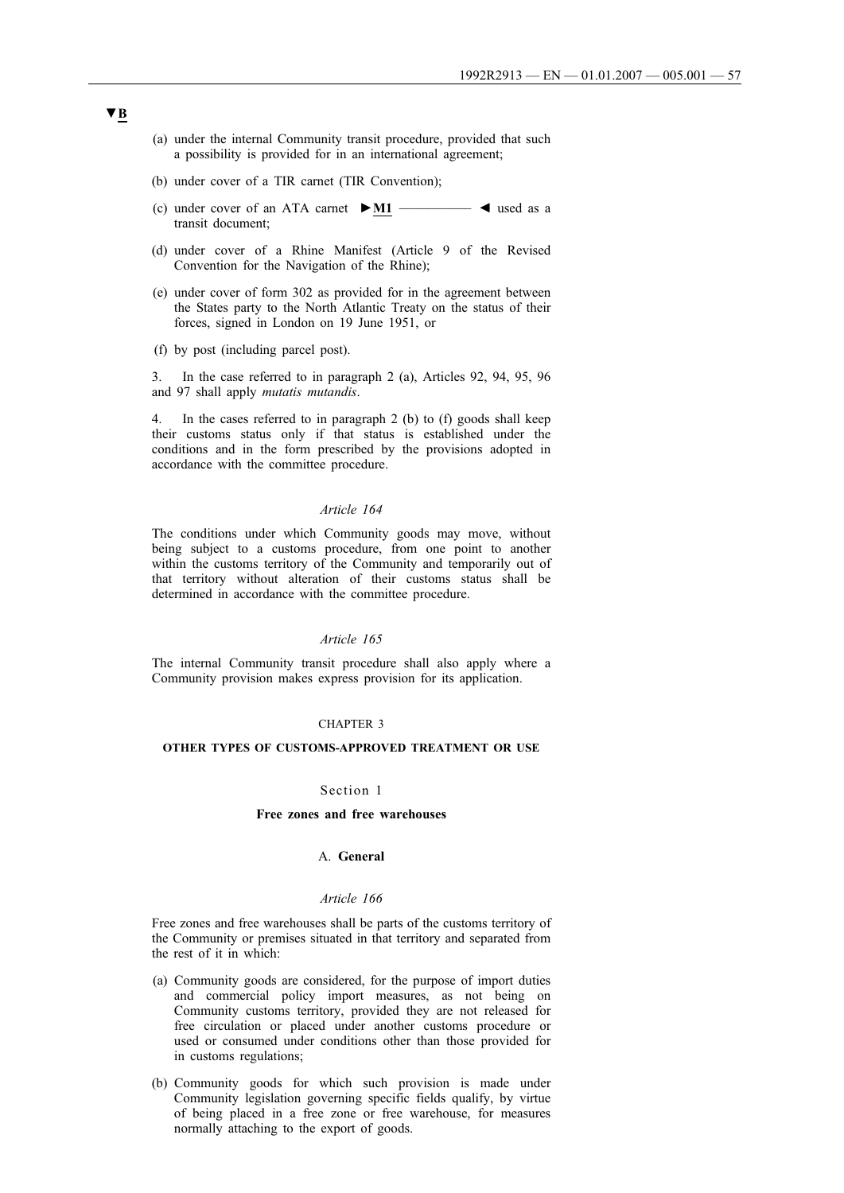▼B

(a) under the internal Community transit procedure, provided that such a possibility is provided for in an international agreement;

(b) under cover of a TIR carnet (TIR Convention);

(c) under cover of an ATA carnet ►M1 ————— ◄ used as a transit document;

(d) under cover of a Rhine Manifest (Article 9 of the Revised Convention for the Navigation of the Rhine);

(e) under cover of form 302 as provided for in the agreement between the States party to the North Atlantic Treaty on the status of their forces, signed in London on 19 June 1951, or

(f) by post (including parcel post).

3. In the case referred to in paragraph 2 (a), Articles 92, 94, 95, 96 and 97 shall apply *mutatis mutandis*.

4. In the cases referred to in paragraph 2 (b) to (f) goods shall keep their customs status only if that status is established under the conditions and in the form prescribed by the provisions adopted in accordance with the committee procedure.

*Article 164*

The conditions under which Community goods may move, without being subject to a customs procedure, from one point to another within the customs territory of the Community and temporarily out of that territory without alteration of their customs status shall be determined in accordance with the committee procedure.

*Article 165*

The internal Community transit procedure shall also apply where a Community provision makes express provision for its application.

CHAPTER 3

**OTHER TYPES OF CUSTOMS-APPROVED TREATMENT OR USE**

Section 1

**Free zones and free warehouses**

A. **General**

*Article 166*

Free zones and free warehouses shall be parts of the customs territory of the Community or premises situated in that territory and separated from the rest of it in which:

(a) Community goods are considered, for the purpose of import duties and commercial policy import measures, as not being on Community customs territory, provided they are not released for free circulation or placed under another customs procedure or used or consumed under conditions other than those provided for in customs regulations;

(b) Community goods for which such provision is made under Community legislation governing specific fields qualify, by virtue of being placed in a free zone or free warehouse, for measures normally attaching to the export of goods.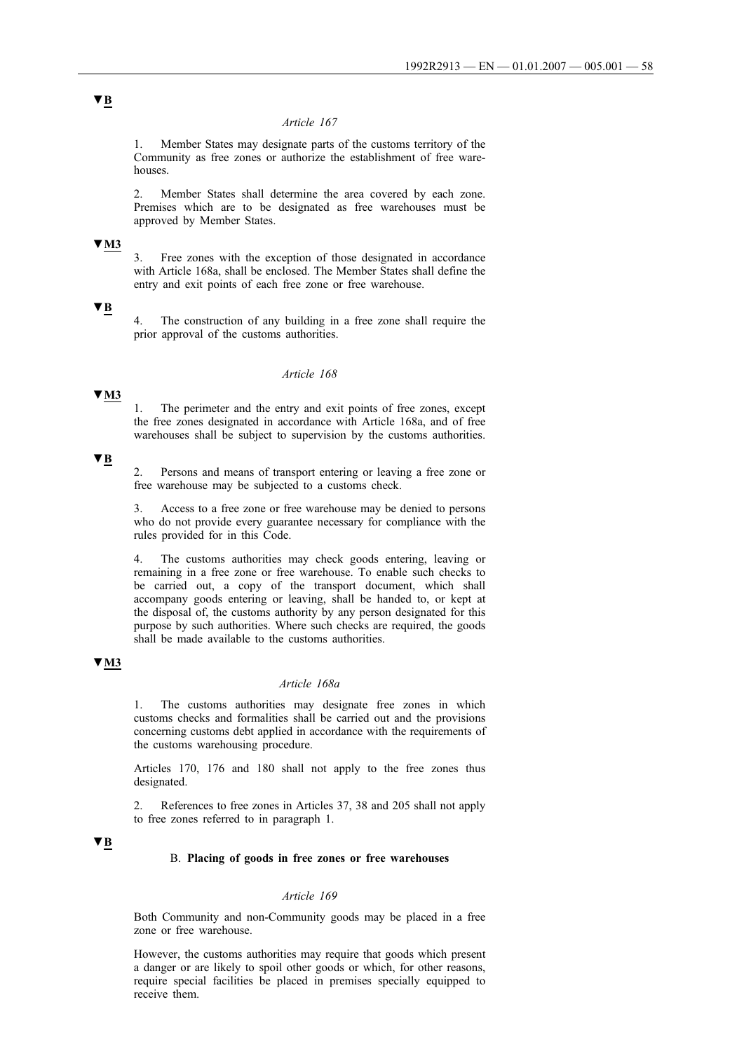▼B

*Article 167*

1. Member States may designate parts of the customs territory of the Community as free zones or authorize the establishment of free warehouses.

2. Member States shall determine the area covered by each zone. Premises which are to be designated as free warehouses must be approved by Member States.

▼M3

3. Free zones with the exception of those designated in accordance with Article 168a, shall be enclosed. The Member States shall define the entry and exit points of each free zone or free warehouse.

▼B

4. The construction of any building in a free zone shall require the prior approval of the customs authorities.

*Article 168*

▼M3

1. The perimeter and the entry and exit points of free zones, except the free zones designated in accordance with Article 168a, and of free warehouses shall be subject to supervision by the customs authorities.

▼B

2. Persons and means of transport entering or leaving a free zone or free warehouse may be subjected to a customs check.

3. Access to a free zone or free warehouse may be denied to persons who do not provide every guarantee necessary for compliance with the rules provided for in this Code.

4. The customs authorities may check goods entering, leaving or remaining in a free zone or free warehouse. To enable such checks to be carried out, a copy of the transport document, which shall accompany goods entering or leaving, shall be handed to, or kept at the disposal of, the customs authority by any person designated for this purpose by such authorities. Where such checks are required, the goods shall be made available to the customs authorities.

▼M3

*Article 168a*

1. The customs authorities may designate free zones in which customs checks and formalities shall be carried out and the provisions concerning customs debt applied in accordance with the requirements of the customs warehousing procedure.

Articles 170, 176 and 180 shall not apply to the free zones thus designated.

2. References to free zones in Articles 37, 38 and 205 shall not apply to free zones referred to in paragraph 1.

▼B

B. **Placing of goods in free zones or free warehouses**

*Article 169*

Both Community and non-Community goods may be placed in a free zone or free warehouse.

However, the customs authorities may require that goods which present a danger or are likely to spoil other goods or which, for other reasons, require special facilities be placed in premises specially equipped to receive them.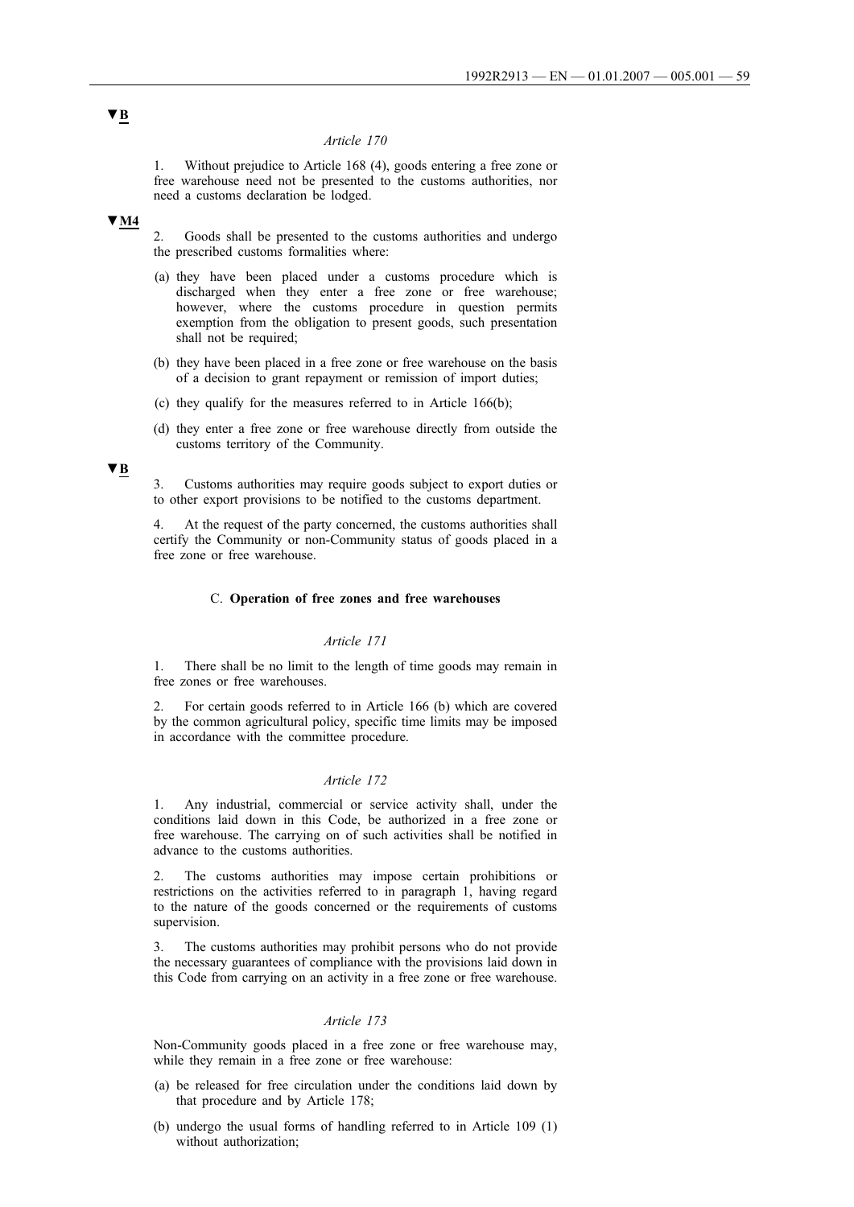▼B

*Article 170*

1. Without prejudice to Article 168 (4), goods entering a free zone or free warehouse need not be presented to the customs authorities, nor need a customs declaration be lodged.

▼M4

2. Goods shall be presented to the customs authorities and undergo the prescribed customs formalities where:

(a) they have been placed under a customs procedure which is discharged when they enter a free zone or free warehouse; however, where the customs procedure in question permits exemption from the obligation to present goods, such presentation shall not be required;

(b) they have been placed in a free zone or free warehouse on the basis of a decision to grant repayment or remission of import duties;

(c) they qualify for the measures referred to in Article 166(b);

(d) they enter a free zone or free warehouse directly from outside the customs territory of the Community.

▼B

3. Customs authorities may require goods subject to export duties or to other export provisions to be notified to the customs department.

4. At the request of the party concerned, the customs authorities shall certify the Community or non-Community status of goods placed in a free zone or free warehouse.

C. **Operation of free zones and free warehouses**

*Article 171*

1. There shall be no limit to the length of time goods may remain in free zones or free warehouses.

2. For certain goods referred to in Article 166 (b) which are covered by the common agricultural policy, specific time limits may be imposed in accordance with the committee procedure.

*Article 172*

1. Any industrial, commercial or service activity shall, under the conditions laid down in this Code, be authorized in a free zone or free warehouse. The carrying on of such activities shall be notified in advance to the customs authorities.

2. The customs authorities may impose certain prohibitions or restrictions on the activities referred to in paragraph 1, having regard to the nature of the goods concerned or the requirements of customs supervision.

3. The customs authorities may prohibit persons who do not provide the necessary guarantees of compliance with the provisions laid down in this Code from carrying on an activity in a free zone or free warehouse.

*Article 173*

Non-Community goods placed in a free zone or free warehouse may, while they remain in a free zone or free warehouse:

(a) be released for free circulation under the conditions laid down by that procedure and by Article 178;

(b) undergo the usual forms of handling referred to in Article 109 (1) without authorization;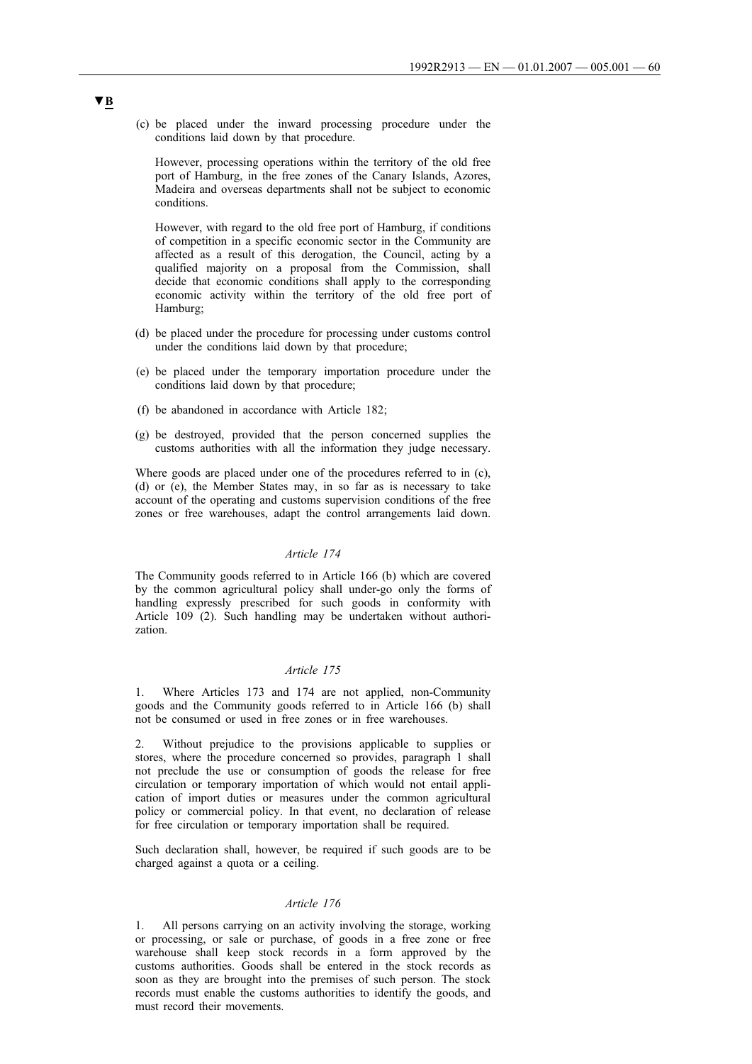▼B

(c) be placed under the inward processing procedure under the conditions laid down by that procedure.

However, processing operations within the territory of the old free port of Hamburg, in the free zones of the Canary Islands, Azores, Madeira and overseas departments shall not be subject to economic conditions.

However, with regard to the old free port of Hamburg, if conditions of competition in a specific economic sector in the Community are affected as a result of this derogation, the Council, acting by a qualified majority on a proposal from the Commission, shall decide that economic conditions shall apply to the corresponding economic activity within the territory of the old free port of Hamburg;

(d) be placed under the procedure for processing under customs control under the conditions laid down by that procedure;

(e) be placed under the temporary importation procedure under the conditions laid down by that procedure;

(f) be abandoned in accordance with Article 182;

(g) be destroyed, provided that the person concerned supplies the customs authorities with all the information they judge necessary.

Where goods are placed under one of the procedures referred to in (c), (d) or (e), the Member States may, in so far as is necessary to take account of the operating and customs supervision conditions of the free zones or free warehouses, adapt the control arrangements laid down.

*Article 174*

The Community goods referred to in Article 166 (b) which are covered by the common agricultural policy shall under-go only the forms of handling expressly prescribed for such goods in conformity with Article 109 (2). Such handling may be undertaken without authorization.

*Article 175*

1. Where Articles 173 and 174 are not applied, non-Community goods and the Community goods referred to in Article 166 (b) shall not be consumed or used in free zones or in free warehouses.

2. Without prejudice to the provisions applicable to supplies or stores, where the procedure concerned so provides, paragraph 1 shall not preclude the use or consumption of goods the release for free circulation or temporary importation of which would not entail application of import duties or measures under the common agricultural policy or commercial policy. In that event, no declaration of release for free circulation or temporary importation shall be required.

Such declaration shall, however, be required if such goods are to be charged against a quota or a ceiling.

*Article 176*

1. All persons carrying on an activity involving the storage, working or processing, or sale or purchase, of goods in a free zone or free warehouse shall keep stock records in a form approved by the customs authorities. Goods shall be entered in the stock records as soon as they are brought into the premises of such person. The stock records must enable the customs authorities to identify the goods, and must record their movements.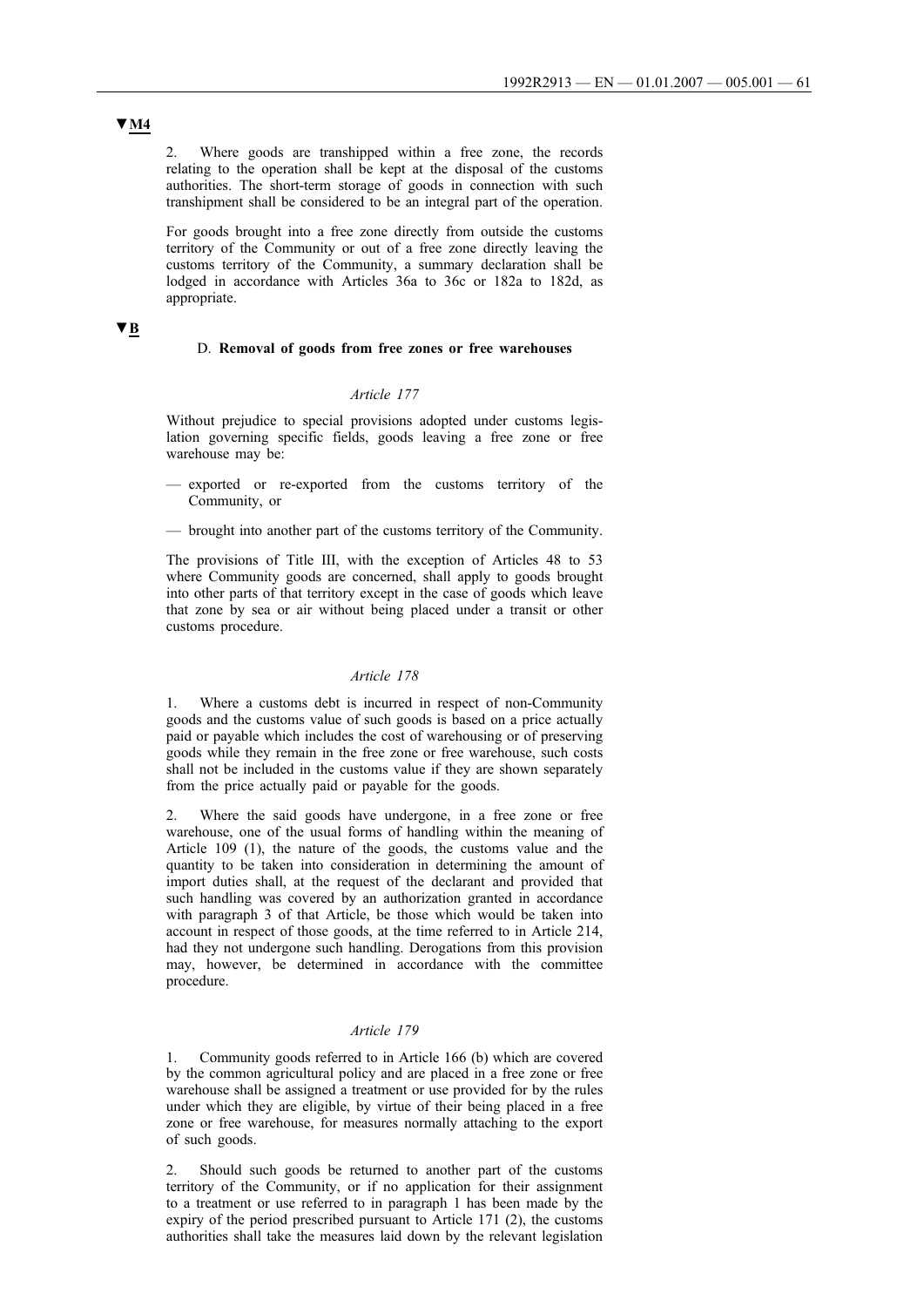▼M4

2. Where goods are transhipped within a free zone, the records relating to the operation shall be kept at the disposal of the customs authorities. The short-term storage of goods in connection with such transhipment shall be considered to be an integral part of the operation.

For goods brought into a free zone directly from outside the customs territory of the Community or out of a free zone directly leaving the customs territory of the Community, a summary declaration shall be lodged in accordance with Articles 36a to 36c or 182a to 182d, as appropriate.

▼B

D. **Removal of goods from free zones or free warehouses**

*Article 177*

Without prejudice to special provisions adopted under customs legislation governing specific fields, goods leaving a free zone or free warehouse may be:

— exported or re-exported from the customs territory of the Community, or

— brought into another part of the customs territory of the Community.

The provisions of Title III, with the exception of Articles 48 to 53 where Community goods are concerned, shall apply to goods brought into other parts of that territory except in the case of goods which leave that zone by sea or air without being placed under a transit or other customs procedure.

*Article 178*

1. Where a customs debt is incurred in respect of non-Community goods and the customs value of such goods is based on a price actually paid or payable which includes the cost of warehousing or of preserving goods while they remain in the free zone or free warehouse, such costs shall not be included in the customs value if they are shown separately from the price actually paid or payable for the goods.

2. Where the said goods have undergone, in a free zone or free warehouse, one of the usual forms of handling within the meaning of Article 109 (1), the nature of the goods, the customs value and the quantity to be taken into consideration in determining the amount of import duties shall, at the request of the declarant and provided that such handling was covered by an authorization granted in accordance with paragraph 3 of that Article, be those which would be taken into account in respect of those goods, at the time referred to in Article 214, had they not undergone such handling. Derogations from this provision may, however, be determined in accordance with the committee procedure.

*Article 179*

1. Community goods referred to in Article 166 (b) which are covered by the common agricultural policy and are placed in a free zone or free warehouse shall be assigned a treatment or use provided for by the rules under which they are eligible, by virtue of their being placed in a free zone or free warehouse, for measures normally attaching to the export of such goods.

2. Should such goods be returned to another part of the customs territory of the Community, or if no application for their assignment to a treatment or use referred to in paragraph 1 has been made by the expiry of the period prescribed pursuant to Article 171 (2), the customs authorities shall take the measures laid down by the relevant legislation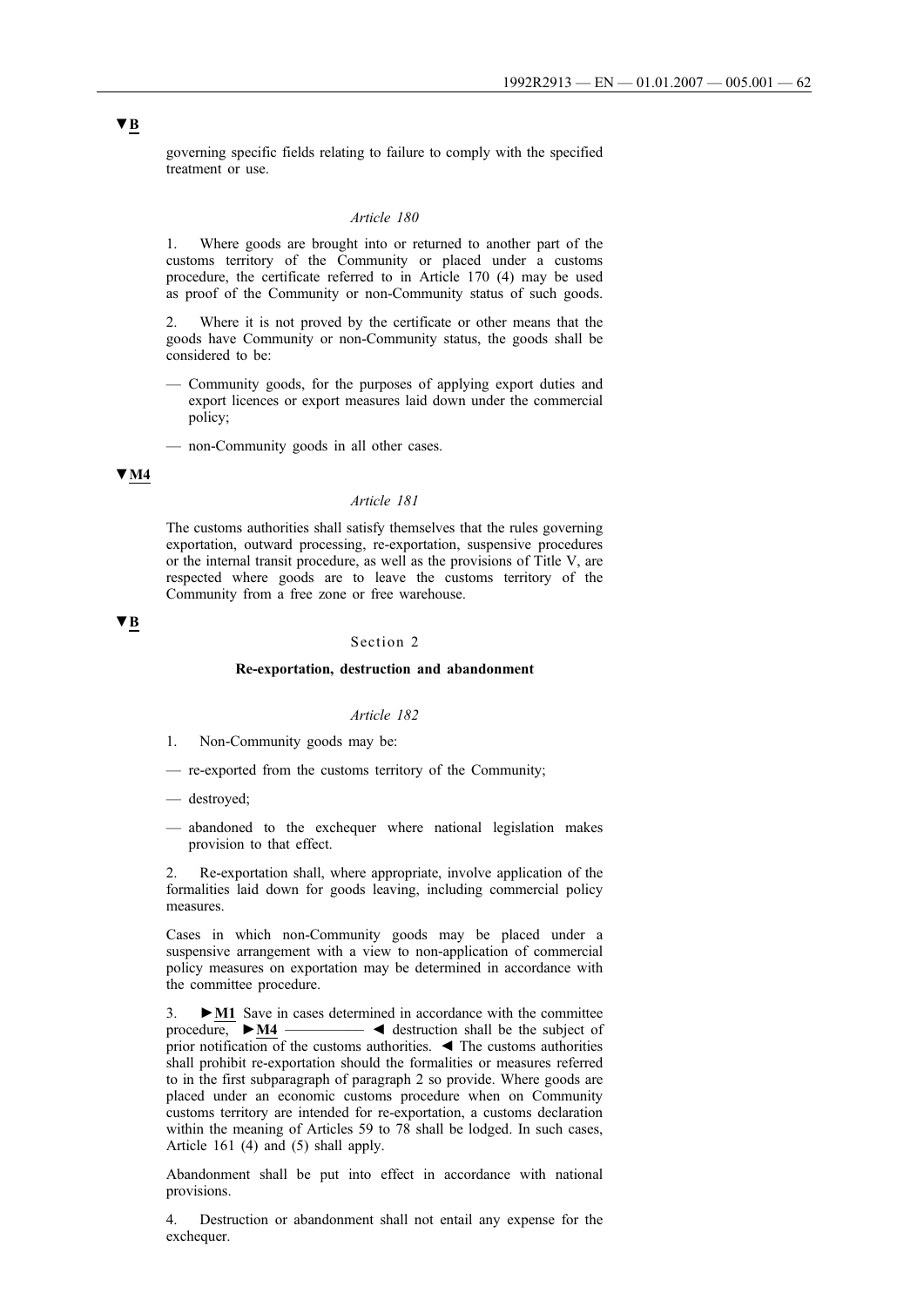▼B

governing specific fields relating to failure to comply with the specified treatment or use.

*Article 180*

1. Where goods are brought into or returned to another part of the customs territory of the Community or placed under a customs procedure, the certificate referred to in Article 170 (4) may be used as proof of the Community or non-Community status of such goods.

2. Where it is not proved by the certificate or other means that the goods have Community or non-Community status, the goods shall be considered to be:

— Community goods, for the purposes of applying export duties and export licences or export measures laid down under the commercial policy;

— non-Community goods in all other cases.

▼M4

*Article 181*

The customs authorities shall satisfy themselves that the rules governing exportation, outward processing, re-exportation, suspensive procedures or the internal transit procedure, as well as the provisions of Title V, are respected where goods are to leave the customs territory of the Community from a free zone or free warehouse.

▼B

Section 2

**Re-exportation, destruction and abandonment**

*Article 182*

1. Non-Community goods may be:

— re-exported from the customs territory of the Community;

— destroyed;

— abandoned to the exchequer where national legislation makes provision to that effect.

2. Re-exportation shall, where appropriate, involve application of the formalities laid down for goods leaving, including commercial policy measures.

Cases in which non-Community goods may be placed under a suspensive arrangement with a view to non-application of commercial policy measures on exportation may be determined in accordance with the committee procedure.

3. ►M1 Save in cases determined in accordance with the committee procedure, ►M4 ———— ◄ destruction shall be the subject of prior notification of the customs authorities. ◄ The customs authorities shall prohibit re-exportation should the formalities or measures referred to in the first subparagraph of paragraph 2 so provide. Where goods are placed under an economic customs procedure when on Community customs territory are intended for re-exportation, a customs declaration within the meaning of Articles 59 to 78 shall be lodged. In such cases, Article 161 (4) and (5) shall apply.

Abandonment shall be put into effect in accordance with national provisions.

4. Destruction or abandonment shall not entail any expense for the exchequer.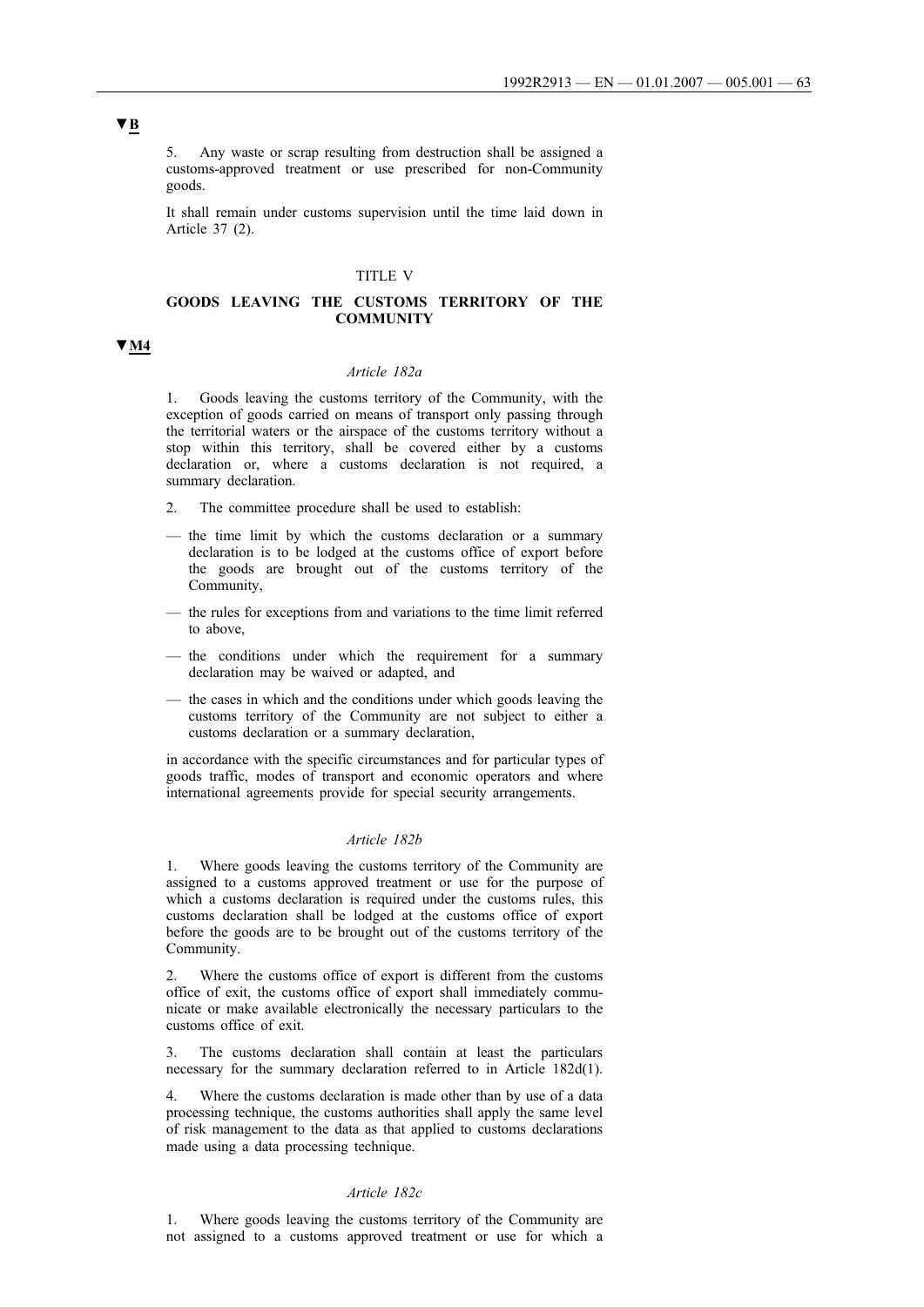▼B

5. Any waste or scrap resulting from destruction shall be assigned a customs-approved treatment or use prescribed for non-Community goods.

It shall remain under customs supervision until the time laid down in Article 37 (2).

## TITLE V

## GOODS LEAVING THE CUSTOMS TERRITORY OF THE COMMUNITY

▼M4

### *Article 182a*

1. Goods leaving the customs territory of the Community, with the exception of goods carried on means of transport only passing through the territorial waters or the airspace of the customs territory without a stop within this territory, shall be covered either by a customs declaration or, where a customs declaration is not required, a summary declaration.

2. The committee procedure shall be used to establish:

— the time limit by which the customs declaration or a summary declaration is to be lodged at the customs office of export before the goods are brought out of the customs territory of the Community,

— the rules for exceptions from and variations to the time limit referred to above,

— the conditions under which the requirement for a summary declaration may be waived or adapted, and

— the cases in which and the conditions under which goods leaving the customs territory of the Community are not subject to either a customs declaration or a summary declaration,

in accordance with the specific circumstances and for particular types of goods traffic, modes of transport and economic operators and where international agreements provide for special security arrangements.

### *Article 182b*

1. Where goods leaving the customs territory of the Community are assigned to a customs approved treatment or use for the purpose of which a customs declaration is required under the customs rules, this customs declaration shall be lodged at the customs office of export before the goods are to be brought out of the customs territory of the Community.

2. Where the customs office of export is different from the customs office of exit, the customs office of export shall immediately communicate or make available electronically the necessary particulars to the customs office of exit.

3. The customs declaration shall contain at least the particulars necessary for the summary declaration referred to in Article 182d(1).

4. Where the customs declaration is made other than by use of a data processing technique, the customs authorities shall apply the same level of risk management to the data as that applied to customs declarations made using a data processing technique.

### *Article 182c*

1. Where goods leaving the customs territory of the Community are not assigned to a customs approved treatment or use for which a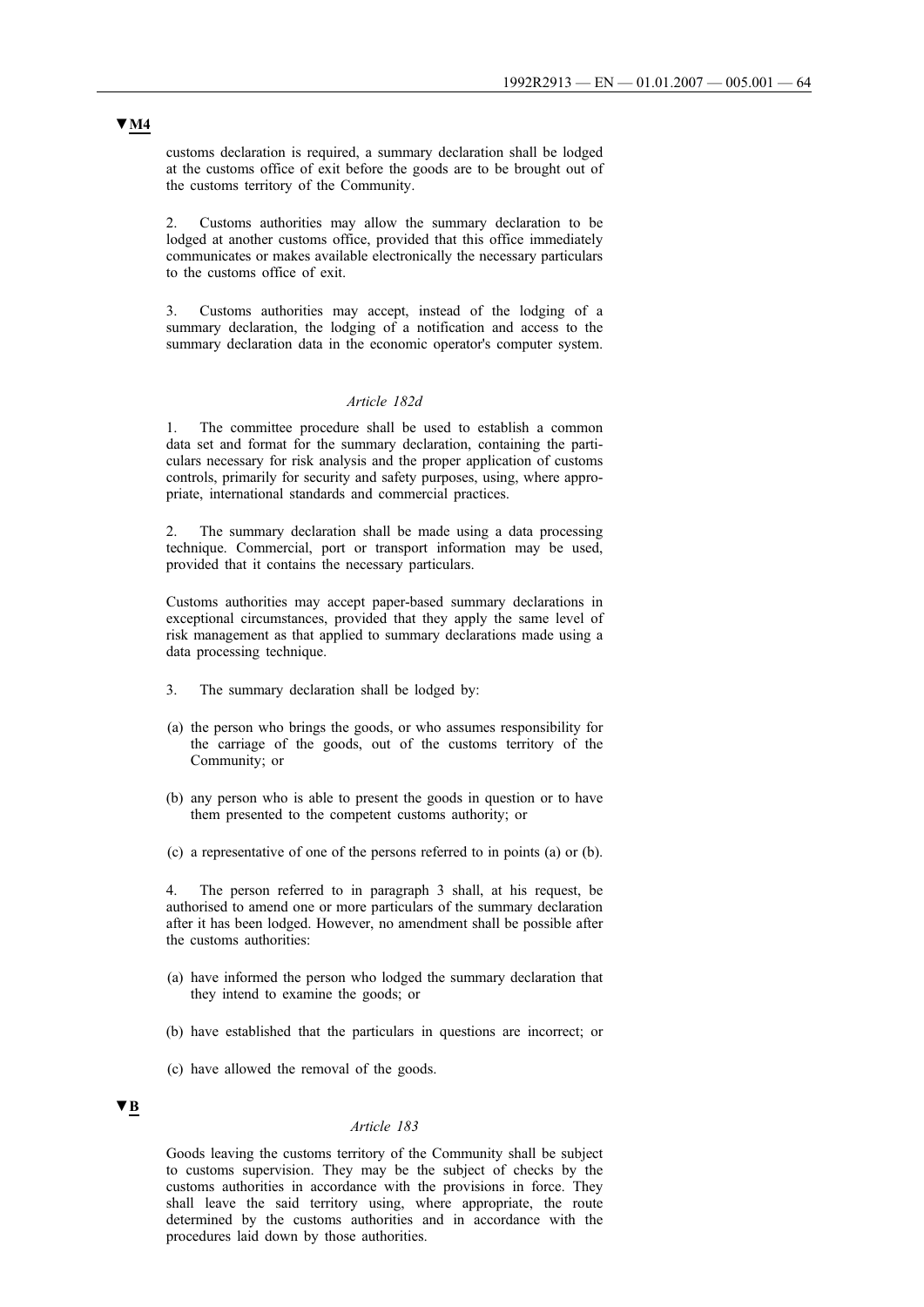▼M4

customs declaration is required, a summary declaration shall be lodged at the customs office of exit before the goods are to be brought out of the customs territory of the Community.

2. Customs authorities may allow the summary declaration to be lodged at another customs office, provided that this office immediately communicates or makes available electronically the necessary particulars to the customs office of exit.

3. Customs authorities may accept, instead of the lodging of a summary declaration, the lodging of a notification and access to the summary declaration data in the economic operator's computer system.

*Article 182d*

1. The committee procedure shall be used to establish a common data set and format for the summary declaration, containing the particulars necessary for risk analysis and the proper application of customs controls, primarily for security and safety purposes, using, where appropriate, international standards and commercial practices.

2. The summary declaration shall be made using a data processing technique. Commercial, port or transport information may be used, provided that it contains the necessary particulars.

Customs authorities may accept paper-based summary declarations in exceptional circumstances, provided that they apply the same level of risk management as that applied to summary declarations made using a data processing technique.

3. The summary declaration shall be lodged by:

(a) the person who brings the goods, or who assumes responsibility for the carriage of the goods, out of the customs territory of the Community; or

(b) any person who is able to present the goods in question or to have them presented to the competent customs authority; or

(c) a representative of one of the persons referred to in points (a) or (b).

4. The person referred to in paragraph 3 shall, at his request, be authorised to amend one or more particulars of the summary declaration after it has been lodged. However, no amendment shall be possible after the customs authorities:

(a) have informed the person who lodged the summary declaration that they intend to examine the goods; or

(b) have established that the particulars in questions are incorrect; or

(c) have allowed the removal of the goods.

▼B

*Article 183*

Goods leaving the customs territory of the Community shall be subject to customs supervision. They may be the subject of checks by the customs authorities in accordance with the provisions in force. They shall leave the said territory using, where appropriate, the route determined by the customs authorities and in accordance with the procedures laid down by those authorities.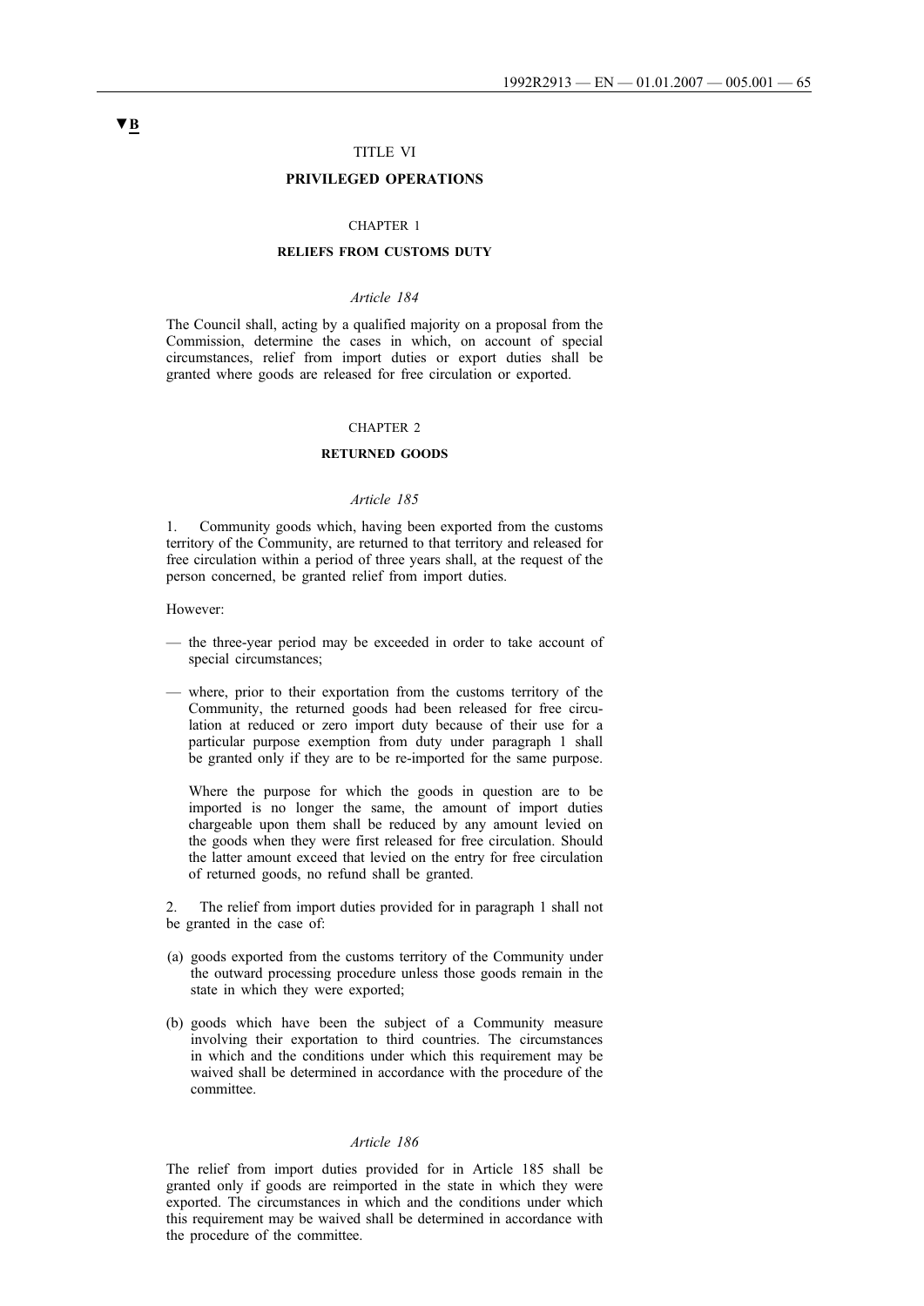▼B

TITLE VI

**PRIVILEGED OPERATIONS**

CHAPTER 1

**RELIEFS FROM CUSTOMS DUTY**

*Article 184*

The Council shall, acting by a qualified majority on a proposal from the Commission, determine the cases in which, on account of special circumstances, relief from import duties or export duties shall be granted where goods are released for free circulation or exported.

CHAPTER 2

**RETURNED GOODS**

*Article 185*

1. Community goods which, having been exported from the customs territory of the Community, are returned to that territory and released for free circulation within a period of three years shall, at the request of the person concerned, be granted relief from import duties.

However:

— the three-year period may be exceeded in order to take account of special circumstances;

— where, prior to their exportation from the customs territory of the Community, the returned goods had been released for free circulation at reduced or zero import duty because of their use for a particular purpose exemption from duty under paragraph 1 shall be granted only if they are to be re-imported for the same purpose.

  Where the purpose for which the goods in question are to be imported is no longer the same, the amount of import duties chargeable upon them shall be reduced by any amount levied on the goods when they were first released for free circulation. Should the latter amount exceed that levied on the entry for free circulation of returned goods, no refund shall be granted.

2. The relief from import duties provided for in paragraph 1 shall not be granted in the case of:

(a) goods exported from the customs territory of the Community under the outward processing procedure unless those goods remain in the state in which they were exported;

(b) goods which have been the subject of a Community measure involving their exportation to third countries. The circumstances in which and the conditions under which this requirement may be waived shall be determined in accordance with the procedure of the committee.

*Article 186*

The relief from import duties provided for in Article 185 shall be granted only if goods are reimported in the state in which they were exported. The circumstances in which and the conditions under which this requirement may be waived shall be determined in accordance with the procedure of the committee.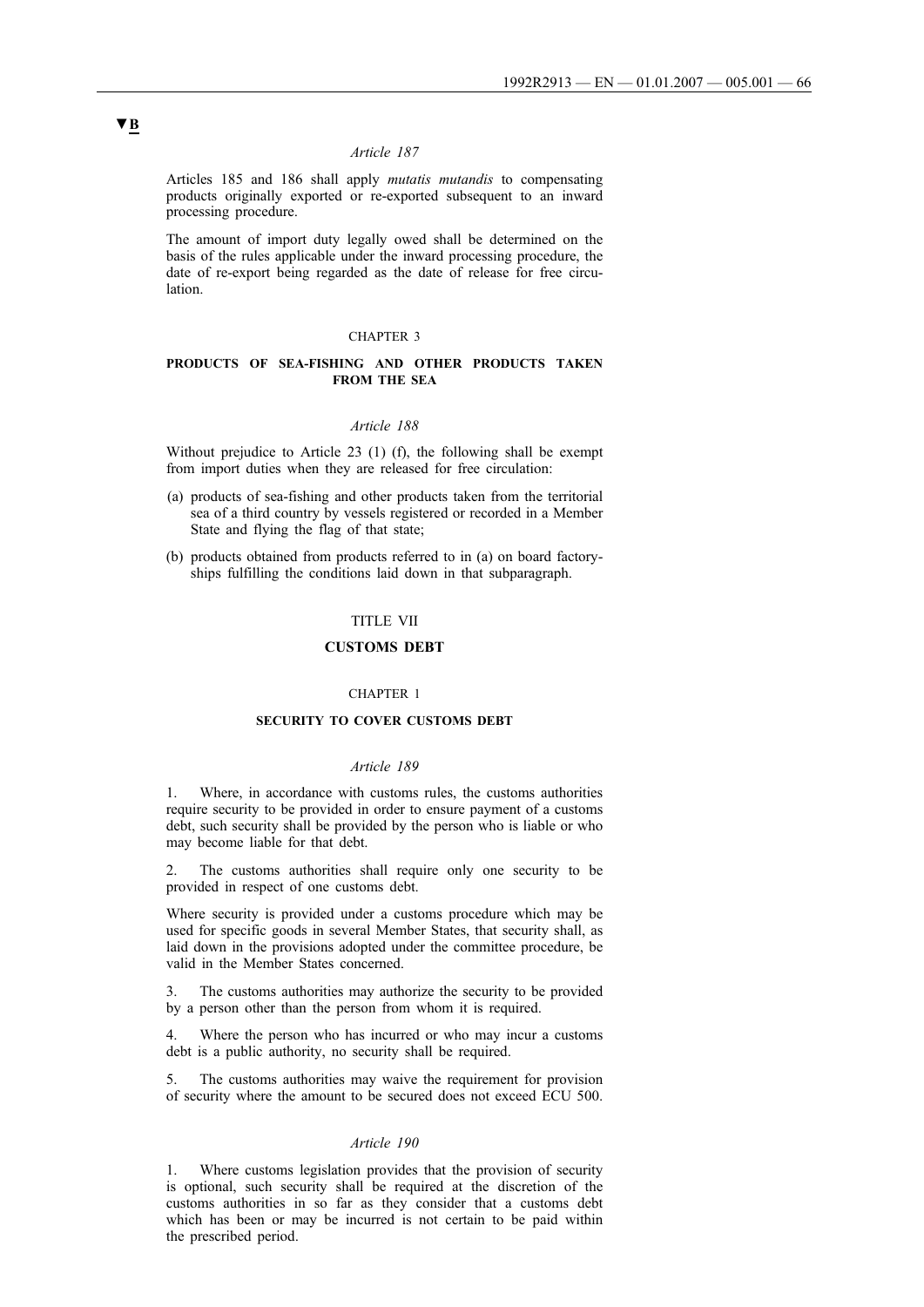▼B

*Article 187*

Articles 185 and 186 shall apply *mutatis mutandis* to compensating products originally exported or re-exported subsequent to an inward processing procedure.

The amount of import duty legally owed shall be determined on the basis of the rules applicable under the inward processing procedure, the date of re-export being regarded as the date of release for free circulation.

CHAPTER 3

**PRODUCTS OF SEA-FISHING AND OTHER PRODUCTS TAKEN FROM THE SEA**

*Article 188*

Without prejudice to Article 23 (1) (f), the following shall be exempt from import duties when they are released for free circulation:

(a) products of sea-fishing and other products taken from the territorial sea of a third country by vessels registered or recorded in a Member State and flying the flag of that state;

(b) products obtained from products referred to in (a) on board factory-ships fulfilling the conditions laid down in that subparagraph.

TITLE VII

**CUSTOMS DEBT**

CHAPTER 1

**SECURITY TO COVER CUSTOMS DEBT**

*Article 189*

1. Where, in accordance with customs rules, the customs authorities require security to be provided in order to ensure payment of a customs debt, such security shall be provided by the person who is liable or who may become liable for that debt.

2. The customs authorities shall require only one security to be provided in respect of one customs debt.

Where security is provided under a customs procedure which may be used for specific goods in several Member States, that security shall, as laid down in the provisions adopted under the committee procedure, be valid in the Member States concerned.

3. The customs authorities may authorize the security to be provided by a person other than the person from whom it is required.

4. Where the person who has incurred or who may incur a customs debt is a public authority, no security shall be required.

5. The customs authorities may waive the requirement for provision of security where the amount to be secured does not exceed ECU 500.

*Article 190*

1. Where customs legislation provides that the provision of security is optional, such security shall be required at the discretion of the customs authorities in so far as they consider that a customs debt which has been or may be incurred is not certain to be paid within the prescribed period.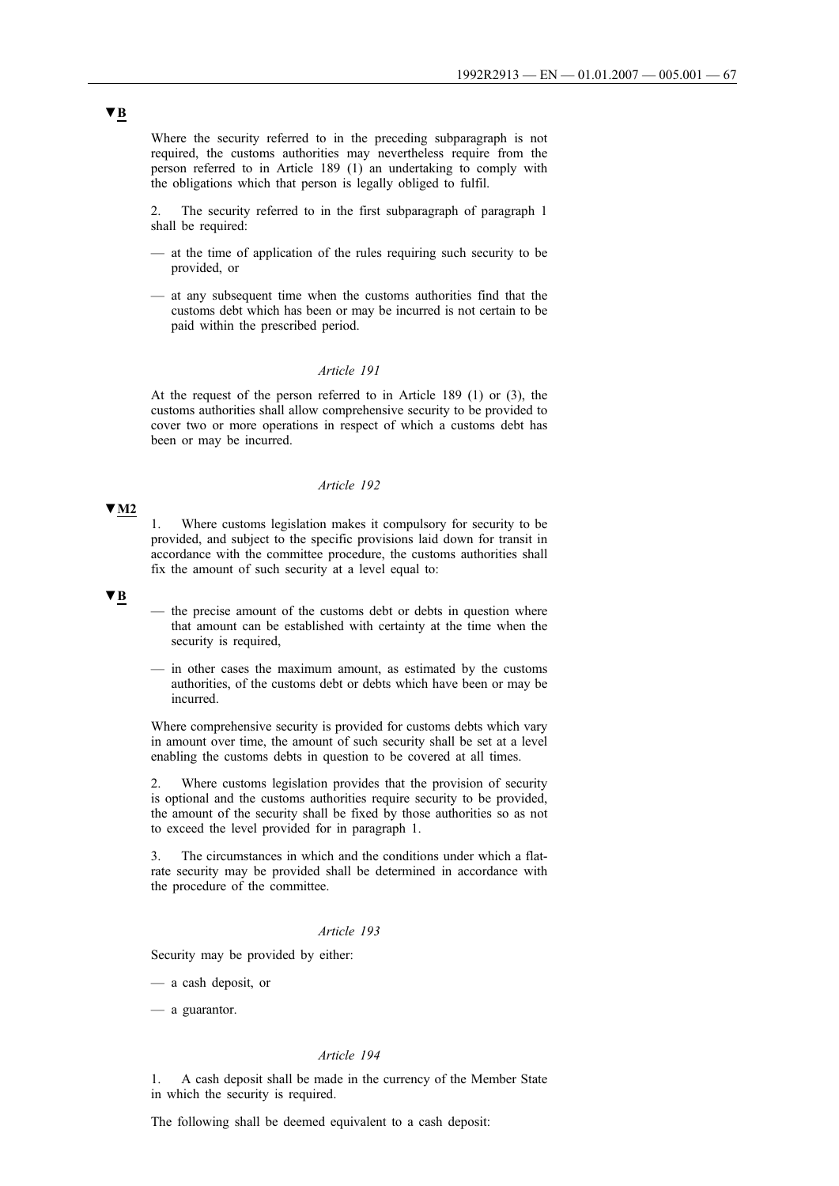▼B

Where the security referred to in the preceding subparagraph is not required, the customs authorities may nevertheless require from the person referred to in Article 189 (1) an undertaking to comply with the obligations which that person is legally obliged to fulfil.

2. The security referred to in the first subparagraph of paragraph 1 shall be required:

— at the time of application of the rules requiring such security to be provided, or

— at any subsequent time when the customs authorities find that the customs debt which has been or may be incurred is not certain to be paid within the prescribed period.

*Article 191*

At the request of the person referred to in Article 189 (1) or (3), the customs authorities shall allow comprehensive security to be provided to cover two or more operations in respect of which a customs debt has been or may be incurred.

*Article 192*

▼M2

1. Where customs legislation makes it compulsory for security to be provided, and subject to the specific provisions laid down for transit in accordance with the committee procedure, the customs authorities shall fix the amount of such security at a level equal to:

▼B

— the precise amount of the customs debt or debts in question where that amount can be established with certainty at the time when the security is required,

— in other cases the maximum amount, as estimated by the customs authorities, of the customs debt or debts which have been or may be incurred.

Where comprehensive security is provided for customs debts which vary in amount over time, the amount of such security shall be set at a level enabling the customs debts in question to be covered at all times.

2. Where customs legislation provides that the provision of security is optional and the customs authorities require security to be provided, the amount of the security shall be fixed by those authorities so as not to exceed the level provided for in paragraph 1.

3. The circumstances in which and the conditions under which a flat-rate security may be provided shall be determined in accordance with the procedure of the committee.

*Article 193*

Security may be provided by either:

— a cash deposit, or

— a guarantor.

*Article 194*

1. A cash deposit shall be made in the currency of the Member State in which the security is required.

The following shall be deemed equivalent to a cash deposit: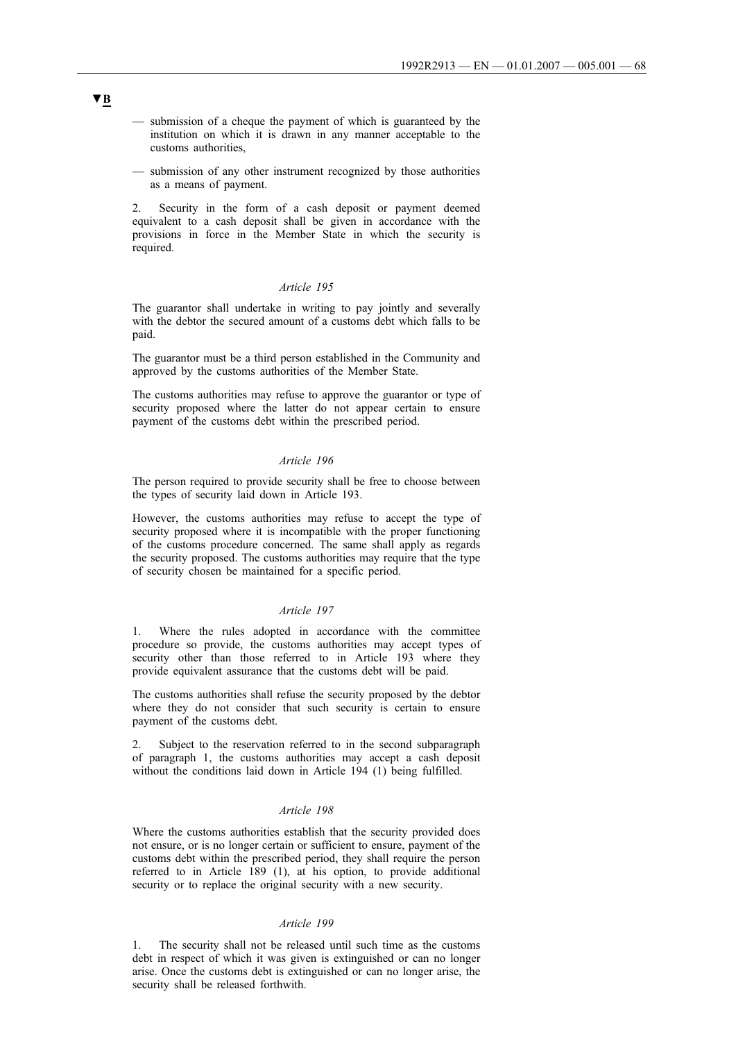▼B

— submission of a cheque the payment of which is guaranteed by the institution on which it is drawn in any manner acceptable to the customs authorities,

— submission of any other instrument recognized by those authorities as a means of payment.

2. Security in the form of a cash deposit or payment deemed equivalent to a cash deposit shall be given in accordance with the provisions in force in the Member State in which the security is required.

*Article 195*

The guarantor shall undertake in writing to pay jointly and severally with the debtor the secured amount of a customs debt which falls to be paid.

The guarantor must be a third person established in the Community and approved by the customs authorities of the Member State.

The customs authorities may refuse to approve the guarantor or type of security proposed where the latter do not appear certain to ensure payment of the customs debt within the prescribed period.

*Article 196*

The person required to provide security shall be free to choose between the types of security laid down in Article 193.

However, the customs authorities may refuse to accept the type of security proposed where it is incompatible with the proper functioning of the customs procedure concerned. The same shall apply as regards the security proposed. The customs authorities may require that the type of security chosen be maintained for a specific period.

*Article 197*

1. Where the rules adopted in accordance with the committee procedure so provide, the customs authorities may accept types of security other than those referred to in Article 193 where they provide equivalent assurance that the customs debt will be paid.

The customs authorities shall refuse the security proposed by the debtor where they do not consider that such security is certain to ensure payment of the customs debt.

2. Subject to the reservation referred to in the second subparagraph of paragraph 1, the customs authorities may accept a cash deposit without the conditions laid down in Article 194 (1) being fulfilled.

*Article 198*

Where the customs authorities establish that the security provided does not ensure, or is no longer certain or sufficient to ensure, payment of the customs debt within the prescribed period, they shall require the person referred to in Article 189 (1), at his option, to provide additional security or to replace the original security with a new security.

*Article 199*

1. The security shall not be released until such time as the customs debt in respect of which it was given is extinguished or can no longer arise. Once the customs debt is extinguished or can no longer arise, the security shall be released forthwith.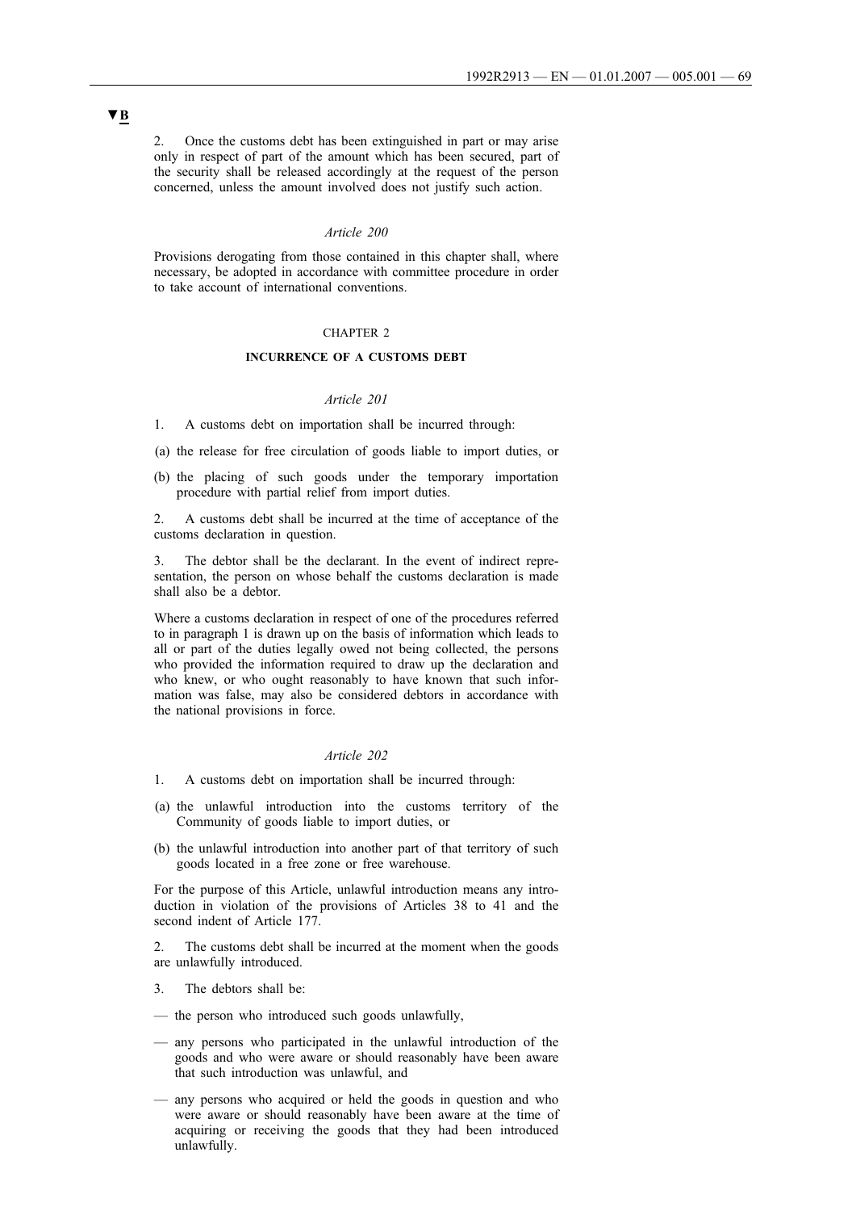▼B

2. Once the customs debt has been extinguished in part or may arise only in respect of part of the amount which has been secured, part of the security shall be released accordingly at the request of the person concerned, unless the amount involved does not justify such action.

*Article 200*

Provisions derogating from those contained in this chapter shall, where necessary, be adopted in accordance with committee procedure in order to take account of international conventions.

CHAPTER 2

**INCURRENCE OF A CUSTOMS DEBT**

*Article 201*

1. A customs debt on importation shall be incurred through:

(a) the release for free circulation of goods liable to import duties, or

(b) the placing of such goods under the temporary importation procedure with partial relief from import duties.

2. A customs debt shall be incurred at the time of acceptance of the customs declaration in question.

3. The debtor shall be the declarant. In the event of indirect representation, the person on whose behalf the customs declaration is made shall also be a debtor.

Where a customs declaration in respect of one of the procedures referred to in paragraph 1 is drawn up on the basis of information which leads to all or part of the duties legally owed not being collected, the persons who provided the information required to draw up the declaration and who knew, or who ought reasonably to have known that such information was false, may also be considered debtors in accordance with the national provisions in force.

*Article 202*

1. A customs debt on importation shall be incurred through:

(a) the unlawful introduction into the customs territory of the Community of goods liable to import duties, or

(b) the unlawful introduction into another part of that territory of such goods located in a free zone or free warehouse.

For the purpose of this Article, unlawful introduction means any introduction in violation of the provisions of Articles 38 to 41 and the second indent of Article 177.

2. The customs debt shall be incurred at the moment when the goods are unlawfully introduced.

3. The debtors shall be:

— the person who introduced such goods unlawfully,

— any persons who participated in the unlawful introduction of the goods and who were aware or should reasonably have been aware that such introduction was unlawful, and

— any persons who acquired or held the goods in question and who were aware or should reasonably have been aware at the time of acquiring or receiving the goods that they had been introduced unlawfully.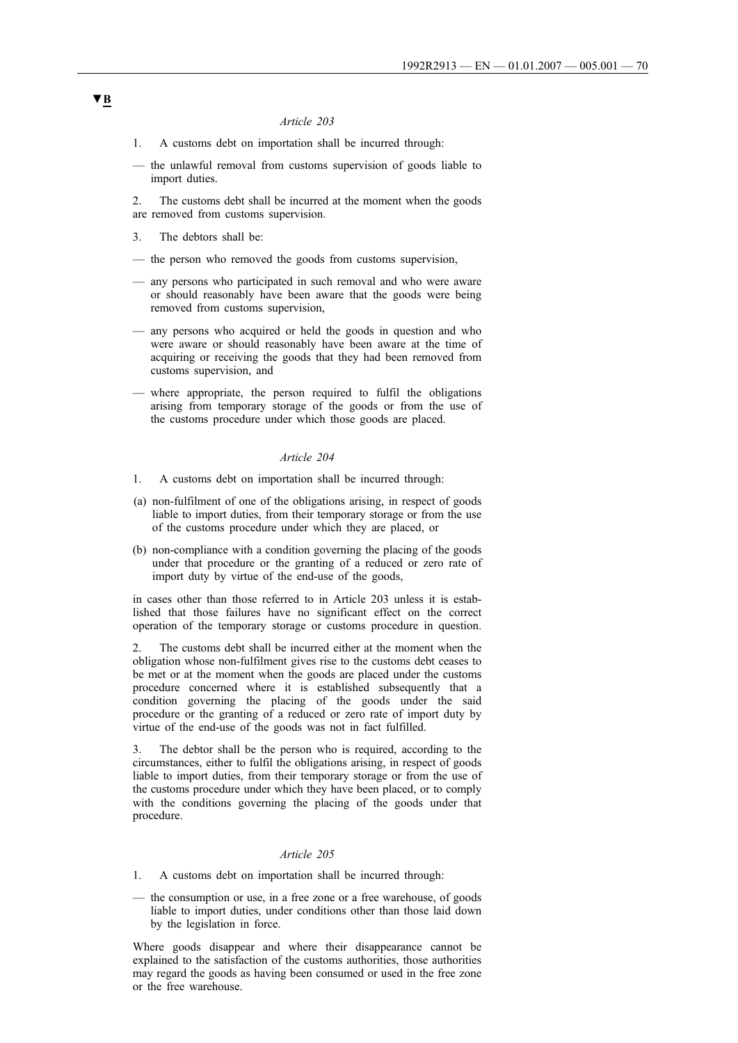▼B

*Article 203*

1. A customs debt on importation shall be incurred through:

— the unlawful removal from customs supervision of goods liable to import duties.

2. The customs debt shall be incurred at the moment when the goods are removed from customs supervision.

3. The debtors shall be:

— the person who removed the goods from customs supervision,

— any persons who participated in such removal and who were aware or should reasonably have been aware that the goods were being removed from customs supervision,

— any persons who acquired or held the goods in question and who were aware or should reasonably have been aware at the time of acquiring or receiving the goods that they had been removed from customs supervision, and

— where appropriate, the person required to fulfil the obligations arising from temporary storage of the goods or from the use of the customs procedure under which those goods are placed.

*Article 204*

1. A customs debt on importation shall be incurred through:

(a) non-fulfilment of one of the obligations arising, in respect of goods liable to import duties, from their temporary storage or from the use of the customs procedure under which they are placed, or

(b) non-compliance with a condition governing the placing of the goods under that procedure or the granting of a reduced or zero rate of import duty by virtue of the end-use of the goods,

in cases other than those referred to in Article 203 unless it is established that those failures have no significant effect on the correct operation of the temporary storage or customs procedure in question.

2. The customs debt shall be incurred either at the moment when the obligation whose non-fulfilment gives rise to the customs debt ceases to be met or at the moment when the goods are placed under the customs procedure concerned where it is established subsequently that a condition governing the placing of the goods under the said procedure or the granting of a reduced or zero rate of import duty by virtue of the end-use of the goods was not in fact fulfilled.

3. The debtor shall be the person who is required, according to the circumstances, either to fulfil the obligations arising, in respect of goods liable to import duties, from their temporary storage or from the use of the customs procedure under which they have been placed, or to comply with the conditions governing the placing of the goods under that procedure.

*Article 205*

1. A customs debt on importation shall be incurred through:

— the consumption or use, in a free zone or a free warehouse, of goods liable to import duties, under conditions other than those laid down by the legislation in force.

Where goods disappear and where their disappearance cannot be explained to the satisfaction of the customs authorities, those authorities may regard the goods as having been consumed or used in the free zone or the free warehouse.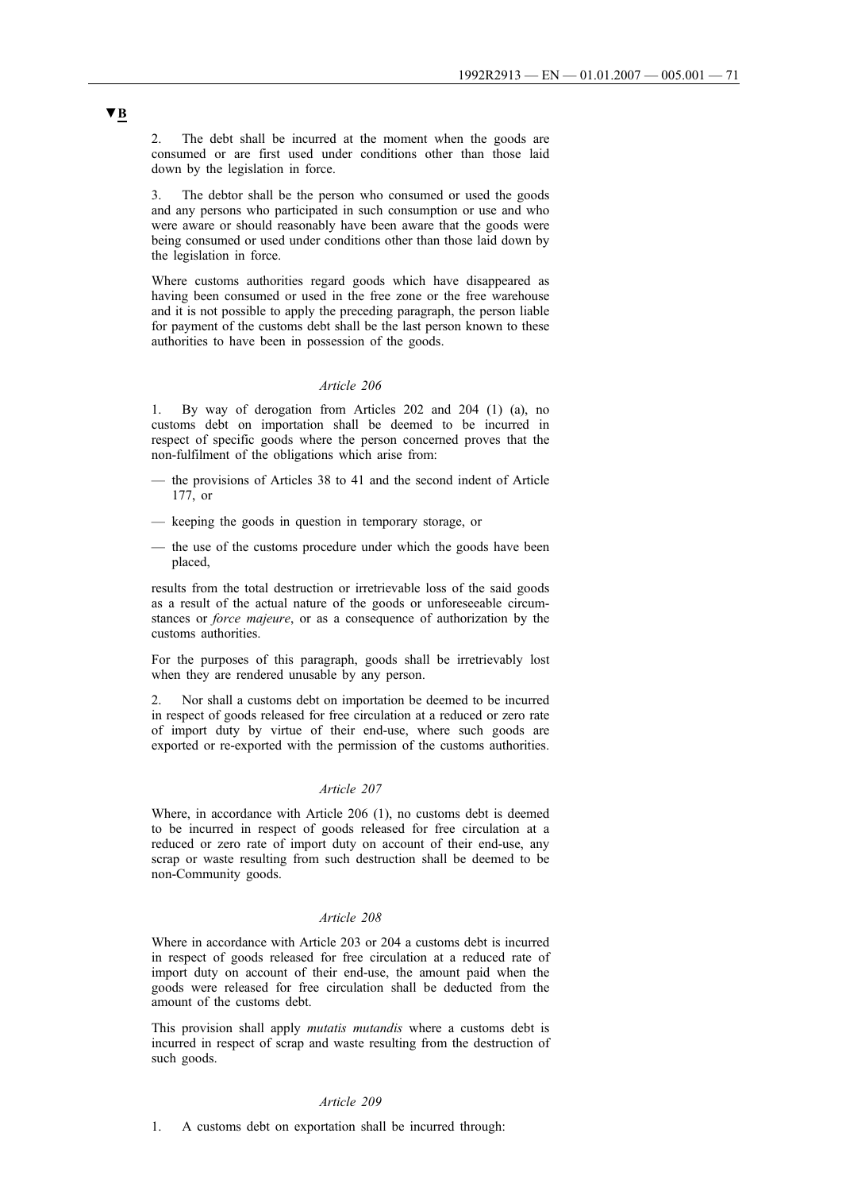**▼B**

2. The debt shall be incurred at the moment when the goods are consumed or are first used under conditions other than those laid down by the legislation in force.

3. The debtor shall be the person who consumed or used the goods and any persons who participated in such consumption or use and who were aware or should reasonably have been aware that the goods were being consumed or used under conditions other than those laid down by the legislation in force.

Where customs authorities regard goods which have disappeared as having been consumed or used in the free zone or the free warehouse and it is not possible to apply the preceding paragraph, the person liable for payment of the customs debt shall be the last person known to these authorities to have been in possession of the goods.

*Article 206*

1. By way of derogation from Articles 202 and 204 (1) (a), no customs debt on importation shall be deemed to be incurred in respect of specific goods where the person concerned proves that the non-fulfilment of the obligations which arise from:

— the provisions of Articles 38 to 41 and the second indent of Article 177, or

— keeping the goods in question in temporary storage, or

— the use of the customs procedure under which the goods have been placed,

results from the total destruction or irretrievable loss of the said goods as a result of the actual nature of the goods or unforeseeable circumstances or *force majeure*, or as a consequence of authorization by the customs authorities.

For the purposes of this paragraph, goods shall be irretrievably lost when they are rendered unusable by any person.

2. Nor shall a customs debt on importation be deemed to be incurred in respect of goods released for free circulation at a reduced or zero rate of import duty by virtue of their end-use, where such goods are exported or re-exported with the permission of the customs authorities.

*Article 207*

Where, in accordance with Article 206 (1), no customs debt is deemed to be incurred in respect of goods released for free circulation at a reduced or zero rate of import duty on account of their end-use, any scrap or waste resulting from such destruction shall be deemed to be non-Community goods.

*Article 208*

Where in accordance with Article 203 or 204 a customs debt is incurred in respect of goods released for free circulation at a reduced rate of import duty on account of their end-use, the amount paid when the goods were released for free circulation shall be deducted from the amount of the customs debt.

This provision shall apply *mutatis mutandis* where a customs debt is incurred in respect of scrap and waste resulting from the destruction of such goods.

*Article 209*

1. A customs debt on exportation shall be incurred through: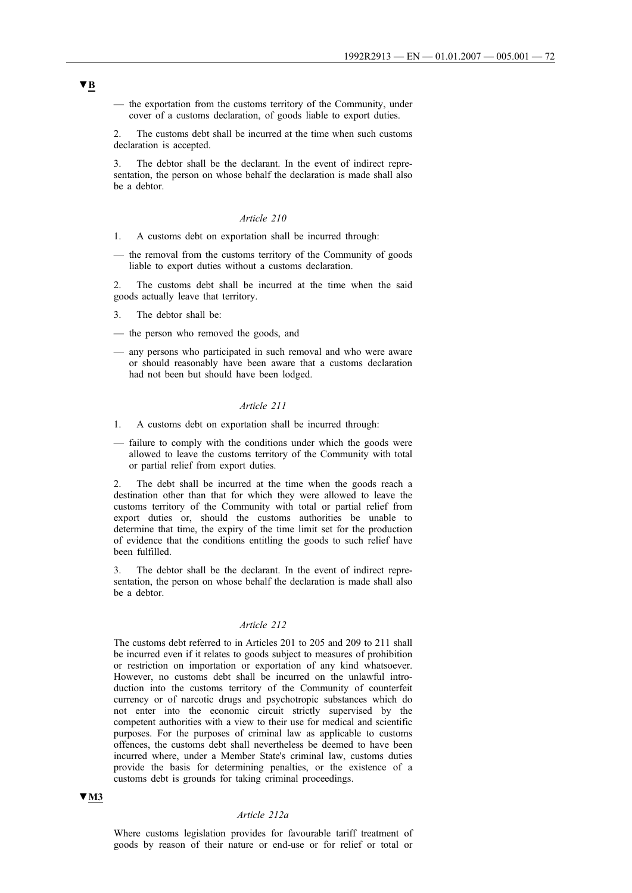▼B

— the exportation from the customs territory of the Community, under cover of a customs declaration, of goods liable to export duties.

2. The customs debt shall be incurred at the time when such customs declaration is accepted.

3. The debtor shall be the declarant. In the event of indirect representation, the person on whose behalf the declaration is made shall also be a debtor.

*Article 210*

1. A customs debt on exportation shall be incurred through:

— the removal from the customs territory of the Community of goods liable to export duties without a customs declaration.

2. The customs debt shall be incurred at the time when the said goods actually leave that territory.

3. The debtor shall be:

— the person who removed the goods, and

— any persons who participated in such removal and who were aware or should reasonably have been aware that a customs declaration had not been but should have been lodged.

*Article 211*

1. A customs debt on exportation shall be incurred through:

— failure to comply with the conditions under which the goods were allowed to leave the customs territory of the Community with total or partial relief from export duties.

2. The debt shall be incurred at the time when the goods reach a destination other than that for which they were allowed to leave the customs territory of the Community with total or partial relief from export duties or, should the customs authorities be unable to determine that time, the expiry of the time limit set for the production of evidence that the conditions entitling the goods to such relief have been fulfilled.

3. The debtor shall be the declarant. In the event of indirect representation, the person on whose behalf the declaration is made shall also be a debtor.

*Article 212*

The customs debt referred to in Articles 201 to 205 and 209 to 211 shall be incurred even if it relates to goods subject to measures of prohibition or restriction on importation or exportation of any kind whatsoever. However, no customs debt shall be incurred on the unlawful introduction into the customs territory of the Community of counterfeit currency or of narcotic drugs and psychotropic substances which do not enter into the economic circuit strictly supervised by the competent authorities with a view to their use for medical and scientific purposes. For the purposes of criminal law as applicable to customs offences, the customs debt shall nevertheless be deemed to have been incurred where, under a Member State's criminal law, customs duties provide the basis for determining penalties, or the existence of a customs debt is grounds for taking criminal proceedings.

▼M3

*Article 212a*

Where customs legislation provides for favourable tariff treatment of goods by reason of their nature or end-use or for relief or total or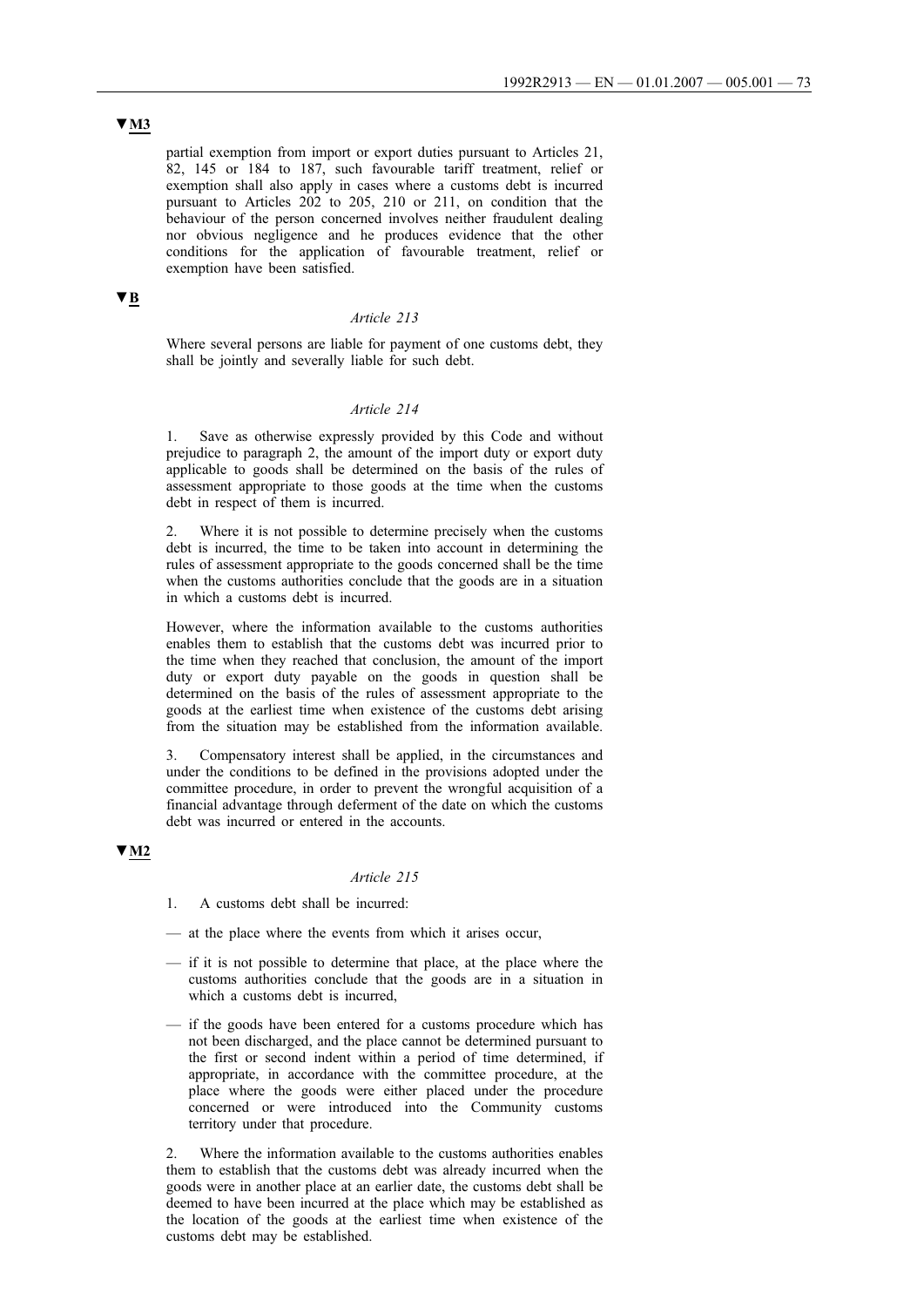▼M3

partial exemption from import or export duties pursuant to Articles 21, 82, 145 or 184 to 187, such favourable tariff treatment, relief or exemption shall also apply in cases where a customs debt is incurred pursuant to Articles 202 to 205, 210 or 211, on condition that the behaviour of the person concerned involves neither fraudulent dealing nor obvious negligence and he produces evidence that the other conditions for the application of favourable treatment, relief or exemption have been satisfied.

▼B

*Article 213*

Where several persons are liable for payment of one customs debt, they shall be jointly and severally liable for such debt.

*Article 214*

1. Save as otherwise expressly provided by this Code and without prejudice to paragraph 2, the amount of the import duty or export duty applicable to goods shall be determined on the basis of the rules of assessment appropriate to those goods at the time when the customs debt in respect of them is incurred.

2. Where it is not possible to determine precisely when the customs debt is incurred, the time to be taken into account in determining the rules of assessment appropriate to the goods concerned shall be the time when the customs authorities conclude that the goods are in a situation in which a customs debt is incurred.

However, where the information available to the customs authorities enables them to establish that the customs debt was incurred prior to the time when they reached that conclusion, the amount of the import duty or export duty payable on the goods in question shall be determined on the basis of the rules of assessment appropriate to the goods at the earliest time when existence of the customs debt arising from the situation may be established from the information available.

3. Compensatory interest shall be applied, in the circumstances and under the conditions to be defined in the provisions adopted under the committee procedure, in order to prevent the wrongful acquisition of a financial advantage through deferment of the date on which the customs debt was incurred or entered in the accounts.

▼M2

*Article 215*

1. A customs debt shall be incurred:

— at the place where the events from which it arises occur,

— if it is not possible to determine that place, at the place where the customs authorities conclude that the goods are in a situation in which a customs debt is incurred,

— if the goods have been entered for a customs procedure which has not been discharged, and the place cannot be determined pursuant to the first or second indent within a period of time determined, if appropriate, in accordance with the committee procedure, at the place where the goods were either placed under the procedure concerned or were introduced into the Community customs territory under that procedure.

2. Where the information available to the customs authorities enables them to establish that the customs debt was already incurred when the goods were in another place at an earlier date, the customs debt shall be deemed to have been incurred at the place which may be established as the location of the goods at the earliest time when existence of the customs debt may be established.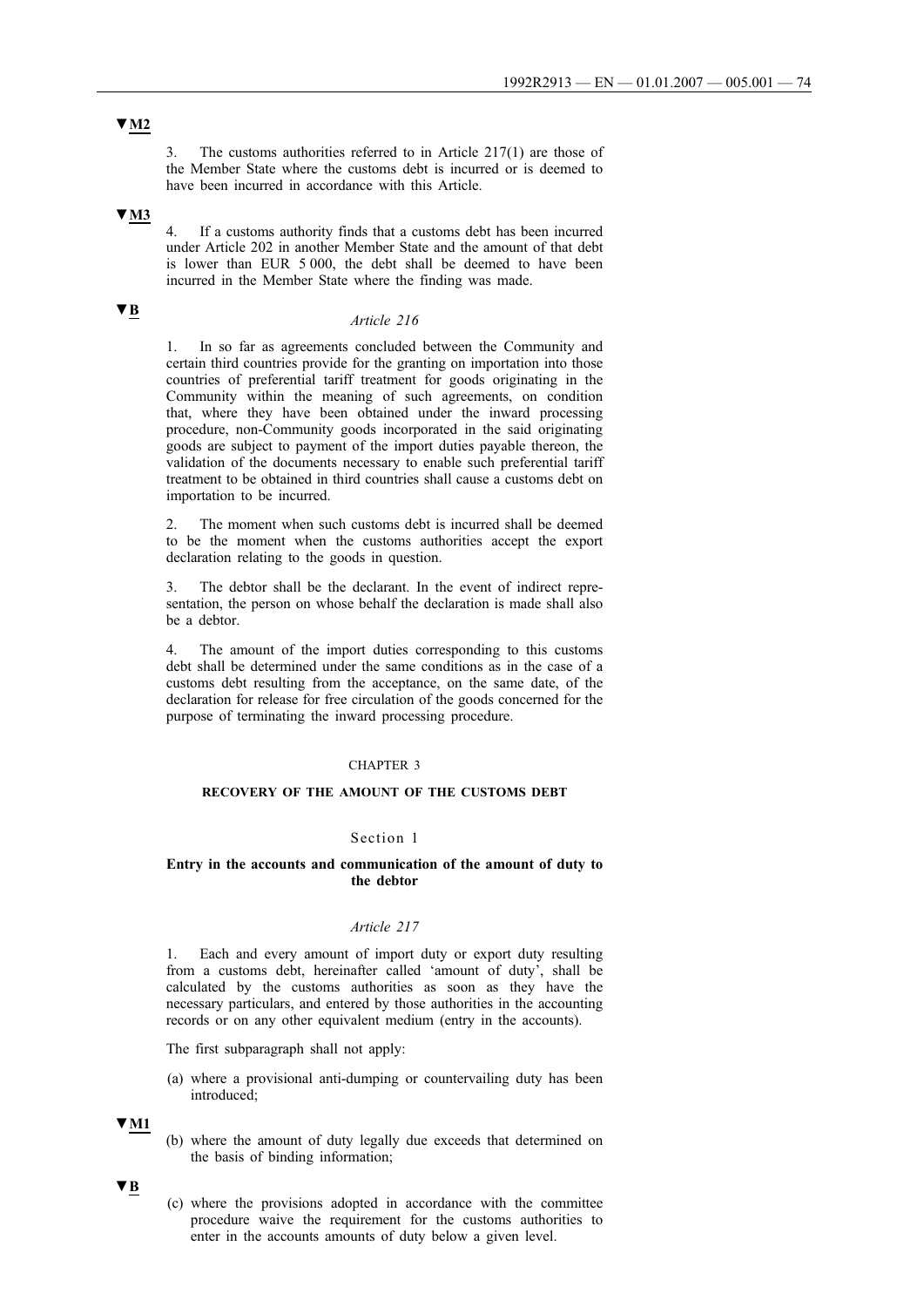▼M2

3. The customs authorities referred to in Article 217(1) are those of the Member State where the customs debt is incurred or is deemed to have been incurred in accordance with this Article.

▼M3

4. If a customs authority finds that a customs debt has been incurred under Article 202 in another Member State and the amount of that debt is lower than EUR 5 000, the debt shall be deemed to have been incurred in the Member State where the finding was made.

▼B

*Article 216*

1. In so far as agreements concluded between the Community and certain third countries provide for the granting on importation into those countries of preferential tariff treatment for goods originating in the Community within the meaning of such agreements, on condition that, where they have been obtained under the inward processing procedure, non-Community goods incorporated in the said originating goods are subject to payment of the import duties payable thereon, the validation of the documents necessary to enable such preferential tariff treatment to be obtained in third countries shall cause a customs debt on importation to be incurred.

2. The moment when such customs debt is incurred shall be deemed to be the moment when the customs authorities accept the export declaration relating to the goods in question.

3. The debtor shall be the declarant. In the event of indirect representation, the person on whose behalf the declaration is made shall also be a debtor.

4. The amount of the import duties corresponding to this customs debt shall be determined under the same conditions as in the case of a customs debt resulting from the acceptance, on the same date, of the declaration for release for free circulation of the goods concerned for the purpose of terminating the inward processing procedure.

CHAPTER 3

**RECOVERY OF THE AMOUNT OF THE CUSTOMS DEBT**

Section 1

**Entry in the accounts and communication of the amount of duty to the debtor**

*Article 217*

1. Each and every amount of import duty or export duty resulting from a customs debt, hereinafter called 'amount of duty', shall be calculated by the customs authorities as soon as they have the necessary particulars, and entered by those authorities in the accounting records or on any other equivalent medium (entry in the accounts).

The first subparagraph shall not apply:

(a) where a provisional anti-dumping or countervailing duty has been introduced;

▼M1

(b) where the amount of duty legally due exceeds that determined on the basis of binding information;

▼B

(c) where the provisions adopted in accordance with the committee procedure waive the requirement for the customs authorities to enter in the accounts amounts of duty below a given level.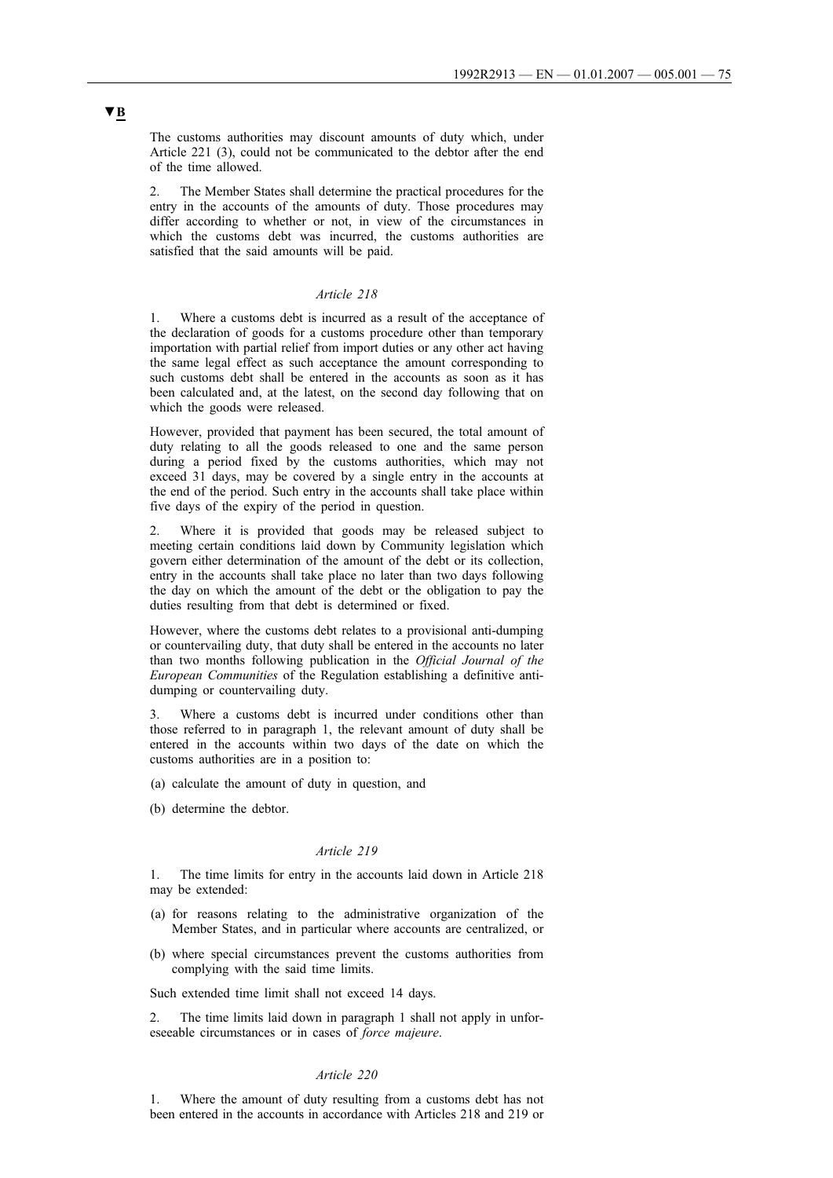▼**B**

The customs authorities may discount amounts of duty which, under Article 221 (3), could not be communicated to the debtor after the end of the time allowed.

2. The Member States shall determine the practical procedures for the entry in the accounts of the amounts of duty. Those procedures may differ according to whether or not, in view of the circumstances in which the customs debt was incurred, the customs authorities are satisfied that the said amounts will be paid.

*Article 218*

1. Where a customs debt is incurred as a result of the acceptance of the declaration of goods for a customs procedure other than temporary importation with partial relief from import duties or any other act having the same legal effect as such acceptance the amount corresponding to such customs debt shall be entered in the accounts as soon as it has been calculated and, at the latest, on the second day following that on which the goods were released.

However, provided that payment has been secured, the total amount of duty relating to all the goods released to one and the same person during a period fixed by the customs authorities, which may not exceed 31 days, may be covered by a single entry in the accounts at the end of the period. Such entry in the accounts shall take place within five days of the expiry of the period in question.

2. Where it is provided that goods may be released subject to meeting certain conditions laid down by Community legislation which govern either determination of the amount of the debt or its collection, entry in the accounts shall take place no later than two days following the day on which the amount of the debt or the obligation to pay the duties resulting from that debt is determined or fixed.

However, where the customs debt relates to a provisional anti-dumping or countervailing duty, that duty shall be entered in the accounts no later than two months following publication in the *Official Journal of the European Communities* of the Regulation establishing a definitive anti-dumping or countervailing duty.

3. Where a customs debt is incurred under conditions other than those referred to in paragraph 1, the relevant amount of duty shall be entered in the accounts within two days of the date on which the customs authorities are in a position to:

(a) calculate the amount of duty in question, and

(b) determine the debtor.

*Article 219*

1. The time limits for entry in the accounts laid down in Article 218 may be extended:

(a) for reasons relating to the administrative organization of the Member States, and in particular where accounts are centralized, or

(b) where special circumstances prevent the customs authorities from complying with the said time limits.

Such extended time limit shall not exceed 14 days.

2. The time limits laid down in paragraph 1 shall not apply in unforeseeable circumstances or in cases of *force majeure*.

*Article 220*

1. Where the amount of duty resulting from a customs debt has not been entered in the accounts in accordance with Articles 218 and 219 or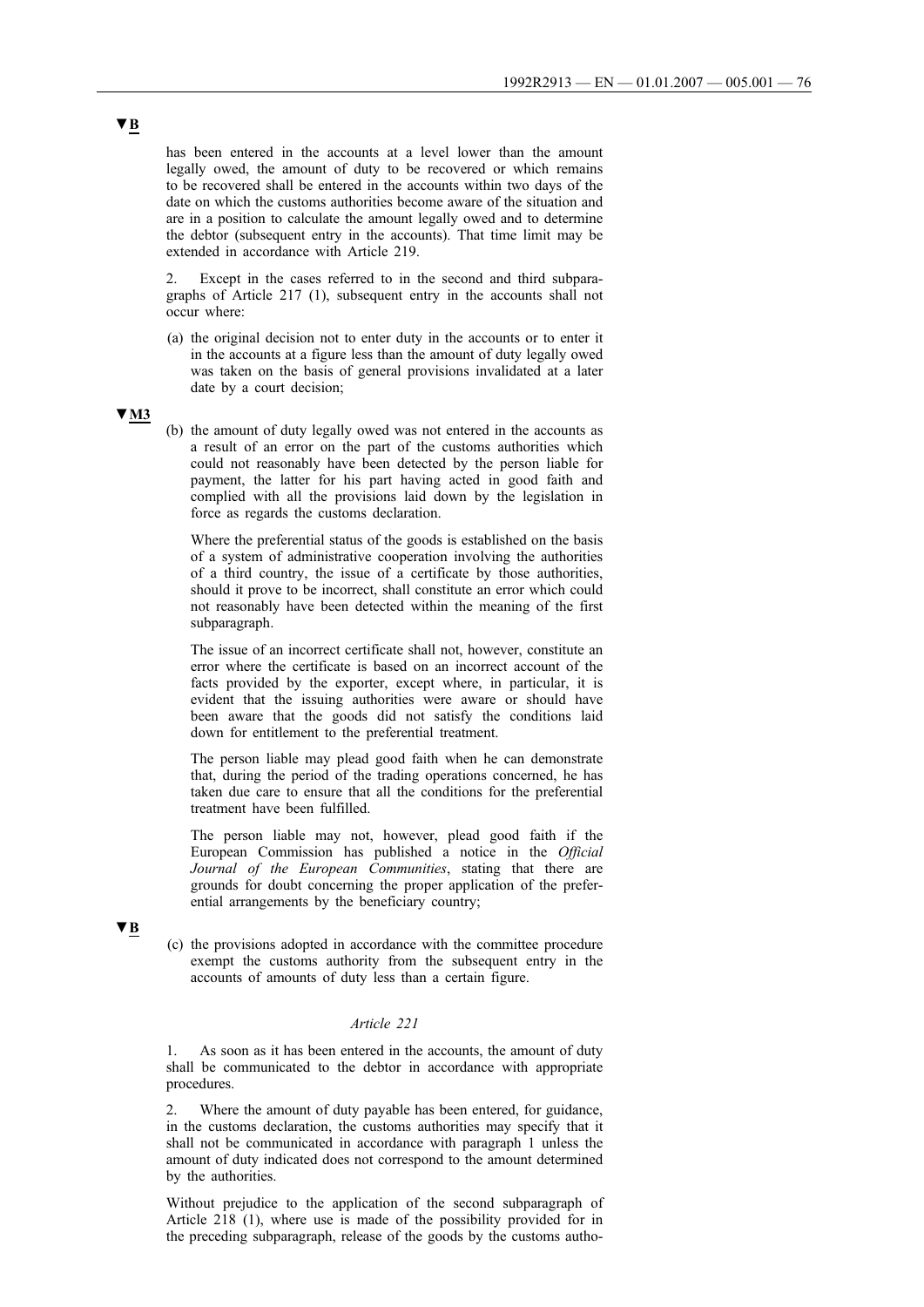▼B

has been entered in the accounts at a level lower than the amount legally owed, the amount of duty to be recovered or which remains to be recovered shall be entered in the accounts within two days of the date on which the customs authorities become aware of the situation and are in a position to calculate the amount legally owed and to determine the debtor (subsequent entry in the accounts). That time limit may be extended in accordance with Article 219.

2. Except in the cases referred to in the second and third subparagraphs of Article 217 (1), subsequent entry in the accounts shall not occur where:

(a) the original decision not to enter duty in the accounts or to enter it in the accounts at a figure less than the amount of duty legally owed was taken on the basis of general provisions invalidated at a later date by a court decision;

▼M3

(b) the amount of duty legally owed was not entered in the accounts as a result of an error on the part of the customs authorities which could not reasonably have been detected by the person liable for payment, the latter for his part having acted in good faith and complied with all the provisions laid down by the legislation in force as regards the customs declaration.

Where the preferential status of the goods is established on the basis of a system of administrative cooperation involving the authorities of a third country, the issue of a certificate by those authorities, should it prove to be incorrect, shall constitute an error which could not reasonably have been detected within the meaning of the first subparagraph.

The issue of an incorrect certificate shall not, however, constitute an error where the certificate is based on an incorrect account of the facts provided by the exporter, except where, in particular, it is evident that the issuing authorities were aware or should have been aware that the goods did not satisfy the conditions laid down for entitlement to the preferential treatment.

The person liable may plead good faith when he can demonstrate that, during the period of the trading operations concerned, he has taken due care to ensure that all the conditions for the preferential treatment have been fulfilled.

The person liable may not, however, plead good faith if the European Commission has published a notice in the *Official Journal of the European Communities*, stating that there are grounds for doubt concerning the proper application of the preferential arrangements by the beneficiary country;

▼B

(c) the provisions adopted in accordance with the committee procedure exempt the customs authority from the subsequent entry in the accounts of amounts of duty less than a certain figure.

*Article 221*

1. As soon as it has been entered in the accounts, the amount of duty shall be communicated to the debtor in accordance with appropriate procedures.

2. Where the amount of duty payable has been entered, for guidance, in the customs declaration, the customs authorities may specify that it shall not be communicated in accordance with paragraph 1 unless the amount of duty indicated does not correspond to the amount determined by the authorities.

Without prejudice to the application of the second subparagraph of Article 218 (1), where use is made of the possibility provided for in the preceding subparagraph, release of the goods by the customs autho-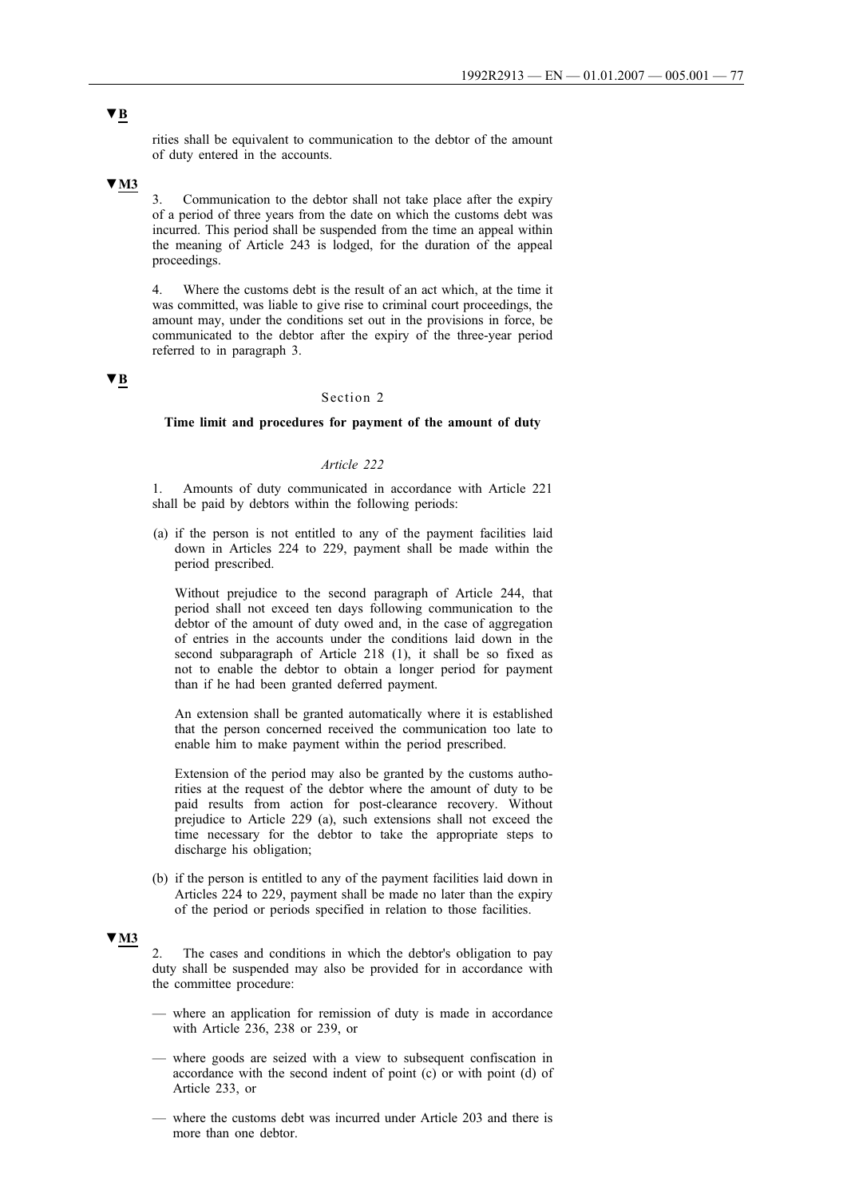▼B

rities shall be equivalent to communication to the debtor of the amount of duty entered in the accounts.

▼M3

3. Communication to the debtor shall not take place after the expiry of a period of three years from the date on which the customs debt was incurred. This period shall be suspended from the time an appeal within the meaning of Article 243 is lodged, for the duration of the appeal proceedings.

4. Where the customs debt is the result of an act which, at the time it was committed, was liable to give rise to criminal court proceedings, the amount may, under the conditions set out in the provisions in force, be communicated to the debtor after the expiry of the three-year period referred to in paragraph 3.

▼B

## Section 2

### Time limit and procedures for payment of the amount of duty

*Article 222*

1. Amounts of duty communicated in accordance with Article 221 shall be paid by debtors within the following periods:

(a) if the person is not entitled to any of the payment facilities laid down in Articles 224 to 229, payment shall be made within the period prescribed.

Without prejudice to the second paragraph of Article 244, that period shall not exceed ten days following communication to the debtor of the amount of duty owed and, in the case of aggregation of entries in the accounts under the conditions laid down in the second subparagraph of Article 218 (1), it shall be so fixed as not to enable the debtor to obtain a longer period for payment than if he had been granted deferred payment.

An extension shall be granted automatically where it is established that the person concerned received the communication too late to enable him to make payment within the period prescribed.

Extension of the period may also be granted by the customs authorities at the request of the debtor where the amount of duty to be paid results from action for post-clearance recovery. Without prejudice to Article 229 (a), such extensions shall not exceed the time necessary for the debtor to take the appropriate steps to discharge his obligation;

(b) if the person is entitled to any of the payment facilities laid down in Articles 224 to 229, payment shall be made no later than the expiry of the period or periods specified in relation to those facilities.

▼M3

2. The cases and conditions in which the debtor's obligation to pay duty shall be suspended may also be provided for in accordance with the committee procedure:

— where an application for remission of duty is made in accordance with Article 236, 238 or 239, or

— where goods are seized with a view to subsequent confiscation in accordance with the second indent of point (c) or with point (d) of Article 233, or

— where the customs debt was incurred under Article 203 and there is more than one debtor.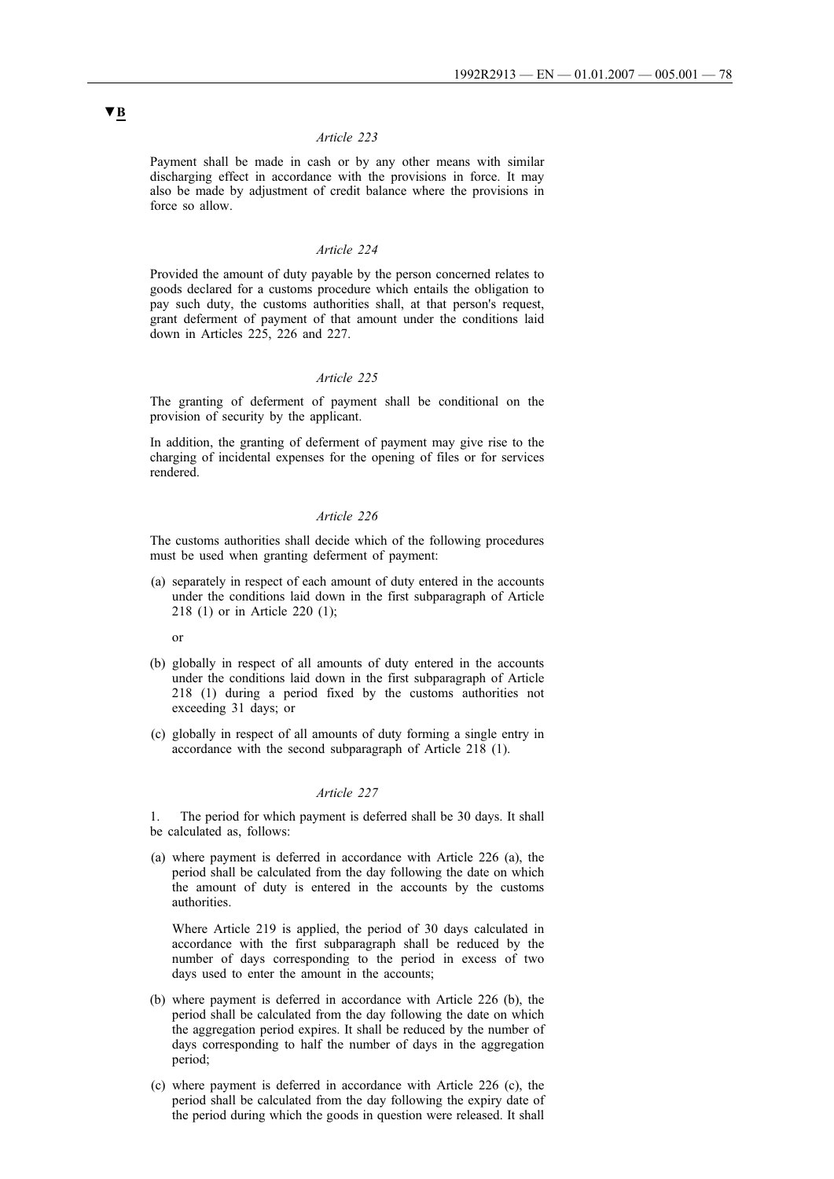▼B

*Article 223*

Payment shall be made in cash or by any other means with similar discharging effect in accordance with the provisions in force. It may also be made by adjustment of credit balance where the provisions in force so allow.

*Article 224*

Provided the amount of duty payable by the person concerned relates to goods declared for a customs procedure which entails the obligation to pay such duty, the customs authorities shall, at that person's request, grant deferment of payment of that amount under the conditions laid down in Articles 225, 226 and 227.

*Article 225*

The granting of deferment of payment shall be conditional on the provision of security by the applicant.

In addition, the granting of deferment of payment may give rise to the charging of incidental expenses for the opening of files or for services rendered.

*Article 226*

The customs authorities shall decide which of the following procedures must be used when granting deferment of payment:

(a) separately in respect of each amount of duty entered in the accounts under the conditions laid down in the first subparagraph of Article 218 (1) or in Article 220 (1);

or

(b) globally in respect of all amounts of duty entered in the accounts under the conditions laid down in the first subparagraph of Article 218 (1) during a period fixed by the customs authorities not exceeding 31 days; or

(c) globally in respect of all amounts of duty forming a single entry in accordance with the second subparagraph of Article 218 (1).

*Article 227*

1. The period for which payment is deferred shall be 30 days. It shall be calculated as, follows:

(a) where payment is deferred in accordance with Article 226 (a), the period shall be calculated from the day following the date on which the amount of duty is entered in the accounts by the customs authorities.

   Where Article 219 is applied, the period of 30 days calculated in accordance with the first subparagraph shall be reduced by the number of days corresponding to the period in excess of two days used to enter the amount in the accounts;

(b) where payment is deferred in accordance with Article 226 (b), the period shall be calculated from the day following the date on which the aggregation period expires. It shall be reduced by the number of days corresponding to half the number of days in the aggregation period;

(c) where payment is deferred in accordance with Article 226 (c), the period shall be calculated from the day following the expiry date of the period during which the goods in question were released. It shall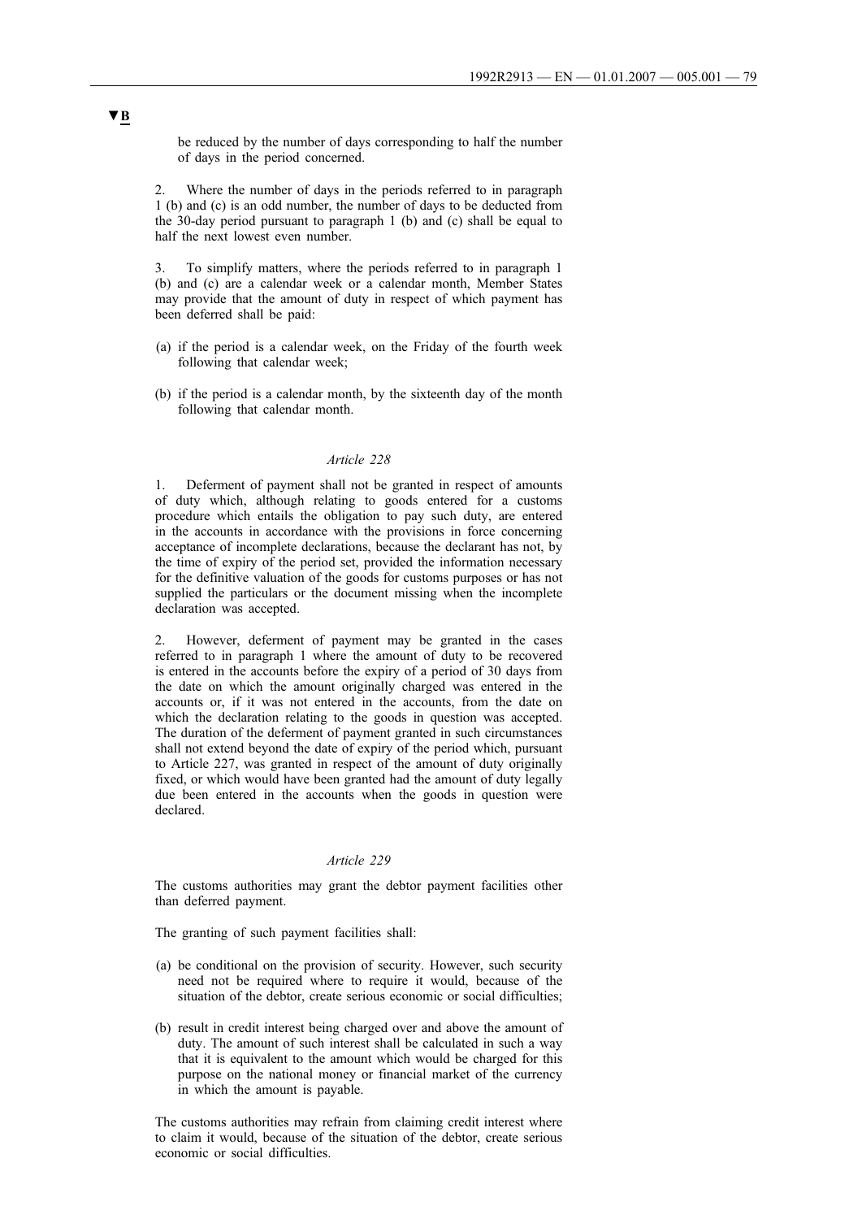▼B

be reduced by the number of days corresponding to half the number of days in the period concerned.

2. Where the number of days in the periods referred to in paragraph 1 (b) and (c) is an odd number, the number of days to be deducted from the 30-day period pursuant to paragraph 1 (b) and (c) shall be equal to half the next lowest even number.

3. To simplify matters, where the periods referred to in paragraph 1 (b) and (c) are a calendar week or a calendar month, Member States may provide that the amount of duty in respect of which payment has been deferred shall be paid:

(a) if the period is a calendar week, on the Friday of the fourth week following that calendar week;

(b) if the period is a calendar month, by the sixteenth day of the month following that calendar month.

*Article 228*

1. Deferment of payment shall not be granted in respect of amounts of duty which, although relating to goods entered for a customs procedure which entails the obligation to pay such duty, are entered in the accounts in accordance with the provisions in force concerning acceptance of incomplete declarations, because the declarant has not, by the time of expiry of the period set, provided the information necessary for the definitive valuation of the goods for customs purposes or has not supplied the particulars or the document missing when the incomplete declaration was accepted.

2. However, deferment of payment may be granted in the cases referred to in paragraph 1 where the amount of duty to be recovered is entered in the accounts before the expiry of a period of 30 days from the date on which the amount originally charged was entered in the accounts or, if it was not entered in the accounts, from the date on which the declaration relating to the goods in question was accepted. The duration of the deferment of payment granted in such circumstances shall not extend beyond the date of expiry of the period which, pursuant to Article 227, was granted in respect of the amount of duty originally fixed, or which would have been granted had the amount of duty legally due been entered in the accounts when the goods in question were declared.

*Article 229*

The customs authorities may grant the debtor payment facilities other than deferred payment.

The granting of such payment facilities shall:

(a) be conditional on the provision of security. However, such security need not be required where to require it would, because of the situation of the debtor, create serious economic or social difficulties;

(b) result in credit interest being charged over and above the amount of duty. The amount of such interest shall be calculated in such a way that it is equivalent to the amount which would be charged for this purpose on the national money or financial market of the currency in which the amount is payable.

The customs authorities may refrain from claiming credit interest where to claim it would, because of the situation of the debtor, create serious economic or social difficulties.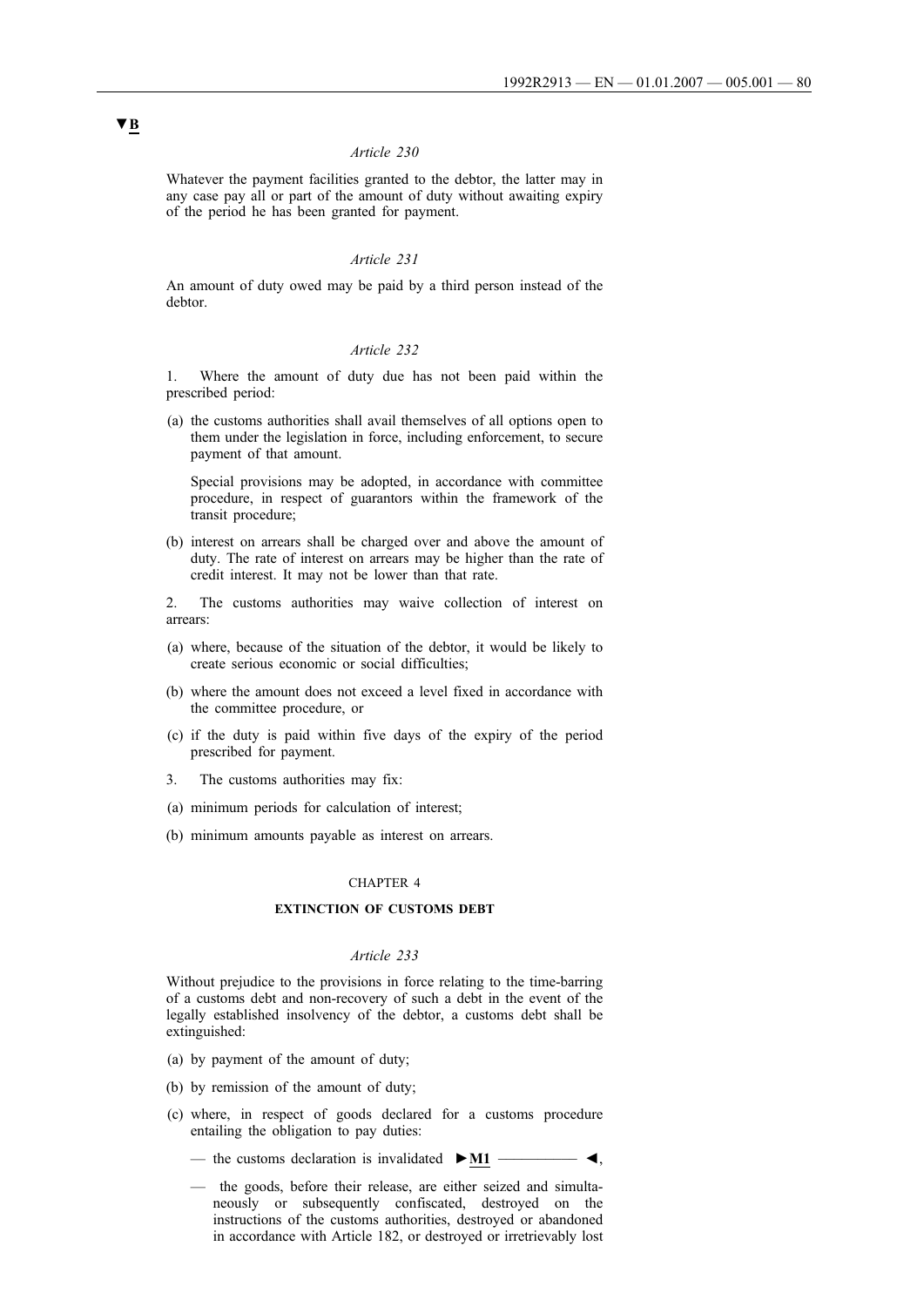▼B

*Article 230*

Whatever the payment facilities granted to the debtor, the latter may in any case pay all or part of the amount of duty without awaiting expiry of the period he has been granted for payment.

*Article 231*

An amount of duty owed may be paid by a third person instead of the debtor.

*Article 232*

1. Where the amount of duty due has not been paid within the prescribed period:

(a) the customs authorities shall avail themselves of all options open to them under the legislation in force, including enforcement, to secure payment of that amount.

   Special provisions may be adopted, in accordance with committee procedure, in respect of guarantors within the framework of the transit procedure;

(b) interest on arrears shall be charged over and above the amount of duty. The rate of interest on arrears may be higher than the rate of credit interest. It may not be lower than that rate.

2. The customs authorities may waive collection of interest on arrears:

(a) where, because of the situation of the debtor, it would be likely to create serious economic or social difficulties;

(b) where the amount does not exceed a level fixed in accordance with the committee procedure, or

(c) if the duty is paid within five days of the expiry of the period prescribed for payment.

3. The customs authorities may fix:

(a) minimum periods for calculation of interest;

(b) minimum amounts payable as interest on arrears.

CHAPTER 4

**EXTINCTION OF CUSTOMS DEBT**

*Article 233*

Without prejudice to the provisions in force relating to the time-barring of a customs debt and non-recovery of such a debt in the event of the legally established insolvency of the debtor, a customs debt shall be extinguished:

(a) by payment of the amount of duty;

(b) by remission of the amount of duty;

(c) where, in respect of goods declared for a customs procedure entailing the obligation to pay duties:

   — the customs declaration is invalidated ►M1 ————— ◄,

   — the goods, before their release, are either seized and simultaneously or subsequently confiscated, destroyed on the instructions of the customs authorities, destroyed or abandoned in accordance with Article 182, or destroyed or irretrievably lost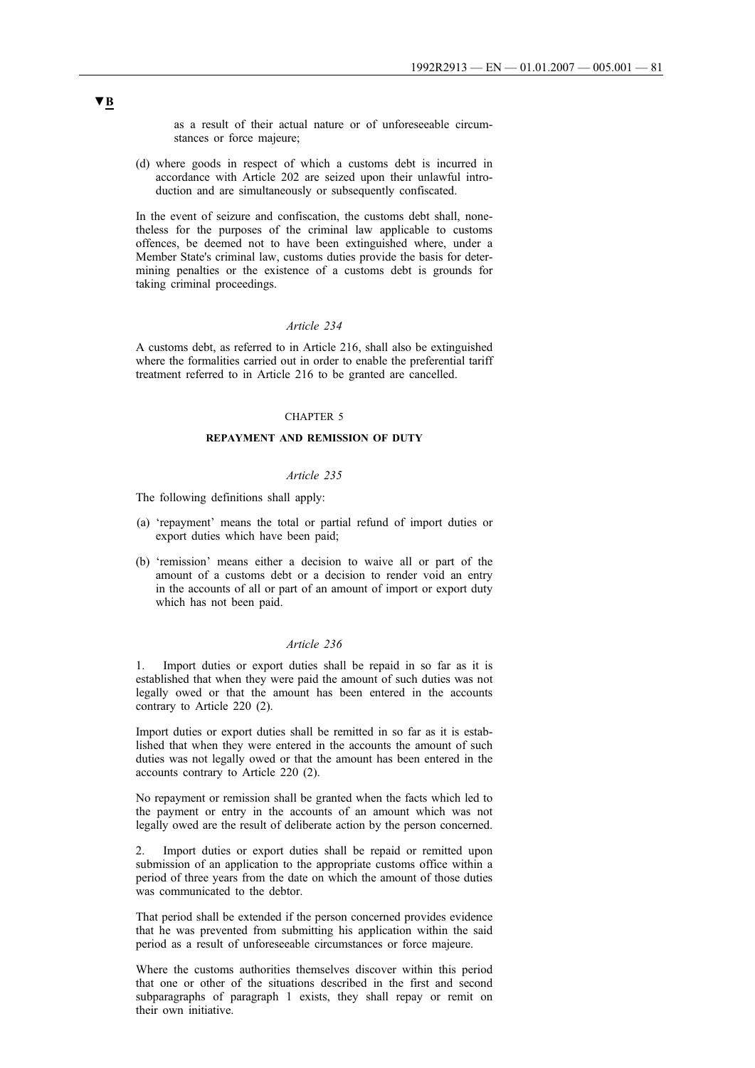▼B

as a result of their actual nature or of unforeseeable circumstances or force majeure;

(d) where goods in respect of which a customs debt is incurred in accordance with Article 202 are seized upon their unlawful introduction and are simultaneously or subsequently confiscated.

In the event of seizure and confiscation, the customs debt shall, nonetheless for the purposes of the criminal law applicable to customs offences, be deemed not to have been extinguished where, under a Member State's criminal law, customs duties provide the basis for determining penalties or the existence of a customs debt is grounds for taking criminal proceedings.

*Article 234*

A customs debt, as referred to in Article 216, shall also be extinguished where the formalities carried out in order to enable the preferential tariff treatment referred to in Article 216 to be granted are cancelled.

CHAPTER 5

**REPAYMENT AND REMISSION OF DUTY**

*Article 235*

The following definitions shall apply:

(a) 'repayment' means the total or partial refund of import duties or export duties which have been paid;

(b) 'remission' means either a decision to waive all or part of the amount of a customs debt or a decision to render void an entry in the accounts of all or part of an amount of import or export duty which has not been paid.

*Article 236*

1. Import duties or export duties shall be repaid in so far as it is established that when they were paid the amount of such duties was not legally owed or that the amount has been entered in the accounts contrary to Article 220 (2).

Import duties or export duties shall be remitted in so far as it is established that when they were entered in the accounts the amount of such duties was not legally owed or that the amount has been entered in the accounts contrary to Article 220 (2).

No repayment or remission shall be granted when the facts which led to the payment or entry in the accounts of an amount which was not legally owed are the result of deliberate action by the person concerned.

2. Import duties or export duties shall be repaid or remitted upon submission of an application to the appropriate customs office within a period of three years from the date on which the amount of those duties was communicated to the debtor.

That period shall be extended if the person concerned provides evidence that he was prevented from submitting his application within the said period as a result of unforeseeable circumstances or force majeure.

Where the customs authorities themselves discover within this period that one or other of the situations described in the first and second subparagraphs of paragraph 1 exists, they shall repay or remit on their own initiative.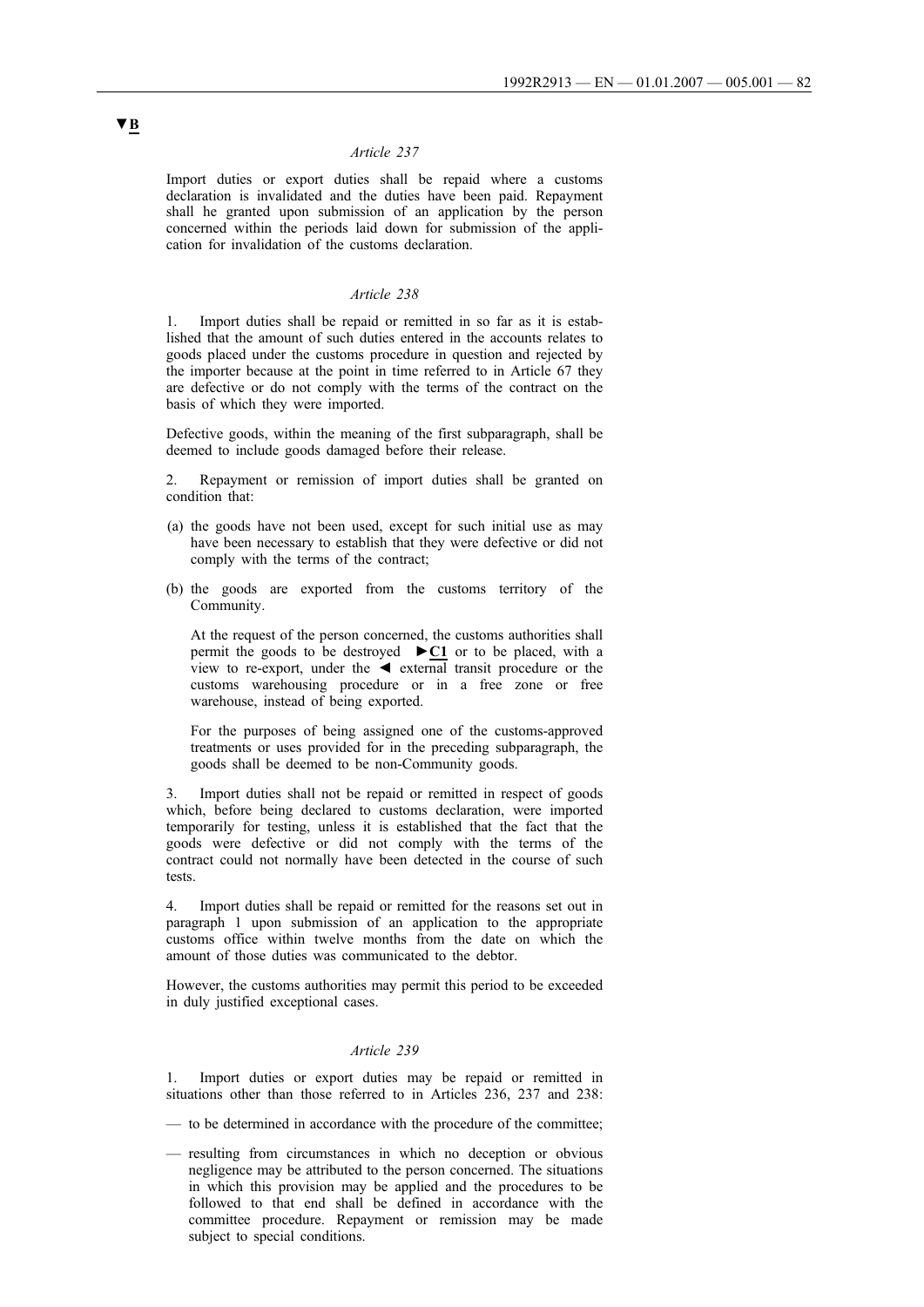▼B

*Article 237*

Import duties or export duties shall be repaid where a customs declaration is invalidated and the duties have been paid. Repayment shall he granted upon submission of an application by the person concerned within the periods laid down for submission of the application for invalidation of the customs declaration.

*Article 238*

1. Import duties shall be repaid or remitted in so far as it is established that the amount of such duties entered in the accounts relates to goods placed under the customs procedure in question and rejected by the importer because at the point in time referred to in Article 67 they are defective or do not comply with the terms of the contract on the basis of which they were imported.

Defective goods, within the meaning of the first subparagraph, shall be deemed to include goods damaged before their release.

2. Repayment or remission of import duties shall be granted on condition that:

(a) the goods have not been used, except for such initial use as may have been necessary to establish that they were defective or did not comply with the terms of the contract;

(b) the goods are exported from the customs territory of the Community.

At the request of the person concerned, the customs authorities shall permit the goods to be destroyed ►C1 or to be placed, with a view to re-export, under the ◄ external transit procedure or the customs warehousing procedure or in a free zone or free warehouse, instead of being exported.

For the purposes of being assigned one of the customs-approved treatments or uses provided for in the preceding subparagraph, the goods shall be deemed to be non-Community goods.

3. Import duties shall not be repaid or remitted in respect of goods which, before being declared to customs declaration, were imported temporarily for testing, unless it is established that the fact that the goods were defective or did not comply with the terms of the contract could not normally have been detected in the course of such tests.

4. Import duties shall be repaid or remitted for the reasons set out in paragraph 1 upon submission of an application to the appropriate customs office within twelve months from the date on which the amount of those duties was communicated to the debtor.

However, the customs authorities may permit this period to be exceeded in duly justified exceptional cases.

*Article 239*

1. Import duties or export duties may be repaid or remitted in situations other than those referred to in Articles 236, 237 and 238:

— to be determined in accordance with the procedure of the committee;

— resulting from circumstances in which no deception or obvious negligence may be attributed to the person concerned. The situations in which this provision may be applied and the procedures to be followed to that end shall be defined in accordance with the committee procedure. Repayment or remission may be made subject to special conditions.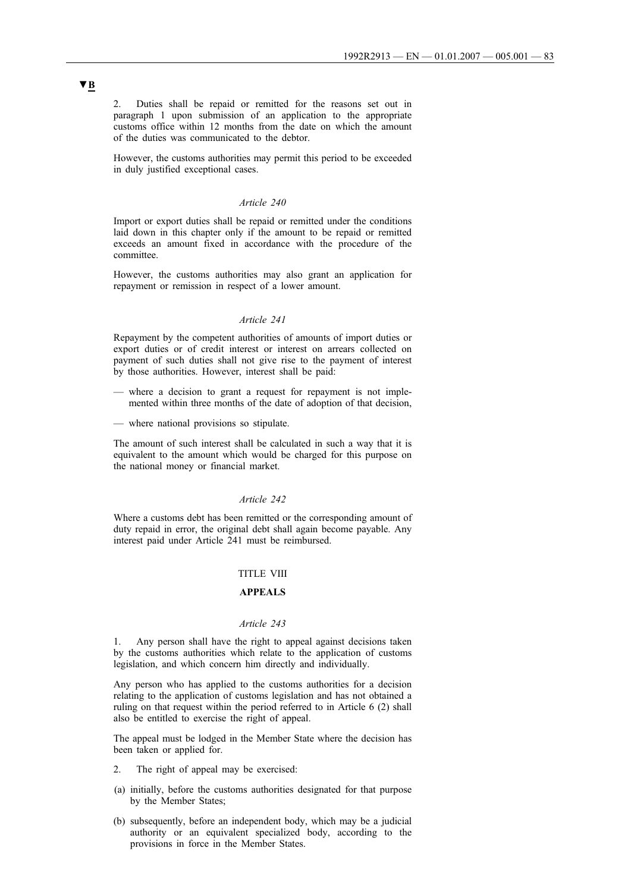▼B

2. Duties shall be repaid or remitted for the reasons set out in paragraph 1 upon submission of an application to the appropriate customs office within 12 months from the date on which the amount of the duties was communicated to the debtor.

However, the customs authorities may permit this period to be exceeded in duly justified exceptional cases.

*Article 240*

Import or export duties shall be repaid or remitted under the conditions laid down in this chapter only if the amount to be repaid or remitted exceeds an amount fixed in accordance with the procedure of the committee.

However, the customs authorities may also grant an application for repayment or remission in respect of a lower amount.

*Article 241*

Repayment by the competent authorities of amounts of import duties or export duties or of credit interest or interest on arrears collected on payment of such duties shall not give rise to the payment of interest by those authorities. However, interest shall be paid:

— where a decision to grant a request for repayment is not implemented within three months of the date of adoption of that decision,

— where national provisions so stipulate.

The amount of such interest shall be calculated in such a way that it is equivalent to the amount which would be charged for this purpose on the national money or financial market.

*Article 242*

Where a customs debt has been remitted or the corresponding amount of duty repaid in error, the original debt shall again become payable. Any interest paid under Article 241 must be reimbursed.

TITLE VIII

**APPEALS**

*Article 243*

1. Any person shall have the right to appeal against decisions taken by the customs authorities which relate to the application of customs legislation, and which concern him directly and individually.

Any person who has applied to the customs authorities for a decision relating to the application of customs legislation and has not obtained a ruling on that request within the period referred to in Article 6 (2) shall also be entitled to exercise the right of appeal.

The appeal must be lodged in the Member State where the decision has been taken or applied for.

2. The right of appeal may be exercised:

(a) initially, before the customs authorities designated for that purpose by the Member States;

(b) subsequently, before an independent body, which may be a judicial authority or an equivalent specialized body, according to the provisions in force in the Member States.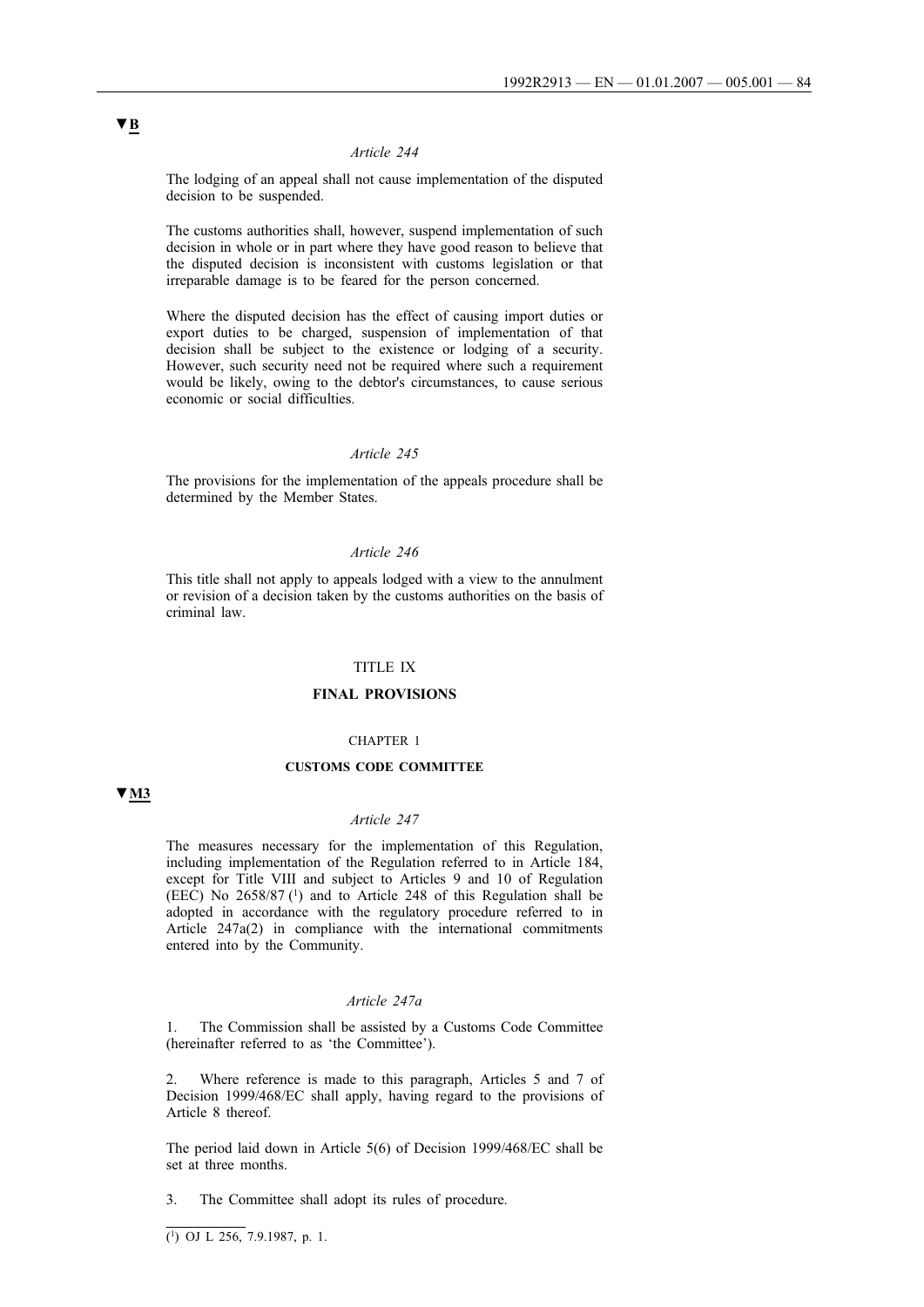▼B

*Article 244*

The lodging of an appeal shall not cause implementation of the disputed decision to be suspended.

The customs authorities shall, however, suspend implementation of such decision in whole or in part where they have good reason to believe that the disputed decision is inconsistent with customs legislation or that irreparable damage is to be feared for the person concerned.

Where the disputed decision has the effect of causing import duties or export duties to be charged, suspension of implementation of that decision shall be subject to the existence or lodging of a security. However, such security need not be required where such a requirement would be likely, owing to the debtor's circumstances, to cause serious economic or social difficulties.

*Article 245*

The provisions for the implementation of the appeals procedure shall be determined by the Member States.

*Article 246*

This title shall not apply to appeals lodged with a view to the annulment or revision of a decision taken by the customs authorities on the basis of criminal law.

TITLE IX

**FINAL PROVISIONS**

CHAPTER 1

**CUSTOMS CODE COMMITTEE**

▼M3

*Article 247*

The measures necessary for the implementation of this Regulation, including implementation of the Regulation referred to in Article 184, except for Title VIII and subject to Articles 9 and 10 of Regulation (EEC) No 2658/87 [1] and to Article 248 of this Regulation shall be adopted in accordance with the regulatory procedure referred to in Article 247a(2) in compliance with the international commitments entered into by the Community.

*Article 247a*

1. The Commission shall be assisted by a Customs Code Committee (hereinafter referred to as 'the Committee').

2. Where reference is made to this paragraph, Articles 5 and 7 of Decision 1999/468/EC shall apply, having regard to the provisions of Article 8 thereof.

The period laid down in Article 5(6) of Decision 1999/468/EC shall be set at three months.

3. The Committee shall adopt its rules of procedure.

---

[1] OJ L 256, 7.9.1987, p. 1.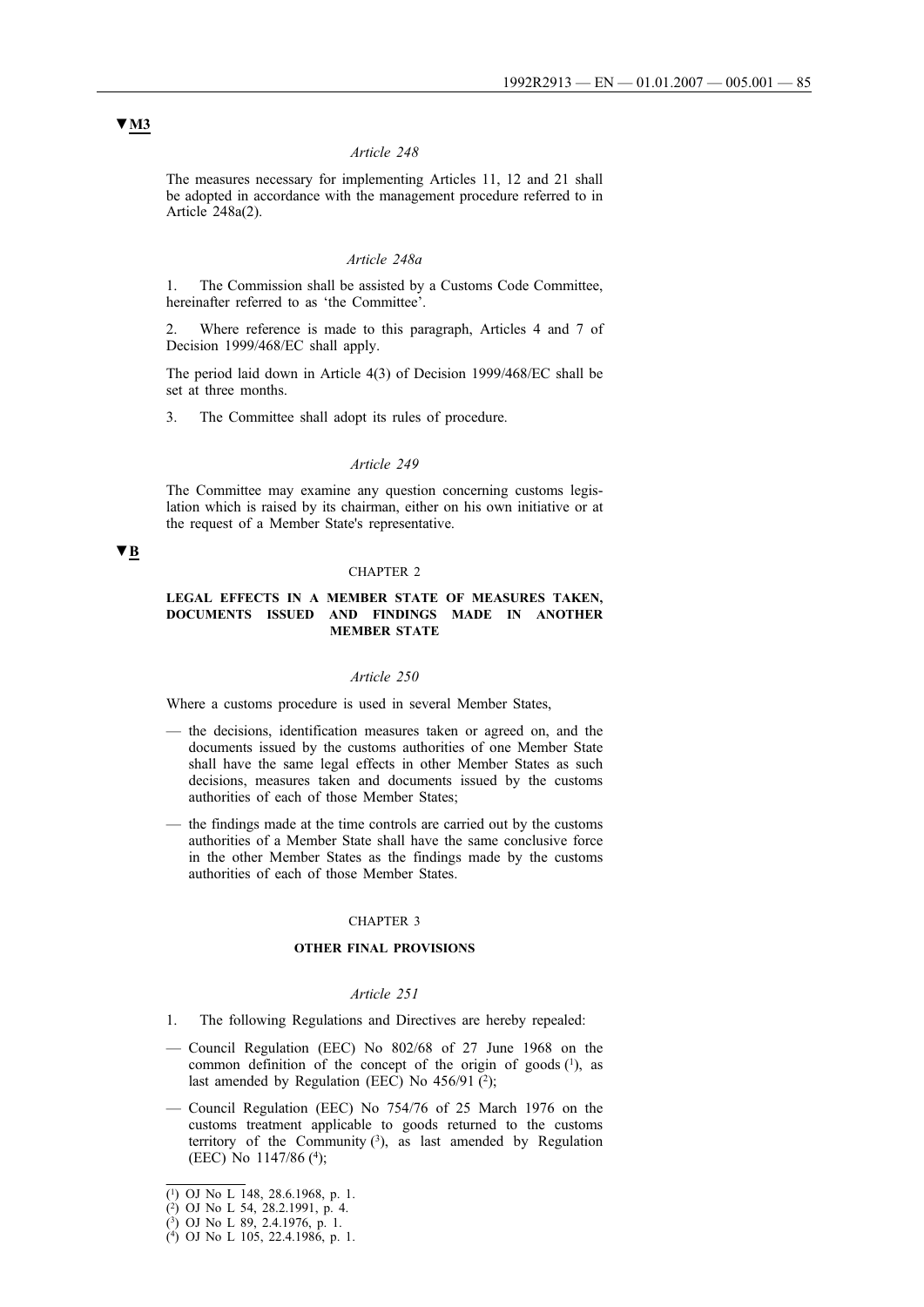▼M3

*Article 248*

The measures necessary for implementing Articles 11, 12 and 21 shall be adopted in accordance with the management procedure referred to in Article 248a(2).

*Article 248a*

1. The Commission shall be assisted by a Customs Code Committee, hereinafter referred to as 'the Committee'.

2. Where reference is made to this paragraph, Articles 4 and 7 of Decision 1999/468/EC shall apply.

The period laid down in Article 4(3) of Decision 1999/468/EC shall be set at three months.

3. The Committee shall adopt its rules of procedure.

*Article 249*

The Committee may examine any question concerning customs legislation which is raised by its chairman, either on his own initiative or at the request of a Member State's representative.

▼B

CHAPTER 2

**LEGAL EFFECTS IN A MEMBER STATE OF MEASURES TAKEN, DOCUMENTS ISSUED AND FINDINGS MADE IN ANOTHER MEMBER STATE**

*Article 250*

Where a customs procedure is used in several Member States,

— the decisions, identification measures taken or agreed on, and the documents issued by the customs authorities of one Member State shall have the same legal effects in other Member States as such decisions, measures taken and documents issued by the customs authorities of each of those Member States;

— the findings made at the time controls are carried out by the customs authorities of a Member State shall have the same conclusive force in the other Member States as the findings made by the customs authorities of each of those Member States.

CHAPTER 3

**OTHER FINAL PROVISIONS**

*Article 251*

1. The following Regulations and Directives are hereby repealed:

— Council Regulation (EEC) No 802/68 of 27 June 1968 on the common definition of the concept of the origin of goods [1], as last amended by Regulation (EEC) No 456/91 [2];

— Council Regulation (EEC) No 754/76 of 25 March 1976 on the customs treatment applicable to goods returned to the customs territory of the Community [3], as last amended by Regulation (EEC) No 1147/86 [4];

---

[1] OJ No L 148, 28.6.1968, p. 1.
[2] OJ No L 54, 28.2.1991, p. 4.
[3] OJ No L 89, 2.4.1976, p. 1.
[4] OJ No L 105, 22.4.1986, p. 1.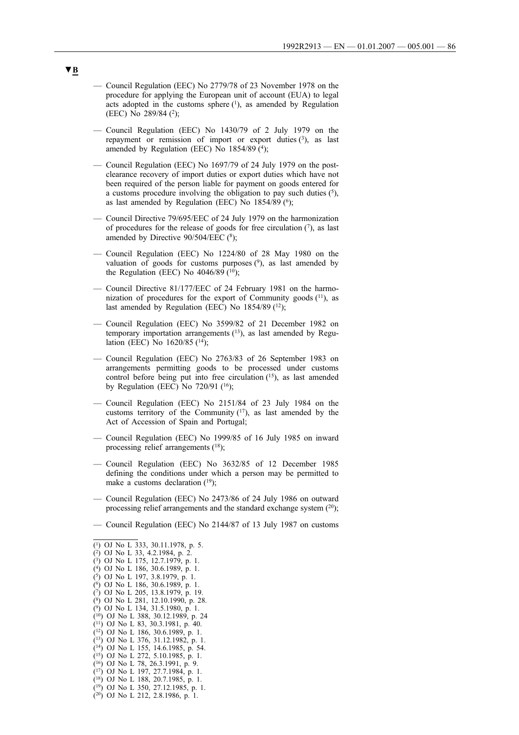▼B

— Council Regulation (EEC) No 2779/78 of 23 November 1978 on the procedure for applying the European unit of account (EUA) to legal acts adopted in the customs sphere [1], as amended by Regulation (EEC) No 289/84 [2];

— Council Regulation (EEC) No 1430/79 of 2 July 1979 on the repayment or remission of import or export duties [3], as last amended by Regulation (EEC) No 1854/89 [4];

— Council Regulation (EEC) No 1697/79 of 24 July 1979 on the post-clearance recovery of import duties or export duties which have not been required of the person liable for payment on goods entered for a customs procedure involving the obligation to pay such duties [5], as last amended by Regulation (EEC) No 1854/89 [6];

— Council Directive 79/695/EEC of 24 July 1979 on the harmonization of procedures for the release of goods for free circulation [7], as last amended by Directive 90/504/EEC [8];

— Council Regulation (EEC) No 1224/80 of 28 May 1980 on the valuation of goods for customs purposes [9], as last amended by the Regulation (EEC) No 4046/89 [10];

— Council Directive 81/177/EEC of 24 February 1981 on the harmonization of procedures for the export of Community goods [11], as last amended by Regulation (EEC) No 1854/89 [12];

— Council Regulation (EEC) No 3599/82 of 21 December 1982 on temporary importation arrangements [13], as last amended by Regulation (EEC) No 1620/85 [14];

— Council Regulation (EEC) No 2763/83 of 26 September 1983 on arrangements permitting goods to be processed under customs control before being put into free circulation [15], as last amended by Regulation (EEC) No 720/91 [16];

— Council Regulation (EEC) No 2151/84 of 23 July 1984 on the customs territory of the Community [17], as last amended by the Act of Accession of Spain and Portugal;

— Council Regulation (EEC) No 1999/85 of 16 July 1985 on inward processing relief arrangements [18];

— Council Regulation (EEC) No 3632/85 of 12 December 1985 defining the conditions under which a person may be permitted to make a customs declaration [19];

— Council Regulation (EEC) No 2473/86 of 24 July 1986 on outward processing relief arrangements and the standard exchange system [20];

— Council Regulation (EEC) No 2144/87 of 13 July 1987 on customs

---

[1] OJ No L 333, 30.11.1978, p. 5.
[2] OJ No L 33, 4.2.1984, p. 2.
[3] OJ No L 175, 12.7.1979, p. 1.
[4] OJ No L 186, 30.6.1989, p. 1.
[5] OJ No L 197, 3.8.1979, p. 1.
[6] OJ No L 186, 30.6.1989, p. 1.
[7] OJ No L 205, 13.8.1979, p. 19.
[8] OJ No L 281, 12.10.1990, p. 28.
[9] OJ No L 134, 31.5.1980, p. 1.
[10] OJ No L 388, 30.12.1989, p. 24
[11] OJ No L 83, 30.3.1981, p. 40.
[12] OJ No L 186, 30.6.1989, p. 1.
[13] OJ No L 376, 31.12.1982, p. 1.
[14] OJ No L 155, 14.6.1985, p. 54.
[15] OJ No L 272, 5.10.1985, p. 1.
[16] OJ No L 78, 26.3.1991, p. 9.
[17] OJ No L 197, 27.7.1984, p. 1.
[18] OJ No L 188, 20.7.1985, p. 1.
[19] OJ No L 350, 27.12.1985, p. 1.
[20] OJ No L 212, 2.8.1986, p. 1.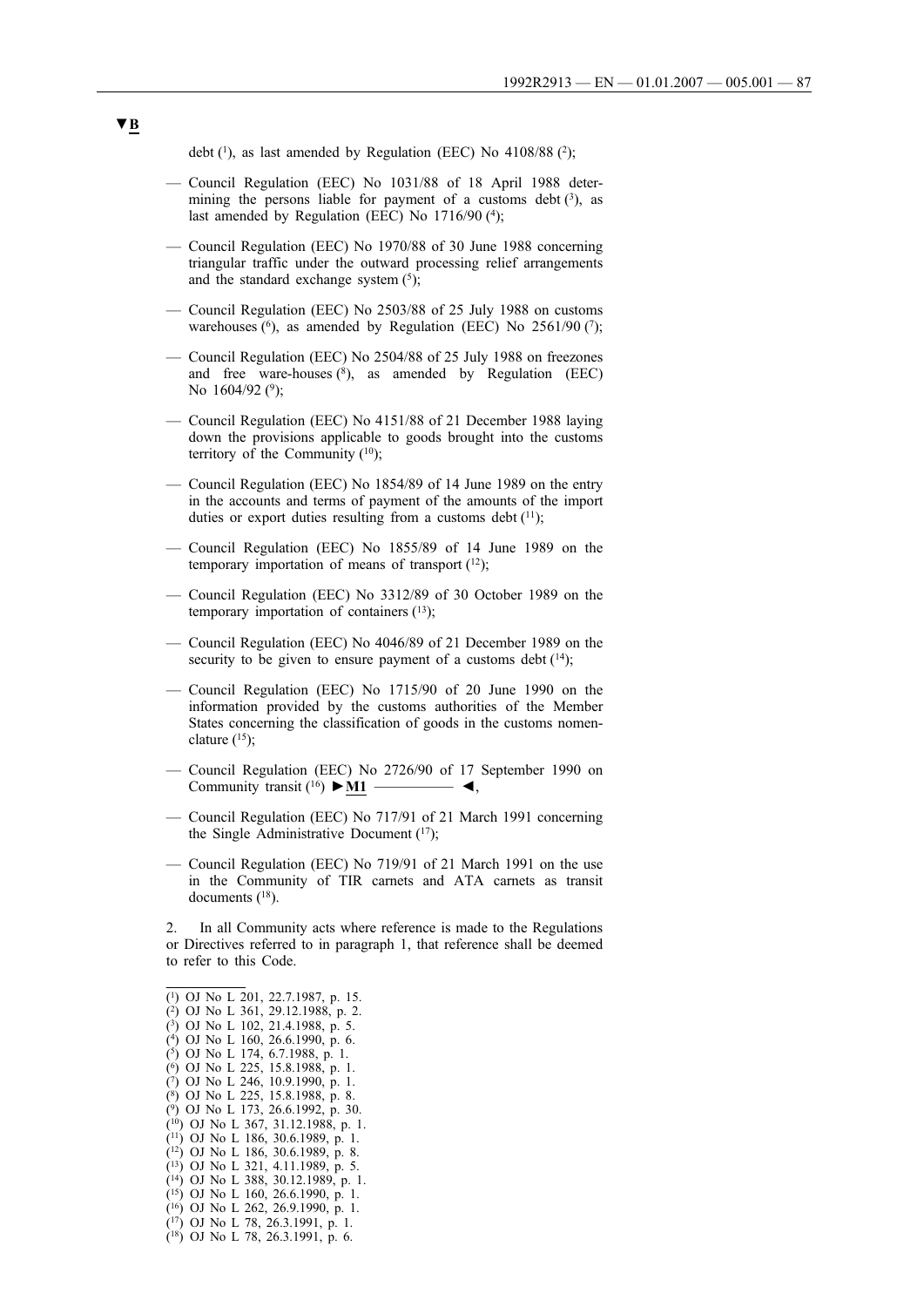▼B

debt [1], as last amended by Regulation (EEC) No 4108/88 [2];

— Council Regulation (EEC) No 1031/88 of 18 April 1988 determining the persons liable for payment of a customs debt [3], as last amended by Regulation (EEC) No 1716/90 [4];

— Council Regulation (EEC) No 1970/88 of 30 June 1988 concerning triangular traffic under the outward processing relief arrangements and the standard exchange system [5];

— Council Regulation (EEC) No 2503/88 of 25 July 1988 on customs warehouses [6], as amended by Regulation (EEC) No 2561/90 [7];

— Council Regulation (EEC) No 2504/88 of 25 July 1988 on freezones and free ware-houses [8], as amended by Regulation (EEC) No 1604/92 [9];

— Council Regulation (EEC) No 4151/88 of 21 December 1988 laying down the provisions applicable to goods brought into the customs territory of the Community [10];

— Council Regulation (EEC) No 1854/89 of 14 June 1989 on the entry in the accounts and terms of payment of the amounts of the import duties or export duties resulting from a customs debt [11];

— Council Regulation (EEC) No 1855/89 of 14 June 1989 on the temporary importation of means of transport [12];

— Council Regulation (EEC) No 3312/89 of 30 October 1989 on the temporary importation of containers [13];

— Council Regulation (EEC) No 4046/89 of 21 December 1989 on the security to be given to ensure payment of a customs debt [14];

— Council Regulation (EEC) No 1715/90 of 20 June 1990 on the information provided by the customs authorities of the Member States concerning the classification of goods in the customs nomenclature [15];

— Council Regulation (EEC) No 2726/90 of 17 September 1990 on Community transit [16] ►M1 ———— ◄,

— Council Regulation (EEC) No 717/91 of 21 March 1991 concerning the Single Administrative Document [17];

— Council Regulation (EEC) No 719/91 of 21 March 1991 on the use in the Community of TIR carnets and ATA carnets as transit documents [18].

2. In all Community acts where reference is made to the Regulations or Directives referred to in paragraph 1, that reference shall be deemed to refer to this Code.

---

(1) OJ No L 201, 22.7.1987, p. 15.
(2) OJ No L 361, 29.12.1988, p. 2.
(3) OJ No L 102, 21.4.1988, p. 5.
(4) OJ No L 160, 26.6.1990, p. 6.
(5) OJ No L 174, 6.7.1988, p. 1.
(6) OJ No L 225, 15.8.1988, p. 1.
(7) OJ No L 246, 10.9.1990, p. 1.
(8) OJ No L 225, 15.8.1988, p. 8.
(9) OJ No L 173, 26.6.1992, p. 30.
(10) OJ No L 367, 31.12.1988, p. 1.
(11) OJ No L 186, 30.6.1989, p. 1.
(12) OJ No L 186, 30.6.1989, p. 8.
(13) OJ No L 321, 4.11.1989, p. 5.
(14) OJ No L 388, 30.12.1989, p. 1.
(15) OJ No L 160, 26.6.1990, p. 1.
(16) OJ No L 262, 26.9.1990, p. 1.
(17) OJ No L 78, 26.3.1991, p. 1.
(18) OJ No L 78, 26.3.1991, p. 6.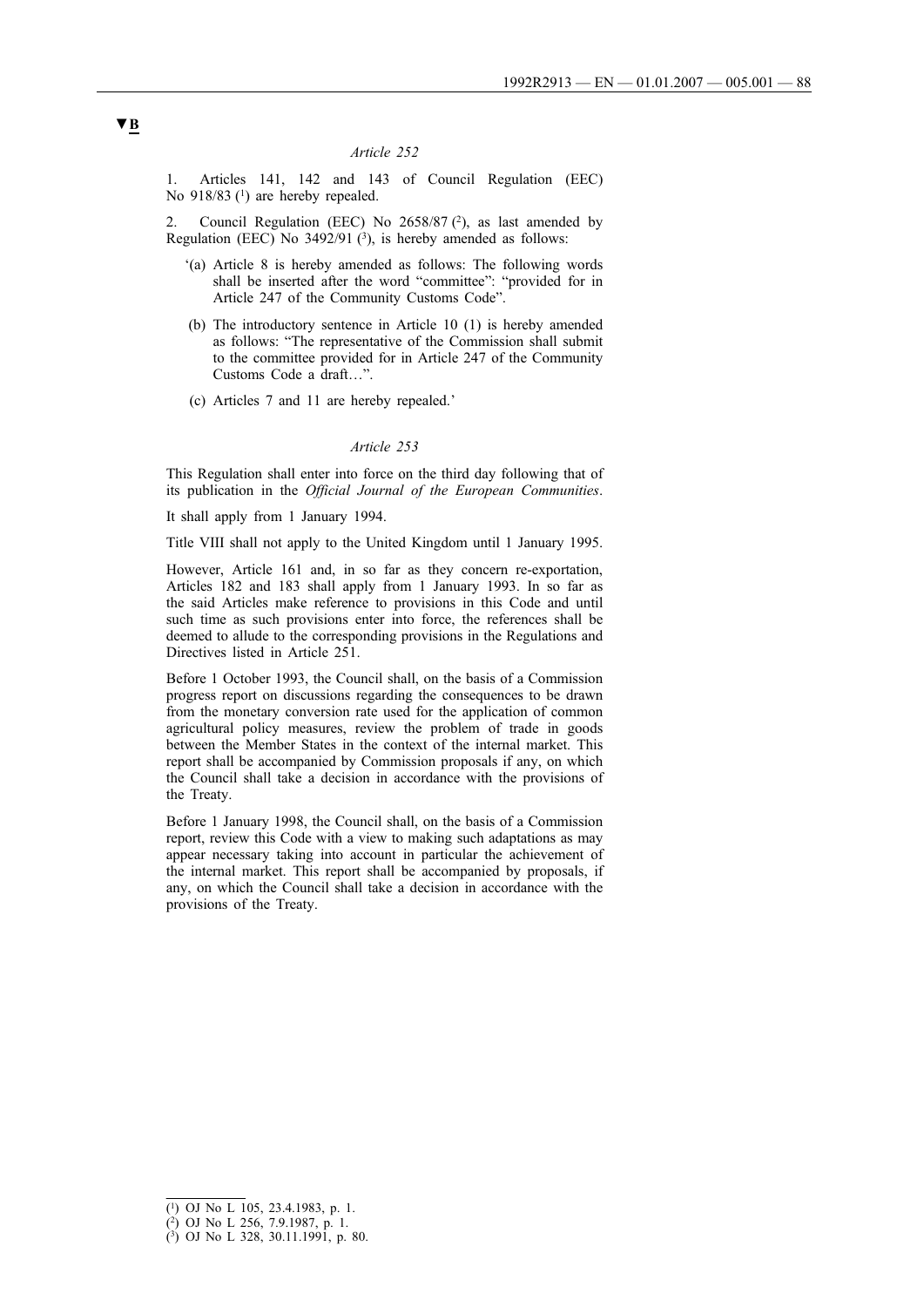▼B

*Article 252*

1. Articles 141, 142 and 143 of Council Regulation (EEC) No 918/83 [1] are hereby repealed.

2. Council Regulation (EEC) No 2658/87 [2], as last amended by Regulation (EEC) No 3492/91 [3], is hereby amended as follows:

‘(a) Article 8 is hereby amended as follows: The following words shall be inserted after the word “committee”: “provided for in Article 247 of the Community Customs Code”.

(b) The introductory sentence in Article 10 (1) is hereby amended as follows: “The representative of the Commission shall submit to the committee provided for in Article 247 of the Community Customs Code a draft…”.

(c) Articles 7 and 11 are hereby repealed.’

*Article 253*

This Regulation shall enter into force on the third day following that of its publication in the *Official Journal of the European Communities*.

It shall apply from 1 January 1994.

Title VIII shall not apply to the United Kingdom until 1 January 1995.

However, Article 161 and, in so far as they concern re-exportation, Articles 182 and 183 shall apply from 1 January 1993. In so far as the said Articles make reference to provisions in this Code and until such time as such provisions enter into force, the references shall be deemed to allude to the corresponding provisions in the Regulations and Directives listed in Article 251.

Before 1 October 1993, the Council shall, on the basis of a Commission progress report on discussions regarding the consequences to be drawn from the monetary conversion rate used for the application of common agricultural policy measures, review the problem of trade in goods between the Member States in the context of the internal market. This report shall be accompanied by Commission proposals if any, on which the Council shall take a decision in accordance with the provisions of the Treaty.

Before 1 January 1998, the Council shall, on the basis of a Commission report, review this Code with a view to making such adaptations as may appear necessary taking into account in particular the achievement of the internal market. This report shall be accompanied by proposals, if any, on which the Council shall take a decision in accordance with the provisions of the Treaty.

---

[1] OJ No L 105, 23.4.1983, p. 1.
[2] OJ No L 256, 7.9.1987, p. 1.
[3] OJ No L 328, 30.11.1991, p. 80.